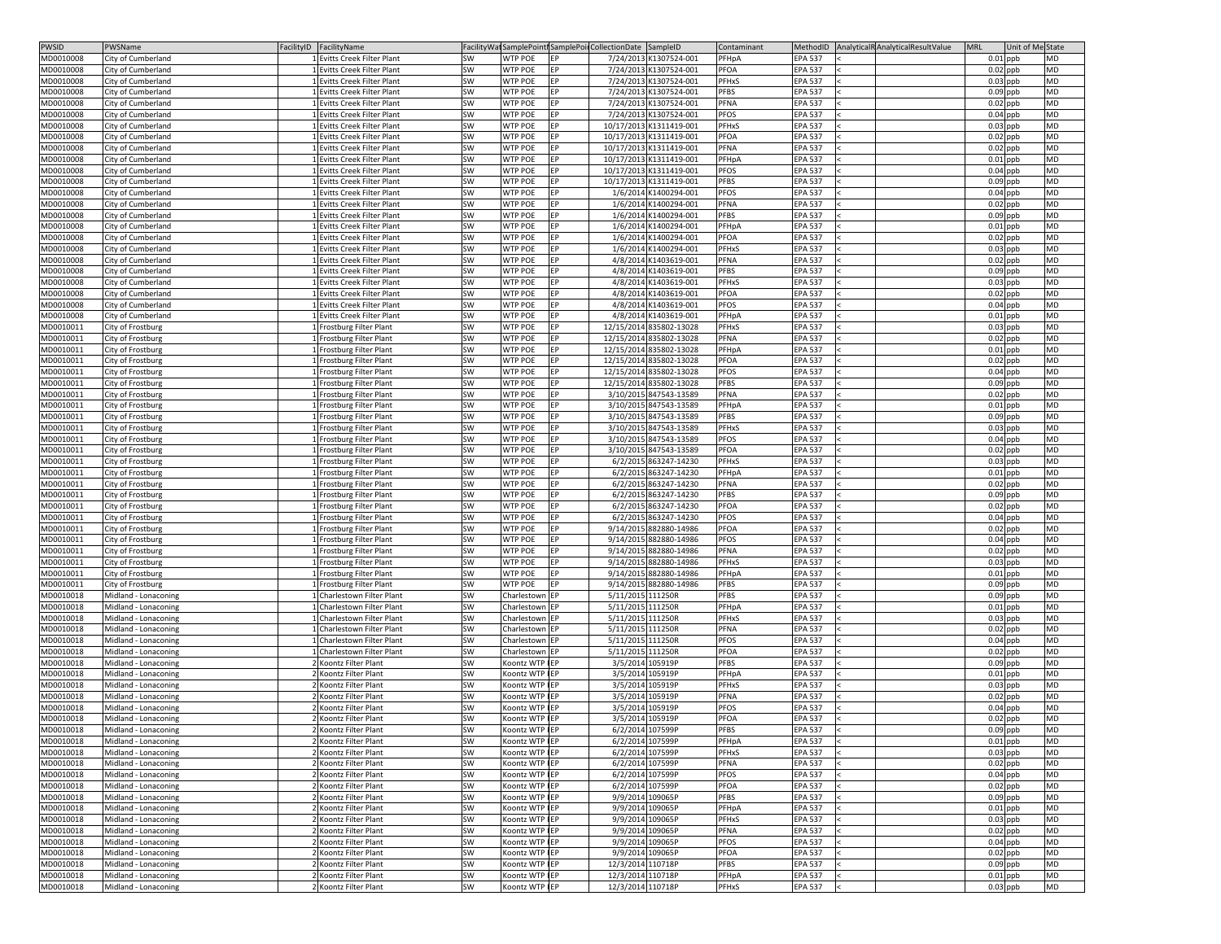| PWSID | PWSName | FacilityID | FacilityName | FacilityWat | SamplePointI | SamplePoi | CollectionDate | SampleID | Contaminant | MethodID | AnalyticalR | AnalyticalResultValue | MRL | Unit of Me | State |
|---|---|---|---|---|---|---|---|---|---|---|---|---|---|---|---|
| MD0010008 | City of Cumberland | 1 | Evitts Creek Filter Plant | SW | WTP POE | EP | 7/24/2013 | K1307524-001 | PFHpA | EPA 537 | < | | 0.01 | ppb | MD |
| MD0010008 | City of Cumberland | 1 | Evitts Creek Filter Plant | SW | WTP POE | EP | 7/24/2013 | K1307524-001 | PFOA | EPA 537 | < | | 0.02 | ppb | MD |
| MD0010008 | City of Cumberland | 1 | Evitts Creek Filter Plant | SW | WTP POE | EP | 7/24/2013 | K1307524-001 | PFHxS | EPA 537 | < | | 0.03 | ppb | MD |
| MD0010008 | City of Cumberland | 1 | Evitts Creek Filter Plant | SW | WTP POE | EP | 7/24/2013 | K1307524-001 | PFBS | EPA 537 | < | | 0.09 | ppb | MD |
| MD0010008 | City of Cumberland | 1 | Evitts Creek Filter Plant | SW | WTP POE | EP | 7/24/2013 | K1307524-001 | PFNA | EPA 537 | < | | 0.02 | ppb | MD |
| MD0010008 | City of Cumberland | 1 | Evitts Creek Filter Plant | SW | WTP POE | EP | 7/24/2013 | K1307524-001 | PFOS | EPA 537 | < | | 0.04 | ppb | MD |
| MD0010008 | City of Cumberland | 1 | Evitts Creek Filter Plant | SW | WTP POE | EP | 10/17/2013 | K1311419-001 | PFHxS | EPA 537 | < | | 0.03 | ppb | MD |
| MD0010008 | City of Cumberland | 1 | Evitts Creek Filter Plant | SW | WTP POE | EP | 10/17/2013 | K1311419-001 | PFOA | EPA 537 | < | | 0.02 | ppb | MD |
| MD0010008 | City of Cumberland | 1 | Evitts Creek Filter Plant | SW | WTP POE | EP | 10/17/2013 | K1311419-001 | PFNA | EPA 537 | < | | 0.02 | ppb | MD |
| MD0010008 | City of Cumberland | 1 | Evitts Creek Filter Plant | SW | WTP POE | EP | 10/17/2013 | K1311419-001 | PFHpA | EPA 537 | < | | 0.01 | ppb | MD |
| MD0010008 | City of Cumberland | 1 | Evitts Creek Filter Plant | SW | WTP POE | EP | 10/17/2013 | K1311419-001 | PFOS | EPA 537 | < | | 0.04 | ppb | MD |
| MD0010008 | City of Cumberland | 1 | Evitts Creek Filter Plant | SW | WTP POE | EP | 10/17/2013 | K1311419-001 | PFBS | EPA 537 | < | | 0.09 | ppb | MD |
| MD0010008 | City of Cumberland | 1 | Evitts Creek Filter Plant | SW | WTP POE | EP | 1/6/2014 | K1400294-001 | PFOS | EPA 537 | < | | 0.04 | ppb | MD |
| MD0010008 | City of Cumberland | 1 | Evitts Creek Filter Plant | SW | WTP POE | EP | 1/6/2014 | K1400294-001 | PFNA | EPA 537 | < | | 0.02 | ppb | MD |
| MD0010008 | City of Cumberland | 1 | Evitts Creek Filter Plant | SW | WTP POE | EP | 1/6/2014 | K1400294-001 | PFBS | EPA 537 | < | | 0.09 | ppb | MD |
| MD0010008 | City of Cumberland | 1 | Evitts Creek Filter Plant | SW | WTP POE | EP | 1/6/2014 | K1400294-001 | PFHpA | EPA 537 | < | | 0.01 | ppb | MD |
| MD0010008 | City of Cumberland | 1 | Evitts Creek Filter Plant | SW | WTP POE | EP | 1/6/2014 | K1400294-001 | PFOA | EPA 537 | < | | 0.02 | ppb | MD |
| MD0010008 | City of Cumberland | 1 | Evitts Creek Filter Plant | SW | WTP POE | EP | 1/6/2014 | K1400294-001 | PFHxS | EPA 537 | < | | 0.03 | ppb | MD |
| MD0010008 | City of Cumberland | 1 | Evitts Creek Filter Plant | SW | WTP POE | EP | 4/8/2014 | K1403619-001 | PFNA | EPA 537 | < | | 0.02 | ppb | MD |
| MD0010008 | City of Cumberland | 1 | Evitts Creek Filter Plant | SW | WTP POE | EP | 4/8/2014 | K1403619-001 | PFBS | EPA 537 | < | | 0.09 | ppb | MD |
| MD0010008 | City of Cumberland | 1 | Evitts Creek Filter Plant | SW | WTP POE | EP | 4/8/2014 | K1403619-001 | PFHxS | EPA 537 | < | | 0.03 | ppb | MD |
| MD0010008 | City of Cumberland | 1 | Evitts Creek Filter Plant | SW | WTP POE | EP | 4/8/2014 | K1403619-001 | PFOA | EPA 537 | < | | 0.02 | ppb | MD |
| MD0010008 | City of Cumberland | 1 | Evitts Creek Filter Plant | SW | WTP POE | EP | 4/8/2014 | K1403619-001 | PFOS | EPA 537 | < | | 0.04 | ppb | MD |
| MD0010008 | City of Cumberland | 1 | Evitts Creek Filter Plant | SW | WTP POE | EP | 4/8/2014 | K1403619-001 | PFHpA | EPA 537 | < | | 0.01 | ppb | MD |
| MD0010011 | City of Frostburg | 1 | Frostburg Filter Plant | SW | WTP POE | EP | 12/15/2014 | 835802-13028 | PFHxS | EPA 537 | < | | 0.03 | ppb | MD |
| MD0010011 | City of Frostburg | 1 | Frostburg Filter Plant | SW | WTP POE | EP | 12/15/2014 | 835802-13028 | PFNA | EPA 537 | < | | 0.02 | ppb | MD |
| MD0010011 | City of Frostburg | 1 | Frostburg Filter Plant | SW | WTP POE | EP | 12/15/2014 | 835802-13028 | PFHpA | EPA 537 | < | | 0.01 | ppb | MD |
| MD0010011 | City of Frostburg | 1 | Frostburg Filter Plant | SW | WTP POE | EP | 12/15/2014 | 835802-13028 | PFOA | EPA 537 | < | | 0.02 | ppb | MD |
| MD0010011 | City of Frostburg | 1 | Frostburg Filter Plant | SW | WTP POE | EP | 12/15/2014 | 835802-13028 | PFOS | EPA 537 | < | | 0.04 | ppb | MD |
| MD0010011 | City of Frostburg | 1 | Frostburg Filter Plant | SW | WTP POE | EP | 12/15/2014 | 835802-13028 | PFBS | EPA 537 | < | | 0.09 | ppb | MD |
| MD0010011 | City of Frostburg | 1 | Frostburg Filter Plant | SW | WTP POE | EP | 3/10/2015 | 847543-13589 | PFNA | EPA 537 | < | | 0.02 | ppb | MD |
| MD0010011 | City of Frostburg | 1 | Frostburg Filter Plant | SW | WTP POE | EP | 3/10/2015 | 847543-13589 | PFHpA | EPA 537 | < | | 0.01 | ppb | MD |
| MD0010011 | City of Frostburg | 1 | Frostburg Filter Plant | SW | WTP POE | EP | 3/10/2015 | 847543-13589 | PFBS | EPA 537 | < | | 0.09 | ppb | MD |
| MD0010011 | City of Frostburg | 1 | Frostburg Filter Plant | SW | WTP POE | EP | 3/10/2015 | 847543-13589 | PFHxS | EPA 537 | < | | 0.03 | ppb | MD |
| MD0010011 | City of Frostburg | 1 | Frostburg Filter Plant | SW | WTP POE | EP | 3/10/2015 | 847543-13589 | PFOS | EPA 537 | < | | 0.04 | ppb | MD |
| MD0010011 | City of Frostburg | 1 | Frostburg Filter Plant | SW | WTP POE | EP | 3/10/2015 | 847543-13589 | PFOA | EPA 537 | < | | 0.02 | ppb | MD |
| MD0010011 | City of Frostburg | 1 | Frostburg Filter Plant | SW | WTP POE | EP | 6/2/2015 | 863247-14230 | PFHxS | EPA 537 | < | | 0.03 | ppb | MD |
| MD0010011 | City of Frostburg | 1 | Frostburg Filter Plant | SW | WTP POE | EP | 6/2/2015 | 863247-14230 | PFHpA | EPA 537 | < | | 0.01 | ppb | MD |
| MD0010011 | City of Frostburg | 1 | Frostburg Filter Plant | SW | WTP POE | EP | 6/2/2015 | 863247-14230 | PFNA | EPA 537 | < | | 0.02 | ppb | MD |
| MD0010011 | City of Frostburg | 1 | Frostburg Filter Plant | SW | WTP POE | EP | 6/2/2015 | 863247-14230 | PFBS | EPA 537 | < | | 0.09 | ppb | MD |
| MD0010011 | City of Frostburg | 1 | Frostburg Filter Plant | SW | WTP POE | EP | 6/2/2015 | 863247-14230 | PFOA | EPA 537 | < | | 0.02 | ppb | MD |
| MD0010011 | City of Frostburg | 1 | Frostburg Filter Plant | SW | WTP POE | EP | 6/2/2015 | 863247-14230 | PFOS | EPA 537 | < | | 0.04 | ppb | MD |
| MD0010011 | City of Frostburg | 1 | Frostburg Filter Plant | SW | WTP POE | EP | 9/14/2015 | 882880-14986 | PFOA | EPA 537 | < | | 0.02 | ppb | MD |
| MD0010011 | City of Frostburg | 1 | Frostburg Filter Plant | SW | WTP POE | EP | 9/14/2015 | 882880-14986 | PFOS | EPA 537 | < | | 0.04 | ppb | MD |
| MD0010011 | City of Frostburg | 1 | Frostburg Filter Plant | SW | WTP POE | EP | 9/14/2015 | 882880-14986 | PFNA | EPA 537 | < | | 0.02 | ppb | MD |
| MD0010011 | City of Frostburg | 1 | Frostburg Filter Plant | SW | WTP POE | EP | 9/14/2015 | 882880-14986 | PFHxS | EPA 537 | < | | 0.03 | ppb | MD |
| MD0010011 | City of Frostburg | 1 | Frostburg Filter Plant | SW | WTP POE | EP | 9/14/2015 | 882880-14986 | PFHpA | EPA 537 | < | | 0.01 | ppb | MD |
| MD0010011 | City of Frostburg | 1 | Frostburg Filter Plant | SW | WTP POE | EP | 9/14/2015 | 882880-14986 | PFBS | EPA 537 | < | | 0.09 | ppb | MD |
| MD0010018 | Midland - Lonaconing | 1 | Charlestown Filter Plant | SW | Charlestown | EP | 5/11/2015 | 111250R | PFBS | EPA 537 | < | | 0.09 | ppb | MD |
| MD0010018 | Midland - Lonaconing | 1 | Charlestown Filter Plant | SW | Charlestown | EP | 5/11/2015 | 111250R | PFHpA | EPA 537 | < | | 0.01 | ppb | MD |
| MD0010018 | Midland - Lonaconing | 1 | Charlestown Filter Plant | SW | Charlestown | EP | 5/11/2015 | 111250R | PFHxS | EPA 537 | < | | 0.03 | ppb | MD |
| MD0010018 | Midland - Lonaconing | 1 | Charlestown Filter Plant | SW | Charlestown | EP | 5/11/2015 | 111250R | PFNA | EPA 537 | < | | 0.02 | ppb | MD |
| MD0010018 | Midland - Lonaconing | 1 | Charlestown Filter Plant | SW | Charlestown | EP | 5/11/2015 | 111250R | PFOS | EPA 537 | < | | 0.04 | ppb | MD |
| MD0010018 | Midland - Lonaconing | 1 | Charlestown Filter Plant | SW | Charlestown | EP | 5/11/2015 | 111250R | PFOA | EPA 537 | < | | 0.02 | ppb | MD |
| MD0010018 | Midland - Lonaconing | 2 | Koontz Filter Plant | SW | Koontz WTP | EP | 3/5/2014 | 105919P | PFBS | EPA 537 | < | | 0.09 | ppb | MD |
| MD0010018 | Midland - Lonaconing | 2 | Koontz Filter Plant | SW | Koontz WTP | EP | 3/5/2014 | 105919P | PFHpA | EPA 537 | < | | 0.01 | ppb | MD |
| MD0010018 | Midland - Lonaconing | 2 | Koontz Filter Plant | SW | Koontz WTP | EP | 3/5/2014 | 105919P | PFHxS | EPA 537 | < | | 0.03 | ppb | MD |
| MD0010018 | Midland - Lonaconing | 2 | Koontz Filter Plant | SW | Koontz WTP | EP | 3/5/2014 | 105919P | PFNA | EPA 537 | < | | 0.02 | ppb | MD |
| MD0010018 | Midland - Lonaconing | 2 | Koontz Filter Plant | SW | Koontz WTP | EP | 3/5/2014 | 105919P | PFOS | EPA 537 | < | | 0.04 | ppb | MD |
| MD0010018 | Midland - Lonaconing | 2 | Koontz Filter Plant | SW | Koontz WTP | EP | 3/5/2014 | 105919P | PFOA | EPA 537 | < | | 0.02 | ppb | MD |
| MD0010018 | Midland - Lonaconing | 2 | Koontz Filter Plant | SW | Koontz WTP | EP | 6/2/2014 | 107599P | PFBS | EPA 537 | < | | 0.09 | ppb | MD |
| MD0010018 | Midland - Lonaconing | 2 | Koontz Filter Plant | SW | Koontz WTP | EP | 6/2/2014 | 107599P | PFHpA | EPA 537 | < | | 0.01 | ppb | MD |
| MD0010018 | Midland - Lonaconing | 2 | Koontz Filter Plant | SW | Koontz WTP | EP | 6/2/2014 | 107599P | PFHxS | EPA 537 | < | | 0.03 | ppb | MD |
| MD0010018 | Midland - Lonaconing | 2 | Koontz Filter Plant | SW | Koontz WTP | EP | 6/2/2014 | 107599P | PFNA | EPA 537 | < | | 0.02 | ppb | MD |
| MD0010018 | Midland - Lonaconing | 2 | Koontz Filter Plant | SW | Koontz WTP | EP | 6/2/2014 | 107599P | PFOS | EPA 537 | < | | 0.04 | ppb | MD |
| MD0010018 | Midland - Lonaconing | 2 | Koontz Filter Plant | SW | Koontz WTP | EP | 6/2/2014 | 107599P | PFOA | EPA 537 | < | | 0.02 | ppb | MD |
| MD0010018 | Midland - Lonaconing | 2 | Koontz Filter Plant | SW | Koontz WTP | EP | 9/9/2014 | 109065P | PFBS | EPA 537 | < | | 0.09 | ppb | MD |
| MD0010018 | Midland - Lonaconing | 2 | Koontz Filter Plant | SW | Koontz WTP | EP | 9/9/2014 | 109065P | PFHpA | EPA 537 | < | | 0.01 | ppb | MD |
| MD0010018 | Midland - Lonaconing | 2 | Koontz Filter Plant | SW | Koontz WTP | EP | 9/9/2014 | 109065P | PFHxS | EPA 537 | < | | 0.03 | ppb | MD |
| MD0010018 | Midland - Lonaconing | 2 | Koontz Filter Plant | SW | Koontz WTP | EP | 9/9/2014 | 109065P | PFNA | EPA 537 | < | | 0.02 | ppb | MD |
| MD0010018 | Midland - Lonaconing | 2 | Koontz Filter Plant | SW | Koontz WTP | EP | 9/9/2014 | 109065P | PFOS | EPA 537 | < | | 0.04 | ppb | MD |
| MD0010018 | Midland - Lonaconing | 2 | Koontz Filter Plant | SW | Koontz WTP | EP | 9/9/2014 | 109065P | PFOA | EPA 537 | < | | 0.02 | ppb | MD |
| MD0010018 | Midland - Lonaconing | 2 | Koontz Filter Plant | SW | Koontz WTP | EP | 12/3/2014 | 110718P | PFBS | EPA 537 | < | | 0.09 | ppb | MD |
| MD0010018 | Midland - Lonaconing | 2 | Koontz Filter Plant | SW | Koontz WTP | EP | 12/3/2014 | 110718P | PFHpA | EPA 537 | < | | 0.01 | ppb | MD |
| MD0010018 | Midland - Lonaconing | 2 | Koontz Filter Plant | SW | Koontz WTP | EP | 12/3/2014 | 110718P | PFHxS | EPA 537 | < | | 0.03 | ppb | MD |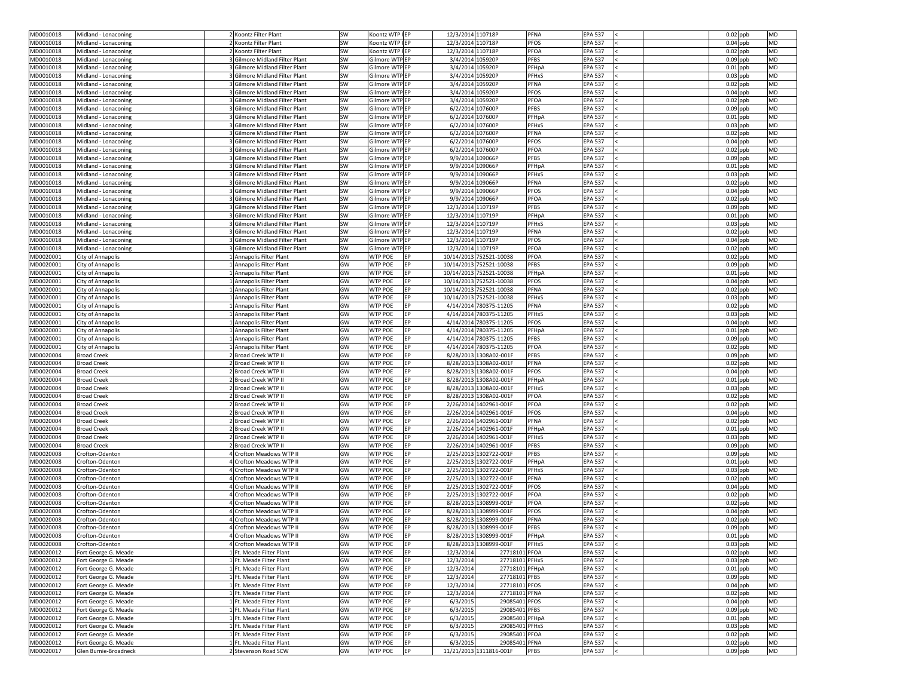| | | | | | | | | | | | | | | |
|---|---|---|---|---|---|---|---|---|---|---|---|---|---|---|
| MD0010018 | Midland - Lonaconing | 2 | Koontz Filter Plant | SW | Koontz WTP | EP | 12/3/2014 | 110718P | PFNA | EPA 537 | < | | 0.02 | ppb | MD |
| MD0010018 | Midland - Lonaconing | 2 | Koontz Filter Plant | SW | Koontz WTP | EP | 12/3/2014 | 110718P | PFOS | EPA 537 | < | | 0.04 | ppb | MD |
| MD0010018 | Midland - Lonaconing | 2 | Koontz Filter Plant | SW | Koontz WTP | EP | 12/3/2014 | 110718P | PFOA | EPA 537 | < | | 0.02 | ppb | MD |
| MD0010018 | Midland - Lonaconing | 3 | Gilmore Midland Filter Plant | SW | Gilmore WTP | EP | 3/4/2014 | 105920P | PFBS | EPA 537 | < | | 0.09 | ppb | MD |
| MD0010018 | Midland - Lonaconing | 3 | Gilmore Midland Filter Plant | SW | Gilmore WTP | EP | 3/4/2014 | 105920P | PFHpA | EPA 537 | < | | 0.01 | ppb | MD |
| MD0010018 | Midland - Lonaconing | 3 | Gilmore Midland Filter Plant | SW | Gilmore WTP | EP | 3/4/2014 | 105920P | PFHxS | EPA 537 | < | | 0.03 | ppb | MD |
| MD0010018 | Midland - Lonaconing | 3 | Gilmore Midland Filter Plant | SW | Gilmore WTP | EP | 3/4/2014 | 105920P | PFNA | EPA 537 | < | | 0.02 | ppb | MD |
| MD0010018 | Midland - Lonaconing | 3 | Gilmore Midland Filter Plant | SW | Gilmore WTP | EP | 3/4/2014 | 105920P | PFOS | EPA 537 | < | | 0.04 | ppb | MD |
| MD0010018 | Midland - Lonaconing | 3 | Gilmore Midland Filter Plant | SW | Gilmore WTP | EP | 3/4/2014 | 105920P | PFOA | EPA 537 | < | | 0.02 | ppb | MD |
| MD0010018 | Midland - Lonaconing | 3 | Gilmore Midland Filter Plant | SW | Gilmore WTP | EP | 6/2/2014 | 107600P | PFBS | EPA 537 | < | | 0.09 | ppb | MD |
| MD0010018 | Midland - Lonaconing | 3 | Gilmore Midland Filter Plant | SW | Gilmore WTP | EP | 6/2/2014 | 107600P | PFHpA | EPA 537 | < | | 0.01 | ppb | MD |
| MD0010018 | Midland - Lonaconing | 3 | Gilmore Midland Filter Plant | SW | Gilmore WTP | EP | 6/2/2014 | 107600P | PFHxS | EPA 537 | < | | 0.03 | ppb | MD |
| MD0010018 | Midland - Lonaconing | 3 | Gilmore Midland Filter Plant | SW | Gilmore WTP | EP | 6/2/2014 | 107600P | PFNA | EPA 537 | < | | 0.02 | ppb | MD |
| MD0010018 | Midland - Lonaconing | 3 | Gilmore Midland Filter Plant | SW | Gilmore WTP | EP | 6/2/2014 | 107600P | PFOS | EPA 537 | < | | 0.04 | ppb | MD |
| MD0010018 | Midland - Lonaconing | 3 | Gilmore Midland Filter Plant | SW | Gilmore WTP | EP | 6/2/2014 | 107600P | PFOA | EPA 537 | < | | 0.02 | ppb | MD |
| MD0010018 | Midland - Lonaconing | 3 | Gilmore Midland Filter Plant | SW | Gilmore WTP | EP | 9/9/2014 | 109066P | PFBS | EPA 537 | < | | 0.09 | ppb | MD |
| MD0010018 | Midland - Lonaconing | 3 | Gilmore Midland Filter Plant | SW | Gilmore WTP | EP | 9/9/2014 | 109066P | PFHpA | EPA 537 | < | | 0.01 | ppb | MD |
| MD0010018 | Midland - Lonaconing | 3 | Gilmore Midland Filter Plant | SW | Gilmore WTP | EP | 9/9/2014 | 109066P | PFHxS | EPA 537 | < | | 0.03 | ppb | MD |
| MD0010018 | Midland - Lonaconing | 3 | Gilmore Midland Filter Plant | SW | Gilmore WTP | EP | 9/9/2014 | 109066P | PFNA | EPA 537 | < | | 0.02 | ppb | MD |
| MD0010018 | Midland - Lonaconing | 3 | Gilmore Midland Filter Plant | SW | Gilmore WTP | EP | 9/9/2014 | 109066P | PFOS | EPA 537 | < | | 0.04 | ppb | MD |
| MD0010018 | Midland - Lonaconing | 3 | Gilmore Midland Filter Plant | SW | Gilmore WTP | EP | 9/9/2014 | 109066P | PFOA | EPA 537 | < | | 0.02 | ppb | MD |
| MD0010018 | Midland - Lonaconing | 3 | Gilmore Midland Filter Plant | SW | Gilmore WTP | EP | 12/3/2014 | 110719P | PFBS | EPA 537 | < | | 0.09 | ppb | MD |
| MD0010018 | Midland - Lonaconing | 3 | Gilmore Midland Filter Plant | SW | Gilmore WTP | EP | 12/3/2014 | 110719P | PFHpA | EPA 537 | < | | 0.01 | ppb | MD |
| MD0010018 | Midland - Lonaconing | 3 | Gilmore Midland Filter Plant | SW | Gilmore WTP | EP | 12/3/2014 | 110719P | PFHxS | EPA 537 | < | | 0.03 | ppb | MD |
| MD0010018 | Midland - Lonaconing | 3 | Gilmore Midland Filter Plant | SW | Gilmore WTP | EP | 12/3/2014 | 110719P | PFNA | EPA 537 | < | | 0.02 | ppb | MD |
| MD0010018 | Midland - Lonaconing | 3 | Gilmore Midland Filter Plant | SW | Gilmore WTP | EP | 12/3/2014 | 110719P | PFOS | EPA 537 | < | | 0.04 | ppb | MD |
| MD0010018 | Midland - Lonaconing | 3 | Gilmore Midland Filter Plant | SW | Gilmore WTP | EP | 12/3/2014 | 110719P | PFOA | EPA 537 | < | | 0.02 | ppb | MD |
| MD0020001 | City of Annapolis | 1 | Annapolis Filter Plant | GW | WTP POE | EP | 10/14/2013 | 752521-10038 | PFOA | EPA 537 | < | | 0.02 | ppb | MD |
| MD0020001 | City of Annapolis | 1 | Annapolis Filter Plant | GW | WTP POE | EP | 10/14/2013 | 752521-10038 | PFBS | EPA 537 | < | | 0.09 | ppb | MD |
| MD0020001 | City of Annapolis | 1 | Annapolis Filter Plant | GW | WTP POE | EP | 10/14/2013 | 752521-10038 | PFHpA | EPA 537 | < | | 0.01 | ppb | MD |
| MD0020001 | City of Annapolis | 1 | Annapolis Filter Plant | GW | WTP POE | EP | 10/14/2013 | 752521-10038 | PFOS | EPA 537 | < | | 0.04 | ppb | MD |
| MD0020001 | City of Annapolis | 1 | Annapolis Filter Plant | GW | WTP POE | EP | 10/14/2013 | 752521-10038 | PFNA | EPA 537 | < | | 0.02 | ppb | MD |
| MD0020001 | City of Annapolis | 1 | Annapolis Filter Plant | GW | WTP POE | EP | 10/14/2013 | 752521-10038 | PFHxS | EPA 537 | < | | 0.03 | ppb | MD |
| MD0020001 | City of Annapolis | 1 | Annapolis Filter Plant | GW | WTP POE | EP | 4/14/2014 | 780375-11205 | PFNA | EPA 537 | < | | 0.02 | ppb | MD |
| MD0020001 | City of Annapolis | 1 | Annapolis Filter Plant | GW | WTP POE | EP | 4/14/2014 | 780375-11205 | PFHxS | EPA 537 | < | | 0.03 | ppb | MD |
| MD0020001 | City of Annapolis | 1 | Annapolis Filter Plant | GW | WTP POE | EP | 4/14/2014 | 780375-11205 | PFOS | EPA 537 | < | | 0.04 | ppb | MD |
| MD0020001 | City of Annapolis | 1 | Annapolis Filter Plant | GW | WTP POE | EP | 4/14/2014 | 780375-11205 | PFHpA | EPA 537 | < | | 0.01 | ppb | MD |
| MD0020001 | City of Annapolis | 1 | Annapolis Filter Plant | GW | WTP POE | EP | 4/14/2014 | 780375-11205 | PFBS | EPA 537 | < | | 0.09 | ppb | MD |
| MD0020001 | City of Annapolis | 1 | Annapolis Filter Plant | GW | WTP POE | EP | 4/14/2014 | 780375-11205 | PFOA | EPA 537 | < | | 0.02 | ppb | MD |
| MD0020004 | Broad Creek | 2 | Broad Creek WTP II | GW | WTP POE | EP | 8/28/2013 | 1308A02-001F | PFBS | EPA 537 | < | | 0.09 | ppb | MD |
| MD0020004 | Broad Creek | 2 | Broad Creek WTP II | GW | WTP POE | EP | 8/28/2013 | 1308A02-001F | PFNA | EPA 537 | < | | 0.02 | ppb | MD |
| MD0020004 | Broad Creek | 2 | Broad Creek WTP II | GW | WTP POE | EP | 8/28/2013 | 1308A02-001F | PFOS | EPA 537 | < | | 0.04 | ppb | MD |
| MD0020004 | Broad Creek | 2 | Broad Creek WTP II | GW | WTP POE | EP | 8/28/2013 | 1308A02-001F | PFHpA | EPA 537 | < | | 0.01 | ppb | MD |
| MD0020004 | Broad Creek | 2 | Broad Creek WTP II | GW | WTP POE | EP | 8/28/2013 | 1308A02-001F | PFHxS | EPA 537 | < | | 0.03 | ppb | MD |
| MD0020004 | Broad Creek | 2 | Broad Creek WTP II | GW | WTP POE | EP | 8/28/2013 | 1308A02-001F | PFOA | EPA 537 | < | | 0.02 | ppb | MD |
| MD0020004 | Broad Creek | 2 | Broad Creek WTP II | GW | WTP POE | EP | 2/26/2014 | 1402961-001F | PFOA | EPA 537 | < | | 0.02 | ppb | MD |
| MD0020004 | Broad Creek | 2 | Broad Creek WTP II | GW | WTP POE | EP | 2/26/2014 | 1402961-001F | PFOS | EPA 537 | < | | 0.04 | ppb | MD |
| MD0020004 | Broad Creek | 2 | Broad Creek WTP II | GW | WTP POE | EP | 2/26/2014 | 1402961-001F | PFNA | EPA 537 | < | | 0.02 | ppb | MD |
| MD0020004 | Broad Creek | 2 | Broad Creek WTP II | GW | WTP POE | EP | 2/26/2014 | 1402961-001F | PFHpA | EPA 537 | < | | 0.01 | ppb | MD |
| MD0020004 | Broad Creek | 2 | Broad Creek WTP II | GW | WTP POE | EP | 2/26/2014 | 1402961-001F | PFHxS | EPA 537 | < | | 0.03 | ppb | MD |
| MD0020004 | Broad Creek | 2 | Broad Creek WTP II | GW | WTP POE | EP | 2/26/2014 | 1402961-001F | PFBS | EPA 537 | < | | 0.09 | ppb | MD |
| MD0020008 | Crofton-Odenton | 4 | Crofton Meadows WTP II | GW | WTP POE | EP | 2/25/2013 | 1302722-001F | PFBS | EPA 537 | < | | 0.09 | ppb | MD |
| MD0020008 | Crofton-Odenton | 4 | Crofton Meadows WTP II | GW | WTP POE | EP | 2/25/2013 | 1302722-001F | PFHpA | EPA 537 | < | | 0.01 | ppb | MD |
| MD0020008 | Crofton-Odenton | 4 | Crofton Meadows WTP II | GW | WTP POE | EP | 2/25/2013 | 1302722-001F | PFHxS | EPA 537 | < | | 0.03 | ppb | MD |
| MD0020008 | Crofton-Odenton | 4 | Crofton Meadows WTP II | GW | WTP POE | EP | 2/25/2013 | 1302722-001F | PFNA | EPA 537 | < | | 0.02 | ppb | MD |
| MD0020008 | Crofton-Odenton | 4 | Crofton Meadows WTP II | GW | WTP POE | EP | 2/25/2013 | 1302722-001F | PFOS | EPA 537 | < | | 0.04 | ppb | MD |
| MD0020008 | Crofton-Odenton | 4 | Crofton Meadows WTP II | GW | WTP POE | EP | 2/25/2013 | 1302722-001F | PFOA | EPA 537 | < | | 0.02 | ppb | MD |
| MD0020008 | Crofton-Odenton | 4 | Crofton Meadows WTP II | GW | WTP POE | EP | 8/28/2013 | 1308999-001F | PFOA | EPA 537 | < | | 0.02 | ppb | MD |
| MD0020008 | Crofton-Odenton | 4 | Crofton Meadows WTP II | GW | WTP POE | EP | 8/28/2013 | 1308999-001F | PFOS | EPA 537 | < | | 0.04 | ppb | MD |
| MD0020008 | Crofton-Odenton | 4 | Crofton Meadows WTP II | GW | WTP POE | EP | 8/28/2013 | 1308999-001F | PFNA | EPA 537 | < | | 0.02 | ppb | MD |
| MD0020008 | Crofton-Odenton | 4 | Crofton Meadows WTP II | GW | WTP POE | EP | 8/28/2013 | 1308999-001F | PFBS | EPA 537 | < | | 0.09 | ppb | MD |
| MD0020008 | Crofton-Odenton | 4 | Crofton Meadows WTP II | GW | WTP POE | EP | 8/28/2013 | 1308999-001F | PFHpA | EPA 537 | < | | 0.01 | ppb | MD |
| MD0020008 | Crofton-Odenton | 4 | Crofton Meadows WTP II | GW | WTP POE | EP | 8/28/2013 | 1308999-001F | PFHxS | EPA 537 | < | | 0.03 | ppb | MD |
| MD0020012 | Fort George G. Meade | 1 | Ft. Meade Filter Plant | GW | WTP POE | EP | 12/3/2014 | 27718101 | PFOA | EPA 537 | < | | 0.02 | ppb | MD |
| MD0020012 | Fort George G. Meade | 1 | Ft. Meade Filter Plant | GW | WTP POE | EP | 12/3/2014 | 27718101 | PFHxS | EPA 537 | < | | 0.03 | ppb | MD |
| MD0020012 | Fort George G. Meade | 1 | Ft. Meade Filter Plant | GW | WTP POE | EP | 12/3/2014 | 27718101 | PFHpA | EPA 537 | < | | 0.01 | ppb | MD |
| MD0020012 | Fort George G. Meade | 1 | Ft. Meade Filter Plant | GW | WTP POE | EP | 12/3/2014 | 27718101 | PFBS | EPA 537 | < | | 0.09 | ppb | MD |
| MD0020012 | Fort George G. Meade | 1 | Ft. Meade Filter Plant | GW | WTP POE | EP | 12/3/2014 | 27718101 | PFOS | EPA 537 | < | | 0.04 | ppb | MD |
| MD0020012 | Fort George G. Meade | 1 | Ft. Meade Filter Plant | GW | WTP POE | EP | 12/3/2014 | 27718101 | PFNA | EPA 537 | < | | 0.02 | ppb | MD |
| MD0020012 | Fort George G. Meade | 1 | Ft. Meade Filter Plant | GW | WTP POE | EP | 6/3/2015 | 29085401 | PFOS | EPA 537 | < | | 0.04 | ppb | MD |
| MD0020012 | Fort George G. Meade | 1 | Ft. Meade Filter Plant | GW | WTP POE | EP | 6/3/2015 | 29085401 | PFBS | EPA 537 | < | | 0.09 | ppb | MD |
| MD0020012 | Fort George G. Meade | 1 | Ft. Meade Filter Plant | GW | WTP POE | EP | 6/3/2015 | 29085401 | PFHpA | EPA 537 | < | | 0.01 | ppb | MD |
| MD0020012 | Fort George G. Meade | 1 | Ft. Meade Filter Plant | GW | WTP POE | EP | 6/3/2015 | 29085401 | PFHxS | EPA 537 | < | | 0.03 | ppb | MD |
| MD0020012 | Fort George G. Meade | 1 | Ft. Meade Filter Plant | GW | WTP POE | EP | 6/3/2015 | 29085401 | PFOA | EPA 537 | < | | 0.02 | ppb | MD |
| MD0020012 | Fort George G. Meade | 1 | Ft. Meade Filter Plant | GW | WTP POE | EP | 6/3/2015 | 29085401 | PFNA | EPA 537 | < | | 0.02 | ppb | MD |
| MD0020017 | Glen Burnie-Broadneck | 2 | Stevenson Road SCW | GW | WTP POE | EP | 11/21/2013 | 1311816-001F | PFBS | EPA 537 | < | | 0.09 | ppb | MD |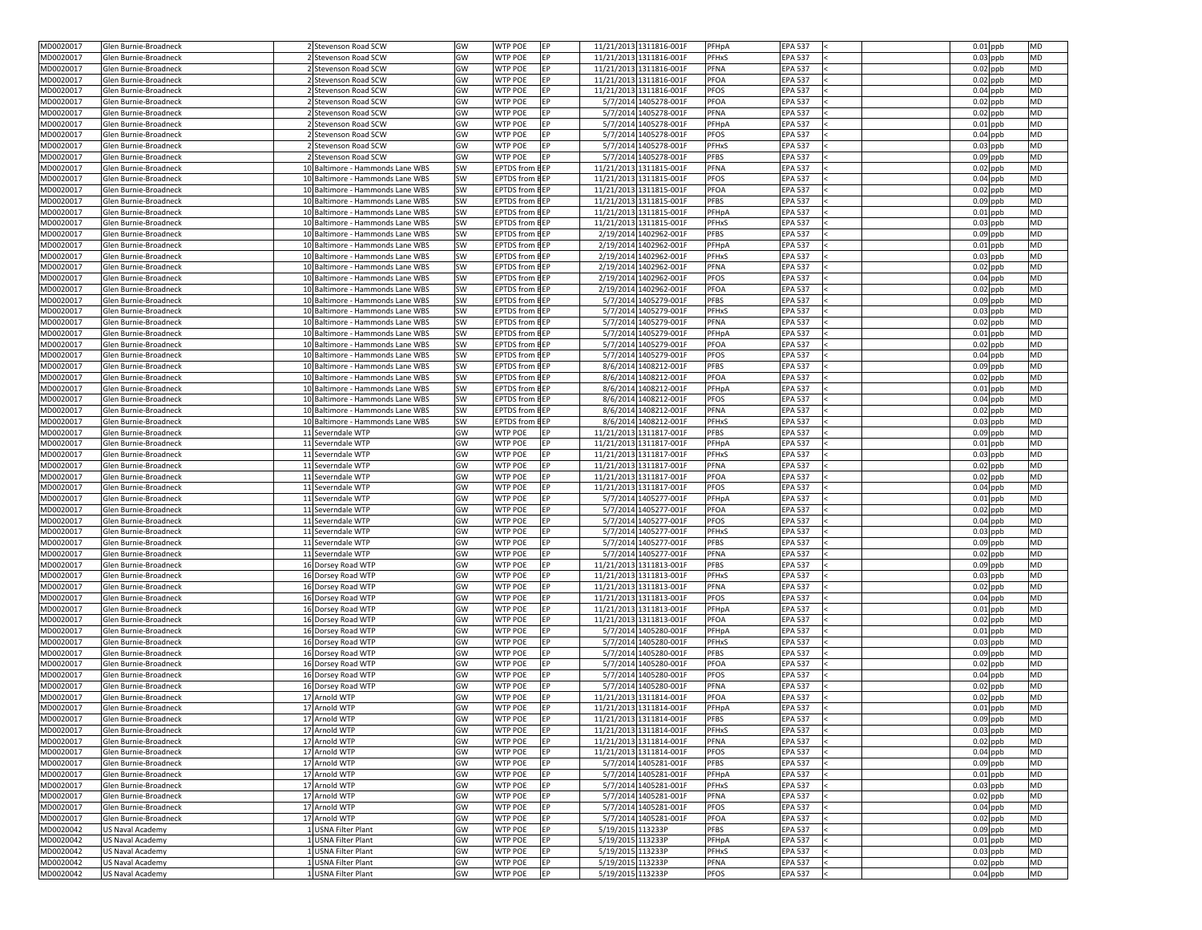| | | | | | | | | | | | | | | | |
|---|---|---|---|---|---|---|---|---|---|---|---|---|---|---|---|
| MD0020017 | Glen Burnie-Broadneck | 2 | Stevenson Road SCW | GW | WTP POE | EP | 11/21/2013 | 1311816-001F | PFHpA | EPA 537 | < | | 0.01 | ppb | MD |
| MD0020017 | Glen Burnie-Broadneck | 2 | Stevenson Road SCW | GW | WTP POE | EP | 11/21/2013 | 1311816-001F | PFHxS | EPA 537 | < | | 0.03 | ppb | MD |
| MD0020017 | Glen Burnie-Broadneck | 2 | Stevenson Road SCW | GW | WTP POE | EP | 11/21/2013 | 1311816-001F | PFNA | EPA 537 | < | | 0.02 | ppb | MD |
| MD0020017 | Glen Burnie-Broadneck | 2 | Stevenson Road SCW | GW | WTP POE | EP | 11/21/2013 | 1311816-001F | PFOA | EPA 537 | < | | 0.02 | ppb | MD |
| MD0020017 | Glen Burnie-Broadneck | 2 | Stevenson Road SCW | GW | WTP POE | EP | 11/21/2013 | 1311816-001F | PFOS | EPA 537 | < | | 0.04 | ppb | MD |
| MD0020017 | Glen Burnie-Broadneck | 2 | Stevenson Road SCW | GW | WTP POE | EP | 5/7/2014 | 1405278-001F | PFOA | EPA 537 | < | | 0.02 | ppb | MD |
| MD0020017 | Glen Burnie-Broadneck | 2 | Stevenson Road SCW | GW | WTP POE | EP | 5/7/2014 | 1405278-001F | PFNA | EPA 537 | < | | 0.02 | ppb | MD |
| MD0020017 | Glen Burnie-Broadneck | 2 | Stevenson Road SCW | GW | WTP POE | EP | 5/7/2014 | 1405278-001F | PFHpA | EPA 537 | < | | 0.01 | ppb | MD |
| MD0020017 | Glen Burnie-Broadneck | 2 | Stevenson Road SCW | GW | WTP POE | EP | 5/7/2014 | 1405278-001F | PFOS | EPA 537 | < | | 0.04 | ppb | MD |
| MD0020017 | Glen Burnie-Broadneck | 2 | Stevenson Road SCW | GW | WTP POE | EP | 5/7/2014 | 1405278-001F | PFHxS | EPA 537 | < | | 0.03 | ppb | MD |
| MD0020017 | Glen Burnie-Broadneck | 2 | Stevenson Road SCW | GW | WTP POE | EP | 5/7/2014 | 1405278-001F | PFBS | EPA 537 | < | | 0.09 | ppb | MD |
| MD0020017 | Glen Burnie-Broadneck | 10 | Baltimore - Hammonds Lane WBS | SW | EPTDS from B | EP | 11/21/2013 | 1311815-001F | PFNA | EPA 537 | < | | 0.02 | ppb | MD |
| MD0020017 | Glen Burnie-Broadneck | 10 | Baltimore - Hammonds Lane WBS | SW | EPTDS from B | EP | 11/21/2013 | 1311815-001F | PFOS | EPA 537 | < | | 0.04 | ppb | MD |
| MD0020017 | Glen Burnie-Broadneck | 10 | Baltimore - Hammonds Lane WBS | SW | EPTDS from B | EP | 11/21/2013 | 1311815-001F | PFOA | EPA 537 | < | | 0.02 | ppb | MD |
| MD0020017 | Glen Burnie-Broadneck | 10 | Baltimore - Hammonds Lane WBS | SW | EPTDS from B | EP | 11/21/2013 | 1311815-001F | PFBS | EPA 537 | < | | 0.09 | ppb | MD |
| MD0020017 | Glen Burnie-Broadneck | 10 | Baltimore - Hammonds Lane WBS | SW | EPTDS from B | EP | 11/21/2013 | 1311815-001F | PFHpA | EPA 537 | < | | 0.01 | ppb | MD |
| MD0020017 | Glen Burnie-Broadneck | 10 | Baltimore - Hammonds Lane WBS | SW | EPTDS from B | EP | 11/21/2013 | 1311815-001F | PFHxS | EPA 537 | < | | 0.03 | ppb | MD |
| MD0020017 | Glen Burnie-Broadneck | 10 | Baltimore - Hammonds Lane WBS | SW | EPTDS from B | EP | 2/19/2014 | 1402962-001F | PFBS | EPA 537 | < | | 0.09 | ppb | MD |
| MD0020017 | Glen Burnie-Broadneck | 10 | Baltimore - Hammonds Lane WBS | SW | EPTDS from B | EP | 2/19/2014 | 1402962-001F | PFHpA | EPA 537 | < | | 0.01 | ppb | MD |
| MD0020017 | Glen Burnie-Broadneck | 10 | Baltimore - Hammonds Lane WBS | SW | EPTDS from B | EP | 2/19/2014 | 1402962-001F | PFHxS | EPA 537 | < | | 0.03 | ppb | MD |
| MD0020017 | Glen Burnie-Broadneck | 10 | Baltimore - Hammonds Lane WBS | SW | EPTDS from B | EP | 2/19/2014 | 1402962-001F | PFNA | EPA 537 | < | | 0.02 | ppb | MD |
| MD0020017 | Glen Burnie-Broadneck | 10 | Baltimore - Hammonds Lane WBS | SW | EPTDS from B | EP | 2/19/2014 | 1402962-001F | PFOS | EPA 537 | < | | 0.04 | ppb | MD |
| MD0020017 | Glen Burnie-Broadneck | 10 | Baltimore - Hammonds Lane WBS | SW | EPTDS from B | EP | 2/19/2014 | 1402962-001F | PFOA | EPA 537 | < | | 0.02 | ppb | MD |
| MD0020017 | Glen Burnie-Broadneck | 10 | Baltimore - Hammonds Lane WBS | SW | EPTDS from B | EP | 5/7/2014 | 1405279-001F | PFBS | EPA 537 | < | | 0.09 | ppb | MD |
| MD0020017 | Glen Burnie-Broadneck | 10 | Baltimore - Hammonds Lane WBS | SW | EPTDS from B | EP | 5/7/2014 | 1405279-001F | PFHxS | EPA 537 | < | | 0.03 | ppb | MD |
| MD0020017 | Glen Burnie-Broadneck | 10 | Baltimore - Hammonds Lane WBS | SW | EPTDS from B | EP | 5/7/2014 | 1405279-001F | PFNA | EPA 537 | < | | 0.02 | ppb | MD |
| MD0020017 | Glen Burnie-Broadneck | 10 | Baltimore - Hammonds Lane WBS | SW | EPTDS from B | EP | 5/7/2014 | 1405279-001F | PFHpA | EPA 537 | < | | 0.01 | ppb | MD |
| MD0020017 | Glen Burnie-Broadneck | 10 | Baltimore - Hammonds Lane WBS | SW | EPTDS from B | EP | 5/7/2014 | 1405279-001F | PFOA | EPA 537 | < | | 0.02 | ppb | MD |
| MD0020017 | Glen Burnie-Broadneck | 10 | Baltimore - Hammonds Lane WBS | SW | EPTDS from B | EP | 5/7/2014 | 1405279-001F | PFOS | EPA 537 | < | | 0.04 | ppb | MD |
| MD0020017 | Glen Burnie-Broadneck | 10 | Baltimore - Hammonds Lane WBS | SW | EPTDS from B | EP | 8/6/2014 | 1408212-001F | PFBS | EPA 537 | < | | 0.09 | ppb | MD |
| MD0020017 | Glen Burnie-Broadneck | 10 | Baltimore - Hammonds Lane WBS | SW | EPTDS from B | EP | 8/6/2014 | 1408212-001F | PFOA | EPA 537 | < | | 0.02 | ppb | MD |
| MD0020017 | Glen Burnie-Broadneck | 10 | Baltimore - Hammonds Lane WBS | SW | EPTDS from B | EP | 8/6/2014 | 1408212-001F | PFHpA | EPA 537 | < | | 0.01 | ppb | MD |
| MD0020017 | Glen Burnie-Broadneck | 10 | Baltimore - Hammonds Lane WBS | SW | EPTDS from B | EP | 8/6/2014 | 1408212-001F | PFOS | EPA 537 | < | | 0.04 | ppb | MD |
| MD0020017 | Glen Burnie-Broadneck | 10 | Baltimore - Hammonds Lane WBS | SW | EPTDS from B | EP | 8/6/2014 | 1408212-001F | PFNA | EPA 537 | < | | 0.02 | ppb | MD |
| MD0020017 | Glen Burnie-Broadneck | 10 | Baltimore - Hammonds Lane WBS | SW | EPTDS from B | EP | 8/6/2014 | 1408212-001F | PFHxS | EPA 537 | < | | 0.03 | ppb | MD |
| MD0020017 | Glen Burnie-Broadneck | 11 | Severndale WTP | GW | WTP POE | EP | 11/21/2013 | 1311817-001F | PFBS | EPA 537 | < | | 0.09 | ppb | MD |
| MD0020017 | Glen Burnie-Broadneck | 11 | Severndale WTP | GW | WTP POE | EP | 11/21/2013 | 1311817-001F | PFHpA | EPA 537 | < | | 0.01 | ppb | MD |
| MD0020017 | Glen Burnie-Broadneck | 11 | Severndale WTP | GW | WTP POE | EP | 11/21/2013 | 1311817-001F | PFHxS | EPA 537 | < | | 0.03 | ppb | MD |
| MD0020017 | Glen Burnie-Broadneck | 11 | Severndale WTP | GW | WTP POE | EP | 11/21/2013 | 1311817-001F | PFNA | EPA 537 | < | | 0.02 | ppb | MD |
| MD0020017 | Glen Burnie-Broadneck | 11 | Severndale WTP | GW | WTP POE | EP | 11/21/2013 | 1311817-001F | PFOA | EPA 537 | < | | 0.02 | ppb | MD |
| MD0020017 | Glen Burnie-Broadneck | 11 | Severndale WTP | GW | WTP POE | EP | 11/21/2013 | 1311817-001F | PFOS | EPA 537 | < | | 0.04 | ppb | MD |
| MD0020017 | Glen Burnie-Broadneck | 11 | Severndale WTP | GW | WTP POE | EP | 5/7/2014 | 1405277-001F | PFHpA | EPA 537 | < | | 0.01 | ppb | MD |
| MD0020017 | Glen Burnie-Broadneck | 11 | Severndale WTP | GW | WTP POE | EP | 5/7/2014 | 1405277-001F | PFOA | EPA 537 | < | | 0.02 | ppb | MD |
| MD0020017 | Glen Burnie-Broadneck | 11 | Severndale WTP | GW | WTP POE | EP | 5/7/2014 | 1405277-001F | PFOS | EPA 537 | < | | 0.04 | ppb | MD |
| MD0020017 | Glen Burnie-Broadneck | 11 | Severndale WTP | GW | WTP POE | EP | 5/7/2014 | 1405277-001F | PFHxS | EPA 537 | < | | 0.03 | ppb | MD |
| MD0020017 | Glen Burnie-Broadneck | 11 | Severndale WTP | GW | WTP POE | EP | 5/7/2014 | 1405277-001F | PFBS | EPA 537 | < | | 0.09 | ppb | MD |
| MD0020017 | Glen Burnie-Broadneck | 11 | Severndale WTP | GW | WTP POE | EP | 5/7/2014 | 1405277-001F | PFNA | EPA 537 | < | | 0.02 | ppb | MD |
| MD0020017 | Glen Burnie-Broadneck | 16 | Dorsey Road WTP | GW | WTP POE | EP | 11/21/2013 | 1311813-001F | PFBS | EPA 537 | < | | 0.09 | ppb | MD |
| MD0020017 | Glen Burnie-Broadneck | 16 | Dorsey Road WTP | GW | WTP POE | EP | 11/21/2013 | 1311813-001F | PFHxS | EPA 537 | < | | 0.03 | ppb | MD |
| MD0020017 | Glen Burnie-Broadneck | 16 | Dorsey Road WTP | GW | WTP POE | EP | 11/21/2013 | 1311813-001F | PFNA | EPA 537 | < | | 0.02 | ppb | MD |
| MD0020017 | Glen Burnie-Broadneck | 16 | Dorsey Road WTP | GW | WTP POE | EP | 11/21/2013 | 1311813-001F | PFOS | EPA 537 | < | | 0.04 | ppb | MD |
| MD0020017 | Glen Burnie-Broadneck | 16 | Dorsey Road WTP | GW | WTP POE | EP | 11/21/2013 | 1311813-001F | PFHpA | EPA 537 | < | | 0.01 | ppb | MD |
| MD0020017 | Glen Burnie-Broadneck | 16 | Dorsey Road WTP | GW | WTP POE | EP | 11/21/2013 | 1311813-001F | PFOA | EPA 537 | < | | 0.02 | ppb | MD |
| MD0020017 | Glen Burnie-Broadneck | 16 | Dorsey Road WTP | GW | WTP POE | EP | 5/7/2014 | 1405280-001F | PFHpA | EPA 537 | < | | 0.01 | ppb | MD |
| MD0020017 | Glen Burnie-Broadneck | 16 | Dorsey Road WTP | GW | WTP POE | EP | 5/7/2014 | 1405280-001F | PFHxS | EPA 537 | < | | 0.03 | ppb | MD |
| MD0020017 | Glen Burnie-Broadneck | 16 | Dorsey Road WTP | GW | WTP POE | EP | 5/7/2014 | 1405280-001F | PFBS | EPA 537 | < | | 0.09 | ppb | MD |
| MD0020017 | Glen Burnie-Broadneck | 16 | Dorsey Road WTP | GW | WTP POE | EP | 5/7/2014 | 1405280-001F | PFOA | EPA 537 | < | | 0.02 | ppb | MD |
| MD0020017 | Glen Burnie-Broadneck | 16 | Dorsey Road WTP | GW | WTP POE | EP | 5/7/2014 | 1405280-001F | PFOS | EPA 537 | < | | 0.04 | ppb | MD |
| MD0020017 | Glen Burnie-Broadneck | 16 | Dorsey Road WTP | GW | WTP POE | EP | 5/7/2014 | 1405280-001F | PFNA | EPA 537 | < | | 0.02 | ppb | MD |
| MD0020017 | Glen Burnie-Broadneck | 17 | Arnold WTP | GW | WTP POE | EP | 11/21/2013 | 1311814-001F | PFOA | EPA 537 | < | | 0.02 | ppb | MD |
| MD0020017 | Glen Burnie-Broadneck | 17 | Arnold WTP | GW | WTP POE | EP | 11/21/2013 | 1311814-001F | PFHpA | EPA 537 | < | | 0.01 | ppb | MD |
| MD0020017 | Glen Burnie-Broadneck | 17 | Arnold WTP | GW | WTP POE | EP | 11/21/2013 | 1311814-001F | PFBS | EPA 537 | < | | 0.09 | ppb | MD |
| MD0020017 | Glen Burnie-Broadneck | 17 | Arnold WTP | GW | WTP POE | EP | 11/21/2013 | 1311814-001F | PFHxS | EPA 537 | < | | 0.03 | ppb | MD |
| MD0020017 | Glen Burnie-Broadneck | 17 | Arnold WTP | GW | WTP POE | EP | 11/21/2013 | 1311814-001F | PFNA | EPA 537 | < | | 0.02 | ppb | MD |
| MD0020017 | Glen Burnie-Broadneck | 17 | Arnold WTP | GW | WTP POE | EP | 11/21/2013 | 1311814-001F | PFOS | EPA 537 | < | | 0.04 | ppb | MD |
| MD0020017 | Glen Burnie-Broadneck | 17 | Arnold WTP | GW | WTP POE | EP | 5/7/2014 | 1405281-001F | PFBS | EPA 537 | < | | 0.09 | ppb | MD |
| MD0020017 | Glen Burnie-Broadneck | 17 | Arnold WTP | GW | WTP POE | EP | 5/7/2014 | 1405281-001F | PFHpA | EPA 537 | < | | 0.01 | ppb | MD |
| MD0020017 | Glen Burnie-Broadneck | 17 | Arnold WTP | GW | WTP POE | EP | 5/7/2014 | 1405281-001F | PFHxS | EPA 537 | < | | 0.03 | ppb | MD |
| MD0020017 | Glen Burnie-Broadneck | 17 | Arnold WTP | GW | WTP POE | EP | 5/7/2014 | 1405281-001F | PFNA | EPA 537 | < | | 0.02 | ppb | MD |
| MD0020017 | Glen Burnie-Broadneck | 17 | Arnold WTP | GW | WTP POE | EP | 5/7/2014 | 1405281-001F | PFOS | EPA 537 | < | | 0.04 | ppb | MD |
| MD0020017 | Glen Burnie-Broadneck | 17 | Arnold WTP | GW | WTP POE | EP | 5/7/2014 | 1405281-001F | PFOA | EPA 537 | < | | 0.02 | ppb | MD |
| MD0020042 | US Naval Academy | 1 | USNA Filter Plant | GW | WTP POE | EP | 5/19/2015 | 113233P | PFBS | EPA 537 | < | | 0.09 | ppb | MD |
| MD0020042 | US Naval Academy | 1 | USNA Filter Plant | GW | WTP POE | EP | 5/19/2015 | 113233P | PFHpA | EPA 537 | < | | 0.01 | ppb | MD |
| MD0020042 | US Naval Academy | 1 | USNA Filter Plant | GW | WTP POE | EP | 5/19/2015 | 113233P | PFHxS | EPA 537 | < | | 0.03 | ppb | MD |
| MD0020042 | US Naval Academy | 1 | USNA Filter Plant | GW | WTP POE | EP | 5/19/2015 | 113233P | PFNA | EPA 537 | < | | 0.02 | ppb | MD |
| MD0020042 | US Naval Academy | 1 | USNA Filter Plant | GW | WTP POE | EP | 5/19/2015 | 113233P | PFOS | EPA 537 | < | | 0.04 | ppb | MD |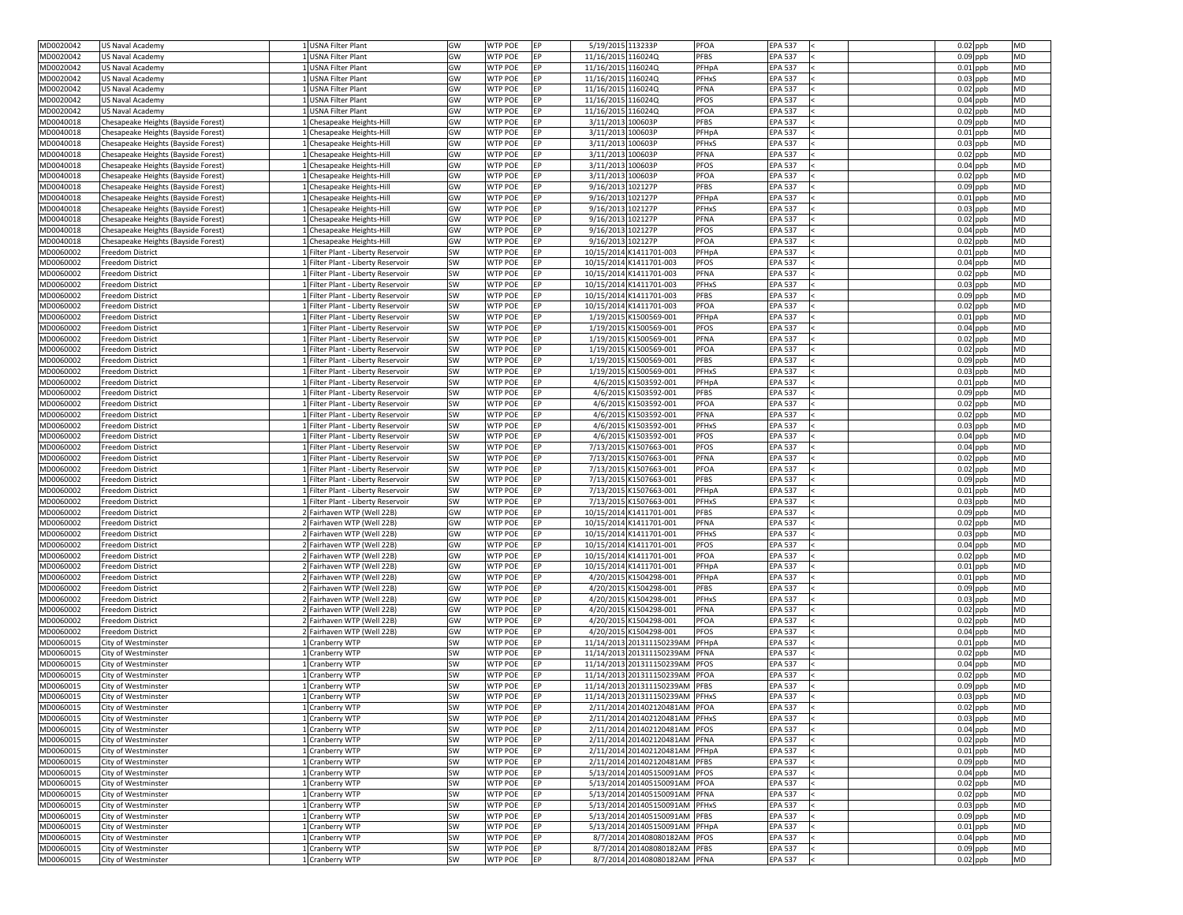| | | | | | | | | | | | | | | |
|---|---|---|---|---|---|---|---|---|---|---|---|---|---|---|
| MD0020042 | US Naval Academy | 1 | USNA Filter Plant | GW | WTP POE | EP | 5/19/2015 | 113233P | PFOA | EPA 537 | < | | 0.02 | ppb | MD |
| MD0020042 | US Naval Academy | 1 | USNA Filter Plant | GW | WTP POE | EP | 11/16/2015 | 116024Q | PFBS | EPA 537 | < | | 0.09 | ppb | MD |
| MD0020042 | US Naval Academy | 1 | USNA Filter Plant | GW | WTP POE | EP | 11/16/2015 | 116024Q | PFHpA | EPA 537 | < | | 0.01 | ppb | MD |
| MD0020042 | US Naval Academy | 1 | USNA Filter Plant | GW | WTP POE | EP | 11/16/2015 | 116024Q | PFHxS | EPA 537 | < | | 0.03 | ppb | MD |
| MD0020042 | US Naval Academy | 1 | USNA Filter Plant | GW | WTP POE | EP | 11/16/2015 | 116024Q | PFNA | EPA 537 | < | | 0.02 | ppb | MD |
| MD0020042 | US Naval Academy | 1 | USNA Filter Plant | GW | WTP POE | EP | 11/16/2015 | 116024Q | PFOS | EPA 537 | < | | 0.04 | ppb | MD |
| MD0020042 | US Naval Academy | 1 | USNA Filter Plant | GW | WTP POE | EP | 11/16/2015 | 116024Q | PFOA | EPA 537 | < | | 0.02 | ppb | MD |
| MD0040018 | Chesapeake Heights (Bayside Forest) | 1 | Chesapeake Heights-Hill | GW | WTP POE | EP | 3/11/2013 | 100603P | PFBS | EPA 537 | < | | 0.09 | ppb | MD |
| MD0040018 | Chesapeake Heights (Bayside Forest) | 1 | Chesapeake Heights-Hill | GW | WTP POE | EP | 3/11/2013 | 100603P | PFHpA | EPA 537 | < | | 0.01 | ppb | MD |
| MD0040018 | Chesapeake Heights (Bayside Forest) | 1 | Chesapeake Heights-Hill | GW | WTP POE | EP | 3/11/2013 | 100603P | PFHxS | EPA 537 | < | | 0.03 | ppb | MD |
| MD0040018 | Chesapeake Heights (Bayside Forest) | 1 | Chesapeake Heights-Hill | GW | WTP POE | EP | 3/11/2013 | 100603P | PFNA | EPA 537 | < | | 0.02 | ppb | MD |
| MD0040018 | Chesapeake Heights (Bayside Forest) | 1 | Chesapeake Heights-Hill | GW | WTP POE | EP | 3/11/2013 | 100603P | PFOS | EPA 537 | < | | 0.04 | ppb | MD |
| MD0040018 | Chesapeake Heights (Bayside Forest) | 1 | Chesapeake Heights-Hill | GW | WTP POE | EP | 3/11/2013 | 100603P | PFOA | EPA 537 | < | | 0.02 | ppb | MD |
| MD0040018 | Chesapeake Heights (Bayside Forest) | 1 | Chesapeake Heights-Hill | GW | WTP POE | EP | 9/16/2013 | 102127P | PFBS | EPA 537 | < | | 0.09 | ppb | MD |
| MD0040018 | Chesapeake Heights (Bayside Forest) | 1 | Chesapeake Heights-Hill | GW | WTP POE | EP | 9/16/2013 | 102127P | PFHpA | EPA 537 | < | | 0.01 | ppb | MD |
| MD0040018 | Chesapeake Heights (Bayside Forest) | 1 | Chesapeake Heights-Hill | GW | WTP POE | EP | 9/16/2013 | 102127P | PFHxS | EPA 537 | < | | 0.03 | ppb | MD |
| MD0040018 | Chesapeake Heights (Bayside Forest) | 1 | Chesapeake Heights-Hill | GW | WTP POE | EP | 9/16/2013 | 102127P | PFNA | EPA 537 | < | | 0.02 | ppb | MD |
| MD0040018 | Chesapeake Heights (Bayside Forest) | 1 | Chesapeake Heights-Hill | GW | WTP POE | EP | 9/16/2013 | 102127P | PFOS | EPA 537 | < | | 0.04 | ppb | MD |
| MD0040018 | Chesapeake Heights (Bayside Forest) | 1 | Chesapeake Heights-Hill | GW | WTP POE | EP | 9/16/2013 | 102127P | PFOA | EPA 537 | < | | 0.02 | ppb | MD |
| MD0060002 | Freedom District | 1 | Filter Plant - Liberty Reservoir | SW | WTP POE | EP | 10/15/2014 | K1411701-003 | PFHpA | EPA 537 | < | | 0.01 | ppb | MD |
| MD0060002 | Freedom District | 1 | Filter Plant - Liberty Reservoir | SW | WTP POE | EP | 10/15/2014 | K1411701-003 | PFOS | EPA 537 | < | | 0.04 | ppb | MD |
| MD0060002 | Freedom District | 1 | Filter Plant - Liberty Reservoir | SW | WTP POE | EP | 10/15/2014 | K1411701-003 | PFNA | EPA 537 | < | | 0.02 | ppb | MD |
| MD0060002 | Freedom District | 1 | Filter Plant - Liberty Reservoir | SW | WTP POE | EP | 10/15/2014 | K1411701-003 | PFHxS | EPA 537 | < | | 0.03 | ppb | MD |
| MD0060002 | Freedom District | 1 | Filter Plant - Liberty Reservoir | SW | WTP POE | EP | 10/15/2014 | K1411701-003 | PFBS | EPA 537 | < | | 0.09 | ppb | MD |
| MD0060002 | Freedom District | 1 | Filter Plant - Liberty Reservoir | SW | WTP POE | EP | 10/15/2014 | K1411701-003 | PFOA | EPA 537 | < | | 0.02 | ppb | MD |
| MD0060002 | Freedom District | 1 | Filter Plant - Liberty Reservoir | SW | WTP POE | EP | 1/19/2015 | K1500569-001 | PFHpA | EPA 537 | < | | 0.01 | ppb | MD |
| MD0060002 | Freedom District | 1 | Filter Plant - Liberty Reservoir | SW | WTP POE | EP | 1/19/2015 | K1500569-001 | PFOS | EPA 537 | < | | 0.04 | ppb | MD |
| MD0060002 | Freedom District | 1 | Filter Plant - Liberty Reservoir | SW | WTP POE | EP | 1/19/2015 | K1500569-001 | PFNA | EPA 537 | < | | 0.02 | ppb | MD |
| MD0060002 | Freedom District | 1 | Filter Plant - Liberty Reservoir | SW | WTP POE | EP | 1/19/2015 | K1500569-001 | PFOA | EPA 537 | < | | 0.02 | ppb | MD |
| MD0060002 | Freedom District | 1 | Filter Plant - Liberty Reservoir | SW | WTP POE | EP | 1/19/2015 | K1500569-001 | PFBS | EPA 537 | < | | 0.09 | ppb | MD |
| MD0060002 | Freedom District | 1 | Filter Plant - Liberty Reservoir | SW | WTP POE | EP | 1/19/2015 | K1500569-001 | PFHxS | EPA 537 | < | | 0.03 | ppb | MD |
| MD0060002 | Freedom District | 1 | Filter Plant - Liberty Reservoir | SW | WTP POE | EP | 4/6/2015 | K1503592-001 | PFHpA | EPA 537 | < | | 0.01 | ppb | MD |
| MD0060002 | Freedom District | 1 | Filter Plant - Liberty Reservoir | SW | WTP POE | EP | 4/6/2015 | K1503592-001 | PFBS | EPA 537 | < | | 0.09 | ppb | MD |
| MD0060002 | Freedom District | 1 | Filter Plant - Liberty Reservoir | SW | WTP POE | EP | 4/6/2015 | K1503592-001 | PFOA | EPA 537 | < | | 0.02 | ppb | MD |
| MD0060002 | Freedom District | 1 | Filter Plant - Liberty Reservoir | SW | WTP POE | EP | 4/6/2015 | K1503592-001 | PFNA | EPA 537 | < | | 0.02 | ppb | MD |
| MD0060002 | Freedom District | 1 | Filter Plant - Liberty Reservoir | SW | WTP POE | EP | 4/6/2015 | K1503592-001 | PFHxS | EPA 537 | < | | 0.03 | ppb | MD |
| MD0060002 | Freedom District | 1 | Filter Plant - Liberty Reservoir | SW | WTP POE | EP | 4/6/2015 | K1503592-001 | PFOS | EPA 537 | < | | 0.04 | ppb | MD |
| MD0060002 | Freedom District | 1 | Filter Plant - Liberty Reservoir | SW | WTP POE | EP | 7/13/2015 | K1507663-001 | PFOS | EPA 537 | < | | 0.04 | ppb | MD |
| MD0060002 | Freedom District | 1 | Filter Plant - Liberty Reservoir | SW | WTP POE | EP | 7/13/2015 | K1507663-001 | PFNA | EPA 537 | < | | 0.02 | ppb | MD |
| MD0060002 | Freedom District | 1 | Filter Plant - Liberty Reservoir | SW | WTP POE | EP | 7/13/2015 | K1507663-001 | PFOA | EPA 537 | < | | 0.02 | ppb | MD |
| MD0060002 | Freedom District | 1 | Filter Plant - Liberty Reservoir | SW | WTP POE | EP | 7/13/2015 | K1507663-001 | PFBS | EPA 537 | < | | 0.09 | ppb | MD |
| MD0060002 | Freedom District | 1 | Filter Plant - Liberty Reservoir | SW | WTP POE | EP | 7/13/2015 | K1507663-001 | PFHpA | EPA 537 | < | | 0.01 | ppb | MD |
| MD0060002 | Freedom District | 1 | Filter Plant - Liberty Reservoir | SW | WTP POE | EP | 7/13/2015 | K1507663-001 | PFHxS | EPA 537 | < | | 0.03 | ppb | MD |
| MD0060002 | Freedom District | 2 | Fairhaven WTP (Well 22B) | GW | WTP POE | EP | 10/15/2014 | K1411701-001 | PFBS | EPA 537 | < | | 0.09 | ppb | MD |
| MD0060002 | Freedom District | 2 | Fairhaven WTP (Well 22B) | GW | WTP POE | EP | 10/15/2014 | K1411701-001 | PFNA | EPA 537 | < | | 0.02 | ppb | MD |
| MD0060002 | Freedom District | 2 | Fairhaven WTP (Well 22B) | GW | WTP POE | EP | 10/15/2014 | K1411701-001 | PFHxS | EPA 537 | < | | 0.03 | ppb | MD |
| MD0060002 | Freedom District | 2 | Fairhaven WTP (Well 22B) | GW | WTP POE | EP | 10/15/2014 | K1411701-001 | PFOS | EPA 537 | < | | 0.04 | ppb | MD |
| MD0060002 | Freedom District | 2 | Fairhaven WTP (Well 22B) | GW | WTP POE | EP | 10/15/2014 | K1411701-001 | PFOA | EPA 537 | < | | 0.02 | ppb | MD |
| MD0060002 | Freedom District | 2 | Fairhaven WTP (Well 22B) | GW | WTP POE | EP | 10/15/2014 | K1411701-001 | PFHpA | EPA 537 | < | | 0.01 | ppb | MD |
| MD0060002 | Freedom District | 2 | Fairhaven WTP (Well 22B) | GW | WTP POE | EP | 4/20/2015 | K1504298-001 | PFHpA | EPA 537 | < | | 0.01 | ppb | MD |
| MD0060002 | Freedom District | 2 | Fairhaven WTP (Well 22B) | GW | WTP POE | EP | 4/20/2015 | K1504298-001 | PFBS | EPA 537 | < | | 0.09 | ppb | MD |
| MD0060002 | Freedom District | 2 | Fairhaven WTP (Well 22B) | GW | WTP POE | EP | 4/20/2015 | K1504298-001 | PFHxS | EPA 537 | < | | 0.03 | ppb | MD |
| MD0060002 | Freedom District | 2 | Fairhaven WTP (Well 22B) | GW | WTP POE | EP | 4/20/2015 | K1504298-001 | PFNA | EPA 537 | < | | 0.02 | ppb | MD |
| MD0060002 | Freedom District | 2 | Fairhaven WTP (Well 22B) | GW | WTP POE | EP | 4/20/2015 | K1504298-001 | PFOA | EPA 537 | < | | 0.02 | ppb | MD |
| MD0060002 | Freedom District | 2 | Fairhaven WTP (Well 22B) | GW | WTP POE | EP | 4/20/2015 | K1504298-001 | PFOS | EPA 537 | < | | 0.04 | ppb | MD |
| MD0060015 | City of Westminster | 1 | Cranberry WTP | SW | WTP POE | EP | 11/14/2013 | 201311150239AM | PFHpA | EPA 537 | < | | 0.01 | ppb | MD |
| MD0060015 | City of Westminster | 1 | Cranberry WTP | SW | WTP POE | EP | 11/14/2013 | 201311150239AM | PFNA | EPA 537 | < | | 0.02 | ppb | MD |
| MD0060015 | City of Westminster | 1 | Cranberry WTP | SW | WTP POE | EP | 11/14/2013 | 201311150239AM | PFOS | EPA 537 | < | | 0.04 | ppb | MD |
| MD0060015 | City of Westminster | 1 | Cranberry WTP | SW | WTP POE | EP | 11/14/2013 | 201311150239AM | PFOA | EPA 537 | < | | 0.02 | ppb | MD |
| MD0060015 | City of Westminster | 1 | Cranberry WTP | SW | WTP POE | EP | 11/14/2013 | 201311150239AM | PFBS | EPA 537 | < | | 0.09 | ppb | MD |
| MD0060015 | City of Westminster | 1 | Cranberry WTP | SW | WTP POE | EP | 11/14/2013 | 201311150239AM | PFHxS | EPA 537 | < | | 0.03 | ppb | MD |
| MD0060015 | City of Westminster | 1 | Cranberry WTP | SW | WTP POE | EP | 2/11/2014 | 201402120481AM | PFOA | EPA 537 | < | | 0.02 | ppb | MD |
| MD0060015 | City of Westminster | 1 | Cranberry WTP | SW | WTP POE | EP | 2/11/2014 | 201402120481AM | PFHxS | EPA 537 | < | | 0.03 | ppb | MD |
| MD0060015 | City of Westminster | 1 | Cranberry WTP | SW | WTP POE | EP | 2/11/2014 | 201402120481AM | PFOS | EPA 537 | < | | 0.04 | ppb | MD |
| MD0060015 | City of Westminster | 1 | Cranberry WTP | SW | WTP POE | EP | 2/11/2014 | 201402120481AM | PFNA | EPA 537 | < | | 0.02 | ppb | MD |
| MD0060015 | City of Westminster | 1 | Cranberry WTP | SW | WTP POE | EP | 2/11/2014 | 201402120481AM | PFHpA | EPA 537 | < | | 0.01 | ppb | MD |
| MD0060015 | City of Westminster | 1 | Cranberry WTP | SW | WTP POE | EP | 2/11/2014 | 201402120481AM | PFBS | EPA 537 | < | | 0.09 | ppb | MD |
| MD0060015 | City of Westminster | 1 | Cranberry WTP | SW | WTP POE | EP | 5/13/2014 | 201405150091AM | PFOS | EPA 537 | < | | 0.04 | ppb | MD |
| MD0060015 | City of Westminster | 1 | Cranberry WTP | SW | WTP POE | EP | 5/13/2014 | 201405150091AM | PFOA | EPA 537 | < | | 0.02 | ppb | MD |
| MD0060015 | City of Westminster | 1 | Cranberry WTP | SW | WTP POE | EP | 5/13/2014 | 201405150091AM | PFNA | EPA 537 | < | | 0.02 | ppb | MD |
| MD0060015 | City of Westminster | 1 | Cranberry WTP | SW | WTP POE | EP | 5/13/2014 | 201405150091AM | PFHxS | EPA 537 | < | | 0.03 | ppb | MD |
| MD0060015 | City of Westminster | 1 | Cranberry WTP | SW | WTP POE | EP | 5/13/2014 | 201405150091AM | PFBS | EPA 537 | < | | 0.09 | ppb | MD |
| MD0060015 | City of Westminster | 1 | Cranberry WTP | SW | WTP POE | EP | 5/13/2014 | 201405150091AM | PFHpA | EPA 537 | < | | 0.01 | ppb | MD |
| MD0060015 | City of Westminster | 1 | Cranberry WTP | SW | WTP POE | EP | 8/7/2014 | 201408080182AM | PFOS | EPA 537 | < | | 0.04 | ppb | MD |
| MD0060015 | City of Westminster | 1 | Cranberry WTP | SW | WTP POE | EP | 8/7/2014 | 201408080182AM | PFBS | EPA 537 | < | | 0.09 | ppb | MD |
| MD0060015 | City of Westminster | 1 | Cranberry WTP | SW | WTP POE | EP | 8/7/2014 | 201408080182AM | PFNA | EPA 537 | < | | 0.02 | ppb | MD |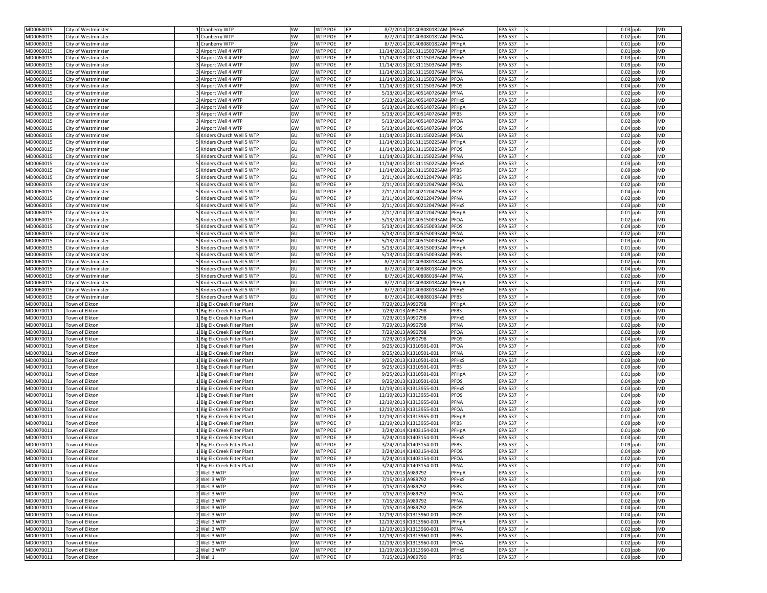| | | | | | | | | | | | | | | |
|---|---|---|---|---|---|---|---|---|---|---|---|---|---|---|
| MD0060015 | City of Westminster | 1 | Cranberry WTP | SW | WTP POE | EP | 8/7/2014 | 201408080182AM | PFHxS | EPA 537 | < | | 0.03 | ppb | MD |
| MD0060015 | City of Westminster | 1 | Cranberry WTP | SW | WTP POE | EP | 8/7/2014 | 201408080182AM | PFOA | EPA 537 | < | | 0.02 | ppb | MD |
| MD0060015 | City of Westminster | 1 | Cranberry WTP | SW | WTP POE | EP | 8/7/2014 | 201408080182AM | PFHpA | EPA 537 | < | | 0.01 | ppb | MD |
| MD0060015 | City of Westminster | 3 | Airport Well 4 WTP | GW | WTP POE | EP | 11/14/2013 | 201311150376AM | PFHpA | EPA 537 | < | | 0.01 | ppb | MD |
| MD0060015 | City of Westminster | 3 | Airport Well 4 WTP | GW | WTP POE | EP | 11/14/2013 | 201311150376AM | PFHxS | EPA 537 | < | | 0.03 | ppb | MD |
| MD0060015 | City of Westminster | 3 | Airport Well 4 WTP | GW | WTP POE | EP | 11/14/2013 | 201311150376AM | PFBS | EPA 537 | < | | 0.09 | ppb | MD |
| MD0060015 | City of Westminster | 3 | Airport Well 4 WTP | GW | WTP POE | EP | 11/14/2013 | 201311150376AM | PFNA | EPA 537 | < | | 0.02 | ppb | MD |
| MD0060015 | City of Westminster | 3 | Airport Well 4 WTP | GW | WTP POE | EP | 11/14/2013 | 201311150376AM | PFOA | EPA 537 | < | | 0.02 | ppb | MD |
| MD0060015 | City of Westminster | 3 | Airport Well 4 WTP | GW | WTP POE | EP | 11/14/2013 | 201311150376AM | PFOS | EPA 537 | < | | 0.04 | ppb | MD |
| MD0060015 | City of Westminster | 3 | Airport Well 4 WTP | GW | WTP POE | EP | 5/13/2014 | 201405140726AM | PFNA | EPA 537 | < | | 0.02 | ppb | MD |
| MD0060015 | City of Westminster | 3 | Airport Well 4 WTP | GW | WTP POE | EP | 5/13/2014 | 201405140726AM | PFHxS | EPA 537 | < | | 0.03 | ppb | MD |
| MD0060015 | City of Westminster | 3 | Airport Well 4 WTP | GW | WTP POE | EP | 5/13/2014 | 201405140726AM | PFHpA | EPA 537 | < | | 0.01 | ppb | MD |
| MD0060015 | City of Westminster | 3 | Airport Well 4 WTP | GW | WTP POE | EP | 5/13/2014 | 201405140726AM | PFBS | EPA 537 | < | | 0.09 | ppb | MD |
| MD0060015 | City of Westminster | 3 | Airport Well 4 WTP | GW | WTP POE | EP | 5/13/2014 | 201405140726AM | PFOA | EPA 537 | < | | 0.02 | ppb | MD |
| MD0060015 | City of Westminster | 3 | Airport Well 4 WTP | GW | WTP POE | EP | 5/13/2014 | 201405140726AM | PFOS | EPA 537 | < | | 0.04 | ppb | MD |
| MD0060015 | City of Westminster | 5 | Kriders Church Well 5 WTP | GU | WTP POE | EP | 11/14/2013 | 201311150225AM | PFOA | EPA 537 | < | | 0.02 | ppb | MD |
| MD0060015 | City of Westminster | 5 | Kriders Church Well 5 WTP | GU | WTP POE | EP | 11/14/2013 | 201311150225AM | PFHpA | EPA 537 | < | | 0.01 | ppb | MD |
| MD0060015 | City of Westminster | 5 | Kriders Church Well 5 WTP | GU | WTP POE | EP | 11/14/2013 | 201311150225AM | PFOS | EPA 537 | < | | 0.04 | ppb | MD |
| MD0060015 | City of Westminster | 5 | Kriders Church Well 5 WTP | GU | WTP POE | EP | 11/14/2013 | 201311150225AM | PFNA | EPA 537 | < | | 0.02 | ppb | MD |
| MD0060015 | City of Westminster | 5 | Kriders Church Well 5 WTP | GU | WTP POE | EP | 11/14/2013 | 201311150225AM | PFHxS | EPA 537 | < | | 0.03 | ppb | MD |
| MD0060015 | City of Westminster | 5 | Kriders Church Well 5 WTP | GU | WTP POE | EP | 11/14/2013 | 201311150225AM | PFBS | EPA 537 | < | | 0.09 | ppb | MD |
| MD0060015 | City of Westminster | 5 | Kriders Church Well 5 WTP | GU | WTP POE | EP | 2/11/2014 | 201402120479AM | PFBS | EPA 537 | < | | 0.09 | ppb | MD |
| MD0060015 | City of Westminster | 5 | Kriders Church Well 5 WTP | GU | WTP POE | EP | 2/11/2014 | 201402120479AM | PFOA | EPA 537 | < | | 0.02 | ppb | MD |
| MD0060015 | City of Westminster | 5 | Kriders Church Well 5 WTP | GU | WTP POE | EP | 2/11/2014 | 201402120479AM | PFOS | EPA 537 | < | | 0.04 | ppb | MD |
| MD0060015 | City of Westminster | 5 | Kriders Church Well 5 WTP | GU | WTP POE | EP | 2/11/2014 | 201402120479AM | PFNA | EPA 537 | < | | 0.02 | ppb | MD |
| MD0060015 | City of Westminster | 5 | Kriders Church Well 5 WTP | GU | WTP POE | EP | 2/11/2014 | 201402120479AM | PFHxS | EPA 537 | < | | 0.03 | ppb | MD |
| MD0060015 | City of Westminster | 5 | Kriders Church Well 5 WTP | GU | WTP POE | EP | 2/11/2014 | 201402120479AM | PFHpA | EPA 537 | < | | 0.01 | ppb | MD |
| MD0060015 | City of Westminster | 5 | Kriders Church Well 5 WTP | GU | WTP POE | EP | 5/13/2014 | 201405150093AM | PFOA | EPA 537 | < | | 0.02 | ppb | MD |
| MD0060015 | City of Westminster | 5 | Kriders Church Well 5 WTP | GU | WTP POE | EP | 5/13/2014 | 201405150093AM | PFOS | EPA 537 | < | | 0.04 | ppb | MD |
| MD0060015 | City of Westminster | 5 | Kriders Church Well 5 WTP | GU | WTP POE | EP | 5/13/2014 | 201405150093AM | PFNA | EPA 537 | < | | 0.02 | ppb | MD |
| MD0060015 | City of Westminster | 5 | Kriders Church Well 5 WTP | GU | WTP POE | EP | 5/13/2014 | 201405150093AM | PFHxS | EPA 537 | < | | 0.03 | ppb | MD |
| MD0060015 | City of Westminster | 5 | Kriders Church Well 5 WTP | GU | WTP POE | EP | 5/13/2014 | 201405150093AM | PFHpA | EPA 537 | < | | 0.01 | ppb | MD |
| MD0060015 | City of Westminster | 5 | Kriders Church Well 5 WTP | GU | WTP POE | EP | 5/13/2014 | 201405150093AM | PFBS | EPA 537 | < | | 0.09 | ppb | MD |
| MD0060015 | City of Westminster | 5 | Kriders Church Well 5 WTP | GU | WTP POE | EP | 8/7/2014 | 201408080184AM | PFOA | EPA 537 | < | | 0.02 | ppb | MD |
| MD0060015 | City of Westminster | 5 | Kriders Church Well 5 WTP | GU | WTP POE | EP | 8/7/2014 | 201408080184AM | PFOS | EPA 537 | < | | 0.04 | ppb | MD |
| MD0060015 | City of Westminster | 5 | Kriders Church Well 5 WTP | GU | WTP POE | EP | 8/7/2014 | 201408080184AM | PFNA | EPA 537 | < | | 0.02 | ppb | MD |
| MD0060015 | City of Westminster | 5 | Kriders Church Well 5 WTP | GU | WTP POE | EP | 8/7/2014 | 201408080184AM | PFHpA | EPA 537 | < | | 0.01 | ppb | MD |
| MD0060015 | City of Westminster | 5 | Kriders Church Well 5 WTP | GU | WTP POE | EP | 8/7/2014 | 201408080184AM | PFHxS | EPA 537 | < | | 0.03 | ppb | MD |
| MD0060015 | City of Westminster | 5 | Kriders Church Well 5 WTP | GU | WTP POE | EP | 8/7/2014 | 201408080184AM | PFBS | EPA 537 | < | | 0.09 | ppb | MD |
| MD0070011 | Town of Elkton | 1 | Big Elk Creek Filter Plant | SW | WTP POE | EP | 7/29/2013 | A990798 | PFHpA | EPA 537 | < | | 0.01 | ppb | MD |
| MD0070011 | Town of Elkton | 1 | Big Elk Creek Filter Plant | SW | WTP POE | EP | 7/29/2013 | A990798 | PFBS | EPA 537 | < | | 0.09 | ppb | MD |
| MD0070011 | Town of Elkton | 1 | Big Elk Creek Filter Plant | SW | WTP POE | EP | 7/29/2013 | A990798 | PFHxS | EPA 537 | < | | 0.03 | ppb | MD |
| MD0070011 | Town of Elkton | 1 | Big Elk Creek Filter Plant | SW | WTP POE | EP | 7/29/2013 | A990798 | PFNA | EPA 537 | < | | 0.02 | ppb | MD |
| MD0070011 | Town of Elkton | 1 | Big Elk Creek Filter Plant | SW | WTP POE | EP | 7/29/2013 | A990798 | PFOA | EPA 537 | < | | 0.02 | ppb | MD |
| MD0070011 | Town of Elkton | 1 | Big Elk Creek Filter Plant | SW | WTP POE | EP | 7/29/2013 | A990798 | PFOS | EPA 537 | < | | 0.04 | ppb | MD |
| MD0070011 | Town of Elkton | 1 | Big Elk Creek Filter Plant | SW | WTP POE | EP | 9/25/2013 | K1310501-001 | PFOA | EPA 537 | < | | 0.02 | ppb | MD |
| MD0070011 | Town of Elkton | 1 | Big Elk Creek Filter Plant | SW | WTP POE | EP | 9/25/2013 | K1310501-001 | PFNA | EPA 537 | < | | 0.02 | ppb | MD |
| MD0070011 | Town of Elkton | 1 | Big Elk Creek Filter Plant | SW | WTP POE | EP | 9/25/2013 | K1310501-001 | PFHxS | EPA 537 | < | | 0.03 | ppb | MD |
| MD0070011 | Town of Elkton | 1 | Big Elk Creek Filter Plant | SW | WTP POE | EP | 9/25/2013 | K1310501-001 | PFBS | EPA 537 | < | | 0.09 | ppb | MD |
| MD0070011 | Town of Elkton | 1 | Big Elk Creek Filter Plant | SW | WTP POE | EP | 9/25/2013 | K1310501-001 | PFHpA | EPA 537 | < | | 0.01 | ppb | MD |
| MD0070011 | Town of Elkton | 1 | Big Elk Creek Filter Plant | SW | WTP POE | EP | 9/25/2013 | K1310501-001 | PFOS | EPA 537 | < | | 0.04 | ppb | MD |
| MD0070011 | Town of Elkton | 1 | Big Elk Creek Filter Plant | SW | WTP POE | EP | 12/19/2013 | K1313955-001 | PFHxS | EPA 537 | < | | 0.03 | ppb | MD |
| MD0070011 | Town of Elkton | 1 | Big Elk Creek Filter Plant | SW | WTP POE | EP | 12/19/2013 | K1313955-001 | PFOS | EPA 537 | < | | 0.04 | ppb | MD |
| MD0070011 | Town of Elkton | 1 | Big Elk Creek Filter Plant | SW | WTP POE | EP | 12/19/2013 | K1313955-001 | PFNA | EPA 537 | < | | 0.02 | ppb | MD |
| MD0070011 | Town of Elkton | 1 | Big Elk Creek Filter Plant | SW | WTP POE | EP | 12/19/2013 | K1313955-001 | PFOA | EPA 537 | < | | 0.02 | ppb | MD |
| MD0070011 | Town of Elkton | 1 | Big Elk Creek Filter Plant | SW | WTP POE | EP | 12/19/2013 | K1313955-001 | PFHpA | EPA 537 | < | | 0.01 | ppb | MD |
| MD0070011 | Town of Elkton | 1 | Big Elk Creek Filter Plant | SW | WTP POE | EP | 12/19/2013 | K1313955-001 | PFBS | EPA 537 | < | | 0.09 | ppb | MD |
| MD0070011 | Town of Elkton | 1 | Big Elk Creek Filter Plant | SW | WTP POE | EP | 3/24/2014 | K1403154-001 | PFHpA | EPA 537 | < | | 0.01 | ppb | MD |
| MD0070011 | Town of Elkton | 1 | Big Elk Creek Filter Plant | SW | WTP POE | EP | 3/24/2014 | K1403154-001 | PFHxS | EPA 537 | < | | 0.03 | ppb | MD |
| MD0070011 | Town of Elkton | 1 | Big Elk Creek Filter Plant | SW | WTP POE | EP | 3/24/2014 | K1403154-001 | PFBS | EPA 537 | < | | 0.09 | ppb | MD |
| MD0070011 | Town of Elkton | 1 | Big Elk Creek Filter Plant | SW | WTP POE | EP | 3/24/2014 | K1403154-001 | PFOS | EPA 537 | < | | 0.04 | ppb | MD |
| MD0070011 | Town of Elkton | 1 | Big Elk Creek Filter Plant | SW | WTP POE | EP | 3/24/2014 | K1403154-001 | PFOA | EPA 537 | < | | 0.02 | ppb | MD |
| MD0070011 | Town of Elkton | 1 | Big Elk Creek Filter Plant | SW | WTP POE | EP | 3/24/2014 | K1403154-001 | PFNA | EPA 537 | < | | 0.02 | ppb | MD |
| MD0070011 | Town of Elkton | 2 | Well 3 WTP | GW | WTP POE | EP | 7/15/2013 | A989792 | PFHpA | EPA 537 | < | | 0.01 | ppb | MD |
| MD0070011 | Town of Elkton | 2 | Well 3 WTP | GW | WTP POE | EP | 7/15/2013 | A989792 | PFHxS | EPA 537 | < | | 0.03 | ppb | MD |
| MD0070011 | Town of Elkton | 2 | Well 3 WTP | GW | WTP POE | EP | 7/15/2013 | A989792 | PFBS | EPA 537 | < | | 0.09 | ppb | MD |
| MD0070011 | Town of Elkton | 2 | Well 3 WTP | GW | WTP POE | EP | 7/15/2013 | A989792 | PFOA | EPA 537 | < | | 0.02 | ppb | MD |
| MD0070011 | Town of Elkton | 2 | Well 3 WTP | GW | WTP POE | EP | 7/15/2013 | A989792 | PFNA | EPA 537 | < | | 0.02 | ppb | MD |
| MD0070011 | Town of Elkton | 2 | Well 3 WTP | GW | WTP POE | EP | 7/15/2013 | A989792 | PFOS | EPA 537 | < | | 0.04 | ppb | MD |
| MD0070011 | Town of Elkton | 2 | Well 3 WTP | GW | WTP POE | EP | 12/19/2013 | K1313960-001 | PFOS | EPA 537 | < | | 0.04 | ppb | MD |
| MD0070011 | Town of Elkton | 2 | Well 3 WTP | GW | WTP POE | EP | 12/19/2013 | K1313960-001 | PFHpA | EPA 537 | < | | 0.01 | ppb | MD |
| MD0070011 | Town of Elkton | 2 | Well 3 WTP | GW | WTP POE | EP | 12/19/2013 | K1313960-001 | PFNA | EPA 537 | < | | 0.02 | ppb | MD |
| MD0070011 | Town of Elkton | 2 | Well 3 WTP | GW | WTP POE | EP | 12/19/2013 | K1313960-001 | PFBS | EPA 537 | < | | 0.09 | ppb | MD |
| MD0070011 | Town of Elkton | 2 | Well 3 WTP | GW | WTP POE | EP | 12/19/2013 | K1313960-001 | PFOA | EPA 537 | < | | 0.02 | ppb | MD |
| MD0070011 | Town of Elkton | 2 | Well 3 WTP | GW | WTP POE | EP | 12/19/2013 | K1313960-001 | PFHxS | EPA 537 | < | | 0.03 | ppb | MD |
| MD0070011 | Town of Elkton | 3 | Well 1 | GW | WTP POE | EP | 7/15/2013 | A989790 | PFBS | EPA 537 | < | | 0.09 | ppb | MD |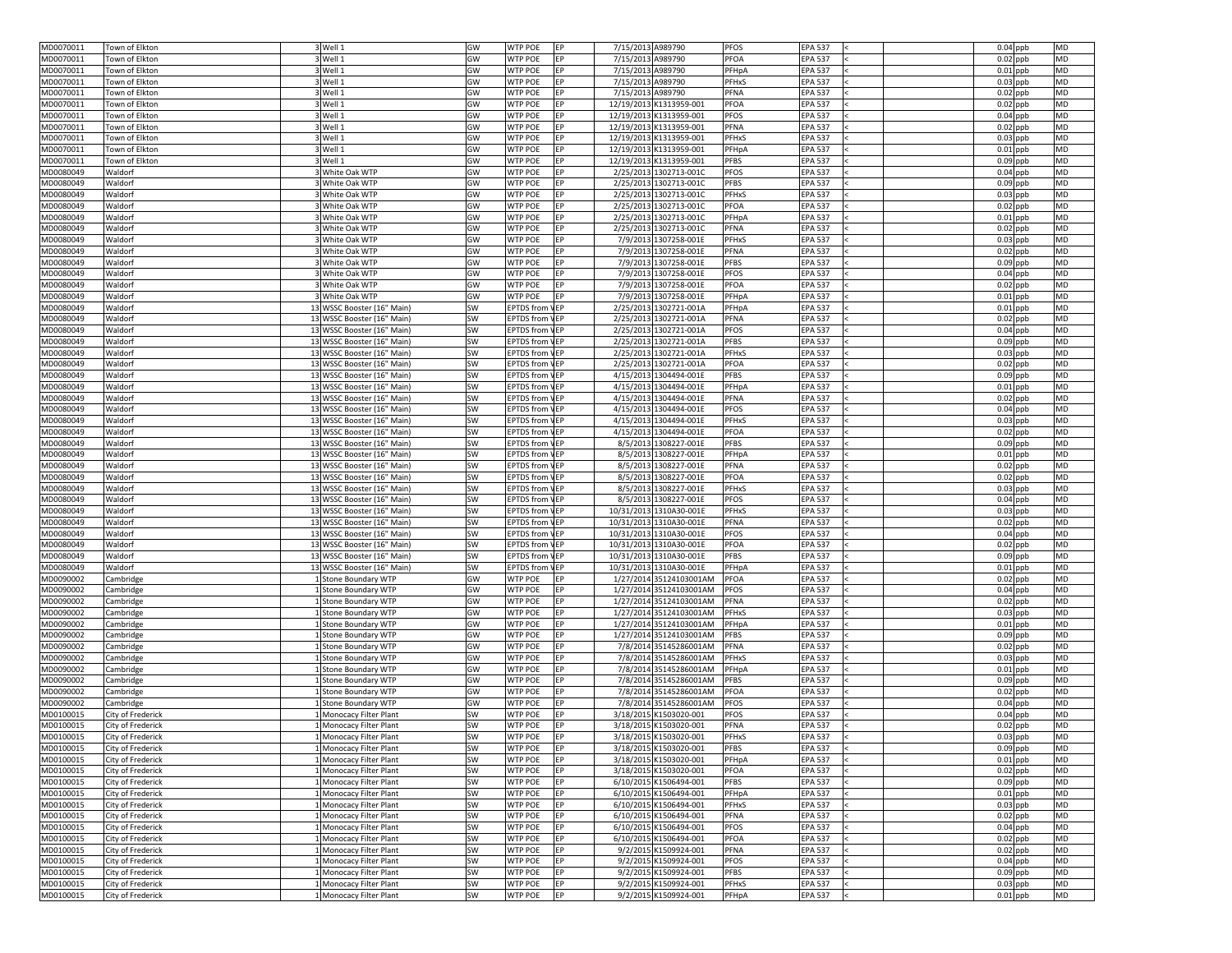| | | | | | | | | | | | | | | | |
|---|---|---|---|---|---|---|---|---|---|---|---|---|---|---|---|
| MD0070011 | Town of Elkton | 3 | Well 1 | GW | WTP POE | EP | 7/15/2013 | A989790 | PFOS | EPA 537 | < | | 0.04 | ppb | MD |
| MD0070011 | Town of Elkton | 3 | Well 1 | GW | WTP POE | EP | 7/15/2013 | A989790 | PFOA | EPA 537 | < | | 0.02 | ppb | MD |
| MD0070011 | Town of Elkton | 3 | Well 1 | GW | WTP POE | EP | 7/15/2013 | A989790 | PFHpA | EPA 537 | < | | 0.01 | ppb | MD |
| MD0070011 | Town of Elkton | 3 | Well 1 | GW | WTP POE | EP | 7/15/2013 | A989790 | PFHxS | EPA 537 | < | | 0.03 | ppb | MD |
| MD0070011 | Town of Elkton | 3 | Well 1 | GW | WTP POE | EP | 7/15/2013 | A989790 | PFNA | EPA 537 | < | | 0.02 | ppb | MD |
| MD0070011 | Town of Elkton | 3 | Well 1 | GW | WTP POE | EP | 12/19/2013 | K1313959-001 | PFOA | EPA 537 | < | | 0.02 | ppb | MD |
| MD0070011 | Town of Elkton | 3 | Well 1 | GW | WTP POE | EP | 12/19/2013 | K1313959-001 | PFOS | EPA 537 | < | | 0.04 | ppb | MD |
| MD0070011 | Town of Elkton | 3 | Well 1 | GW | WTP POE | EP | 12/19/2013 | K1313959-001 | PFNA | EPA 537 | < | | 0.02 | ppb | MD |
| MD0070011 | Town of Elkton | 3 | Well 1 | GW | WTP POE | EP | 12/19/2013 | K1313959-001 | PFHxS | EPA 537 | < | | 0.03 | ppb | MD |
| MD0070011 | Town of Elkton | 3 | Well 1 | GW | WTP POE | EP | 12/19/2013 | K1313959-001 | PFHpA | EPA 537 | < | | 0.01 | ppb | MD |
| MD0070011 | Town of Elkton | 3 | Well 1 | GW | WTP POE | EP | 12/19/2013 | K1313959-001 | PFBS | EPA 537 | < | | 0.09 | ppb | MD |
| MD0080049 | Waldorf | 3 | White Oak WTP | GW | WTP POE | EP | 2/25/2013 | 1302713-001C | PFOS | EPA 537 | < | | 0.04 | ppb | MD |
| MD0080049 | Waldorf | 3 | White Oak WTP | GW | WTP POE | EP | 2/25/2013 | 1302713-001C | PFBS | EPA 537 | < | | 0.09 | ppb | MD |
| MD0080049 | Waldorf | 3 | White Oak WTP | GW | WTP POE | EP | 2/25/2013 | 1302713-001C | PFHxS | EPA 537 | < | | 0.03 | ppb | MD |
| MD0080049 | Waldorf | 3 | White Oak WTP | GW | WTP POE | EP | 2/25/2013 | 1302713-001C | PFOA | EPA 537 | < | | 0.02 | ppb | MD |
| MD0080049 | Waldorf | 3 | White Oak WTP | GW | WTP POE | EP | 2/25/2013 | 1302713-001C | PFHpA | EPA 537 | < | | 0.01 | ppb | MD |
| MD0080049 | Waldorf | 3 | White Oak WTP | GW | WTP POE | EP | 2/25/2013 | 1302713-001C | PFNA | EPA 537 | < | | 0.02 | ppb | MD |
| MD0080049 | Waldorf | 3 | White Oak WTP | GW | WTP POE | EP | 7/9/2013 | 1307258-001E | PFHxS | EPA 537 | < | | 0.03 | ppb | MD |
| MD0080049 | Waldorf | 3 | White Oak WTP | GW | WTP POE | EP | 7/9/2013 | 1307258-001E | PFNA | EPA 537 | < | | 0.02 | ppb | MD |
| MD0080049 | Waldorf | 3 | White Oak WTP | GW | WTP POE | EP | 7/9/2013 | 1307258-001E | PFBS | EPA 537 | < | | 0.09 | ppb | MD |
| MD0080049 | Waldorf | 3 | White Oak WTP | GW | WTP POE | EP | 7/9/2013 | 1307258-001E | PFOS | EPA 537 | < | | 0.04 | ppb | MD |
| MD0080049 | Waldorf | 3 | White Oak WTP | GW | WTP POE | EP | 7/9/2013 | 1307258-001E | PFOA | EPA 537 | < | | 0.02 | ppb | MD |
| MD0080049 | Waldorf | 3 | White Oak WTP | GW | WTP POE | EP | 7/9/2013 | 1307258-001E | PFHpA | EPA 537 | < | | 0.01 | ppb | MD |
| MD0080049 | Waldorf | 13 | WSSC Booster (16" Main) | SW | EPTDS from W | EP | 2/25/2013 | 1302721-001A | PFHpA | EPA 537 | < | | 0.01 | ppb | MD |
| MD0080049 | Waldorf | 13 | WSSC Booster (16" Main) | SW | EPTDS from W | EP | 2/25/2013 | 1302721-001A | PFNA | EPA 537 | < | | 0.02 | ppb | MD |
| MD0080049 | Waldorf | 13 | WSSC Booster (16" Main) | SW | EPTDS from W | EP | 2/25/2013 | 1302721-001A | PFOS | EPA 537 | < | | 0.04 | ppb | MD |
| MD0080049 | Waldorf | 13 | WSSC Booster (16" Main) | SW | EPTDS from W | EP | 2/25/2013 | 1302721-001A | PFBS | EPA 537 | < | | 0.09 | ppb | MD |
| MD0080049 | Waldorf | 13 | WSSC Booster (16" Main) | SW | EPTDS from W | EP | 2/25/2013 | 1302721-001A | PFHxS | EPA 537 | < | | 0.03 | ppb | MD |
| MD0080049 | Waldorf | 13 | WSSC Booster (16" Main) | SW | EPTDS from W | EP | 2/25/2013 | 1302721-001A | PFOA | EPA 537 | < | | 0.02 | ppb | MD |
| MD0080049 | Waldorf | 13 | WSSC Booster (16" Main) | SW | EPTDS from W | EP | 4/15/2013 | 1304494-001E | PFBS | EPA 537 | < | | 0.09 | ppb | MD |
| MD0080049 | Waldorf | 13 | WSSC Booster (16" Main) | SW | EPTDS from W | EP | 4/15/2013 | 1304494-001E | PFHpA | EPA 537 | < | | 0.01 | ppb | MD |
| MD0080049 | Waldorf | 13 | WSSC Booster (16" Main) | SW | EPTDS from W | EP | 4/15/2013 | 1304494-001E | PFNA | EPA 537 | < | | 0.02 | ppb | MD |
| MD0080049 | Waldorf | 13 | WSSC Booster (16" Main) | SW | EPTDS from W | EP | 4/15/2013 | 1304494-001E | PFOS | EPA 537 | < | | 0.04 | ppb | MD |
| MD0080049 | Waldorf | 13 | WSSC Booster (16" Main) | SW | EPTDS from W | EP | 4/15/2013 | 1304494-001E | PFHxS | EPA 537 | < | | 0.03 | ppb | MD |
| MD0080049 | Waldorf | 13 | WSSC Booster (16" Main) | SW | EPTDS from W | EP | 4/15/2013 | 1304494-001E | PFOA | EPA 537 | < | | 0.02 | ppb | MD |
| MD0080049 | Waldorf | 13 | WSSC Booster (16" Main) | SW | EPTDS from W | EP | 8/5/2013 | 1308227-001E | PFBS | EPA 537 | < | | 0.09 | ppb | MD |
| MD0080049 | Waldorf | 13 | WSSC Booster (16" Main) | SW | EPTDS from W | EP | 8/5/2013 | 1308227-001E | PFHpA | EPA 537 | < | | 0.01 | ppb | MD |
| MD0080049 | Waldorf | 13 | WSSC Booster (16" Main) | SW | EPTDS from W | EP | 8/5/2013 | 1308227-001E | PFNA | EPA 537 | < | | 0.02 | ppb | MD |
| MD0080049 | Waldorf | 13 | WSSC Booster (16" Main) | SW | EPTDS from W | EP | 8/5/2013 | 1308227-001E | PFOA | EPA 537 | < | | 0.02 | ppb | MD |
| MD0080049 | Waldorf | 13 | WSSC Booster (16" Main) | SW | EPTDS from W | EP | 8/5/2013 | 1308227-001E | PFHxS | EPA 537 | < | | 0.03 | ppb | MD |
| MD0080049 | Waldorf | 13 | WSSC Booster (16" Main) | SW | EPTDS from W | EP | 8/5/2013 | 1308227-001E | PFOS | EPA 537 | < | | 0.04 | ppb | MD |
| MD0080049 | Waldorf | 13 | WSSC Booster (16" Main) | SW | EPTDS from W | EP | 10/31/2013 | 1310A30-001E | PFHxS | EPA 537 | < | | 0.03 | ppb | MD |
| MD0080049 | Waldorf | 13 | WSSC Booster (16" Main) | SW | EPTDS from W | EP | 10/31/2013 | 1310A30-001E | PFNA | EPA 537 | < | | 0.02 | ppb | MD |
| MD0080049 | Waldorf | 13 | WSSC Booster (16" Main) | SW | EPTDS from W | EP | 10/31/2013 | 1310A30-001E | PFOS | EPA 537 | < | | 0.04 | ppb | MD |
| MD0080049 | Waldorf | 13 | WSSC Booster (16" Main) | SW | EPTDS from W | EP | 10/31/2013 | 1310A30-001E | PFOA | EPA 537 | < | | 0.02 | ppb | MD |
| MD0080049 | Waldorf | 13 | WSSC Booster (16" Main) | SW | EPTDS from W | EP | 10/31/2013 | 1310A30-001E | PFBS | EPA 537 | < | | 0.09 | ppb | MD |
| MD0080049 | Waldorf | 13 | WSSC Booster (16" Main) | SW | EPTDS from W | EP | 10/31/2013 | 1310A30-001E | PFHpA | EPA 537 | < | | 0.01 | ppb | MD |
| MD0090002 | Cambridge | 1 | Stone Boundary WTP | GW | WTP POE | EP | 1/27/2014 | 35124103001AM | PFOA | EPA 537 | < | | 0.02 | ppb | MD |
| MD0090002 | Cambridge | 1 | Stone Boundary WTP | GW | WTP POE | EP | 1/27/2014 | 35124103001AM | PFOS | EPA 537 | < | | 0.04 | ppb | MD |
| MD0090002 | Cambridge | 1 | Stone Boundary WTP | GW | WTP POE | EP | 1/27/2014 | 35124103001AM | PFNA | EPA 537 | < | | 0.02 | ppb | MD |
| MD0090002 | Cambridge | 1 | Stone Boundary WTP | GW | WTP POE | EP | 1/27/2014 | 35124103001AM | PFHxS | EPA 537 | < | | 0.03 | ppb | MD |
| MD0090002 | Cambridge | 1 | Stone Boundary WTP | GW | WTP POE | EP | 1/27/2014 | 35124103001AM | PFHpA | EPA 537 | < | | 0.01 | ppb | MD |
| MD0090002 | Cambridge | 1 | Stone Boundary WTP | GW | WTP POE | EP | 1/27/2014 | 35124103001AM | PFBS | EPA 537 | < | | 0.09 | ppb | MD |
| MD0090002 | Cambridge | 1 | Stone Boundary WTP | GW | WTP POE | EP | 7/8/2014 | 35145286001AM | PFNA | EPA 537 | < | | 0.02 | ppb | MD |
| MD0090002 | Cambridge | 1 | Stone Boundary WTP | GW | WTP POE | EP | 7/8/2014 | 35145286001AM | PFHxS | EPA 537 | < | | 0.03 | ppb | MD |
| MD0090002 | Cambridge | 1 | Stone Boundary WTP | GW | WTP POE | EP | 7/8/2014 | 35145286001AM | PFHpA | EPA 537 | < | | 0.01 | ppb | MD |
| MD0090002 | Cambridge | 1 | Stone Boundary WTP | GW | WTP POE | EP | 7/8/2014 | 35145286001AM | PFBS | EPA 537 | < | | 0.09 | ppb | MD |
| MD0090002 | Cambridge | 1 | Stone Boundary WTP | GW | WTP POE | EP | 7/8/2014 | 35145286001AM | PFOA | EPA 537 | < | | 0.02 | ppb | MD |
| MD0090002 | Cambridge | 1 | Stone Boundary WTP | GW | WTP POE | EP | 7/8/2014 | 35145286001AM | PFOS | EPA 537 | < | | 0.04 | ppb | MD |
| MD0100015 | City of Frederick | 1 | Monocacy Filter Plant | SW | WTP POE | EP | 3/18/2015 | K1503020-001 | PFOS | EPA 537 | < | | 0.04 | ppb | MD |
| MD0100015 | City of Frederick | 1 | Monocacy Filter Plant | SW | WTP POE | EP | 3/18/2015 | K1503020-001 | PFNA | EPA 537 | < | | 0.02 | ppb | MD |
| MD0100015 | City of Frederick | 1 | Monocacy Filter Plant | SW | WTP POE | EP | 3/18/2015 | K1503020-001 | PFHxS | EPA 537 | < | | 0.03 | ppb | MD |
| MD0100015 | City of Frederick | 1 | Monocacy Filter Plant | SW | WTP POE | EP | 3/18/2015 | K1503020-001 | PFBS | EPA 537 | < | | 0.09 | ppb | MD |
| MD0100015 | City of Frederick | 1 | Monocacy Filter Plant | SW | WTP POE | EP | 3/18/2015 | K1503020-001 | PFHpA | EPA 537 | < | | 0.01 | ppb | MD |
| MD0100015 | City of Frederick | 1 | Monocacy Filter Plant | SW | WTP POE | EP | 3/18/2015 | K1503020-001 | PFOA | EPA 537 | < | | 0.02 | ppb | MD |
| MD0100015 | City of Frederick | 1 | Monocacy Filter Plant | SW | WTP POE | EP | 6/10/2015 | K1506494-001 | PFBS | EPA 537 | < | | 0.09 | ppb | MD |
| MD0100015 | City of Frederick | 1 | Monocacy Filter Plant | SW | WTP POE | EP | 6/10/2015 | K1506494-001 | PFHpA | EPA 537 | < | | 0.01 | ppb | MD |
| MD0100015 | City of Frederick | 1 | Monocacy Filter Plant | SW | WTP POE | EP | 6/10/2015 | K1506494-001 | PFHxS | EPA 537 | < | | 0.03 | ppb | MD |
| MD0100015 | City of Frederick | 1 | Monocacy Filter Plant | SW | WTP POE | EP | 6/10/2015 | K1506494-001 | PFNA | EPA 537 | < | | 0.02 | ppb | MD |
| MD0100015 | City of Frederick | 1 | Monocacy Filter Plant | SW | WTP POE | EP | 6/10/2015 | K1506494-001 | PFOS | EPA 537 | < | | 0.04 | ppb | MD |
| MD0100015 | City of Frederick | 1 | Monocacy Filter Plant | SW | WTP POE | EP | 6/10/2015 | K1506494-001 | PFOA | EPA 537 | < | | 0.02 | ppb | MD |
| MD0100015 | City of Frederick | 1 | Monocacy Filter Plant | SW | WTP POE | EP | 9/2/2015 | K1509924-001 | PFNA | EPA 537 | < | | 0.02 | ppb | MD |
| MD0100015 | City of Frederick | 1 | Monocacy Filter Plant | SW | WTP POE | EP | 9/2/2015 | K1509924-001 | PFOS | EPA 537 | < | | 0.04 | ppb | MD |
| MD0100015 | City of Frederick | 1 | Monocacy Filter Plant | SW | WTP POE | EP | 9/2/2015 | K1509924-001 | PFBS | EPA 537 | < | | 0.09 | ppb | MD |
| MD0100015 | City of Frederick | 1 | Monocacy Filter Plant | SW | WTP POE | EP | 9/2/2015 | K1509924-001 | PFHxS | EPA 537 | < | | 0.03 | ppb | MD |
| MD0100015 | City of Frederick | 1 | Monocacy Filter Plant | SW | WTP POE | EP | 9/2/2015 | K1509924-001 | PFHpA | EPA 537 | < | | 0.01 | ppb | MD |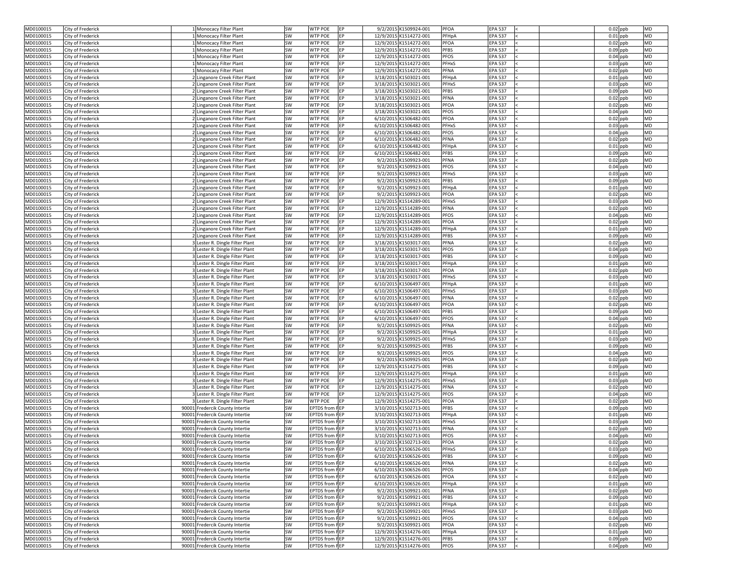| | | | | | | | | | | | | | | | | |
|---|---|---|---|---|---|---|---|---|---|---|---|---|---|---|---|---|
| MD0100015 | City of Frederick | 1 | Monocacy Filter Plant | SW | WTP POE | EP | 9/2/2015 | K1509924-001 | PFOA | EPA 537 | < | | | 0.02 | ppb | MD |
| MD0100015 | City of Frederick | 1 | Monocacy Filter Plant | SW | WTP POE | EP | 12/9/2015 | K1514272-001 | PFHpA | EPA 537 | < | | | 0.01 | ppb | MD |
| MD0100015 | City of Frederick | 1 | Monocacy Filter Plant | SW | WTP POE | EP | 12/9/2015 | K1514272-001 | PFOA | EPA 537 | < | | | 0.02 | ppb | MD |
| MD0100015 | City of Frederick | 1 | Monocacy Filter Plant | SW | WTP POE | EP | 12/9/2015 | K1514272-001 | PFBS | EPA 537 | < | | | 0.09 | ppb | MD |
| MD0100015 | City of Frederick | 1 | Monocacy Filter Plant | SW | WTP POE | EP | 12/9/2015 | K1514272-001 | PFOS | EPA 537 | < | | | 0.04 | ppb | MD |
| MD0100015 | City of Frederick | 1 | Monocacy Filter Plant | SW | WTP POE | EP | 12/9/2015 | K1514272-001 | PFHxS | EPA 537 | < | | | 0.03 | ppb | MD |
| MD0100015 | City of Frederick | 1 | Monocacy Filter Plant | SW | WTP POE | EP | 12/9/2015 | K1514272-001 | PFNA | EPA 537 | < | | | 0.02 | ppb | MD |
| MD0100015 | City of Frederick | 2 | Linganore Creek Filter Plant | SW | WTP POE | EP | 3/18/2015 | K1503021-001 | PFHpA | EPA 537 | < | | | 0.01 | ppb | MD |
| MD0100015 | City of Frederick | 2 | Linganore Creek Filter Plant | SW | WTP POE | EP | 3/18/2015 | K1503021-001 | PFHxS | EPA 537 | < | | | 0.03 | ppb | MD |
| MD0100015 | City of Frederick | 2 | Linganore Creek Filter Plant | SW | WTP POE | EP | 3/18/2015 | K1503021-001 | PFBS | EPA 537 | < | | | 0.09 | ppb | MD |
| MD0100015 | City of Frederick | 2 | Linganore Creek Filter Plant | SW | WTP POE | EP | 3/18/2015 | K1503021-001 | PFNA | EPA 537 | < | | | 0.02 | ppb | MD |
| MD0100015 | City of Frederick | 2 | Linganore Creek Filter Plant | SW | WTP POE | EP | 3/18/2015 | K1503021-001 | PFOA | EPA 537 | < | | | 0.02 | ppb | MD |
| MD0100015 | City of Frederick | 2 | Linganore Creek Filter Plant | SW | WTP POE | EP | 3/18/2015 | K1503021-001 | PFOS | EPA 537 | < | | | 0.04 | ppb | MD |
| MD0100015 | City of Frederick | 2 | Linganore Creek Filter Plant | SW | WTP POE | EP | 6/10/2015 | K1506482-001 | PFOA | EPA 537 | < | | | 0.02 | ppb | MD |
| MD0100015 | City of Frederick | 2 | Linganore Creek Filter Plant | SW | WTP POE | EP | 6/10/2015 | K1506482-001 | PFHxS | EPA 537 | < | | | 0.03 | ppb | MD |
| MD0100015 | City of Frederick | 2 | Linganore Creek Filter Plant | SW | WTP POE | EP | 6/10/2015 | K1506482-001 | PFOS | EPA 537 | < | | | 0.04 | ppb | MD |
| MD0100015 | City of Frederick | 2 | Linganore Creek Filter Plant | SW | WTP POE | EP | 6/10/2015 | K1506482-001 | PFNA | EPA 537 | < | | | 0.02 | ppb | MD |
| MD0100015 | City of Frederick | 2 | Linganore Creek Filter Plant | SW | WTP POE | EP | 6/10/2015 | K1506482-001 | PFHpA | EPA 537 | < | | | 0.01 | ppb | MD |
| MD0100015 | City of Frederick | 2 | Linganore Creek Filter Plant | SW | WTP POE | EP | 6/10/2015 | K1506482-001 | PFBS | EPA 537 | < | | | 0.09 | ppb | MD |
| MD0100015 | City of Frederick | 2 | Linganore Creek Filter Plant | SW | WTP POE | EP | 9/2/2015 | K1509923-001 | PFNA | EPA 537 | < | | | 0.02 | ppb | MD |
| MD0100015 | City of Frederick | 2 | Linganore Creek Filter Plant | SW | WTP POE | EP | 9/2/2015 | K1509923-001 | PFOS | EPA 537 | < | | | 0.04 | ppb | MD |
| MD0100015 | City of Frederick | 2 | Linganore Creek Filter Plant | SW | WTP POE | EP | 9/2/2015 | K1509923-001 | PFHxS | EPA 537 | < | | | 0.03 | ppb | MD |
| MD0100015 | City of Frederick | 2 | Linganore Creek Filter Plant | SW | WTP POE | EP | 9/2/2015 | K1509923-001 | PFBS | EPA 537 | < | | | 0.09 | ppb | MD |
| MD0100015 | City of Frederick | 2 | Linganore Creek Filter Plant | SW | WTP POE | EP | 9/2/2015 | K1509923-001 | PFHpA | EPA 537 | < | | | 0.01 | ppb | MD |
| MD0100015 | City of Frederick | 2 | Linganore Creek Filter Plant | SW | WTP POE | EP | 9/2/2015 | K1509923-001 | PFOA | EPA 537 | < | | | 0.02 | ppb | MD |
| MD0100015 | City of Frederick | 2 | Linganore Creek Filter Plant | SW | WTP POE | EP | 12/9/2015 | K1514289-001 | PFHxS | EPA 537 | < | | | 0.03 | ppb | MD |
| MD0100015 | City of Frederick | 2 | Linganore Creek Filter Plant | SW | WTP POE | EP | 12/9/2015 | K1514289-001 | PFNA | EPA 537 | < | | | 0.02 | ppb | MD |
| MD0100015 | City of Frederick | 2 | Linganore Creek Filter Plant | SW | WTP POE | EP | 12/9/2015 | K1514289-001 | PFOS | EPA 537 | < | | | 0.04 | ppb | MD |
| MD0100015 | City of Frederick | 2 | Linganore Creek Filter Plant | SW | WTP POE | EP | 12/9/2015 | K1514289-001 | PFOA | EPA 537 | < | | | 0.02 | ppb | MD |
| MD0100015 | City of Frederick | 2 | Linganore Creek Filter Plant | SW | WTP POE | EP | 12/9/2015 | K1514289-001 | PFHpA | EPA 537 | < | | | 0.01 | ppb | MD |
| MD0100015 | City of Frederick | 2 | Linganore Creek Filter Plant | SW | WTP POE | EP | 12/9/2015 | K1514289-001 | PFBS | EPA 537 | < | | | 0.09 | ppb | MD |
| MD0100015 | City of Frederick | 3 | Lester R. Dingle Filter Plant | SW | WTP POE | EP | 3/18/2015 | K1503017-001 | PFNA | EPA 537 | < | | | 0.02 | ppb | MD |
| MD0100015 | City of Frederick | 3 | Lester R. Dingle Filter Plant | SW | WTP POE | EP | 3/18/2015 | K1503017-001 | PFOS | EPA 537 | < | | | 0.04 | ppb | MD |
| MD0100015 | City of Frederick | 3 | Lester R. Dingle Filter Plant | SW | WTP POE | EP | 3/18/2015 | K1503017-001 | PFBS | EPA 537 | < | | | 0.09 | ppb | MD |
| MD0100015 | City of Frederick | 3 | Lester R. Dingle Filter Plant | SW | WTP POE | EP | 3/18/2015 | K1503017-001 | PFHpA | EPA 537 | < | | | 0.01 | ppb | MD |
| MD0100015 | City of Frederick | 3 | Lester R. Dingle Filter Plant | SW | WTP POE | EP | 3/18/2015 | K1503017-001 | PFOA | EPA 537 | < | | | 0.02 | ppb | MD |
| MD0100015 | City of Frederick | 3 | Lester R. Dingle Filter Plant | SW | WTP POE | EP | 3/18/2015 | K1503017-001 | PFHxS | EPA 537 | < | | | 0.03 | ppb | MD |
| MD0100015 | City of Frederick | 3 | Lester R. Dingle Filter Plant | SW | WTP POE | EP | 6/10/2015 | K1506497-001 | PFHpA | EPA 537 | < | | | 0.01 | ppb | MD |
| MD0100015 | City of Frederick | 3 | Lester R. Dingle Filter Plant | SW | WTP POE | EP | 6/10/2015 | K1506497-001 | PFHxS | EPA 537 | < | | | 0.03 | ppb | MD |
| MD0100015 | City of Frederick | 3 | Lester R. Dingle Filter Plant | SW | WTP POE | EP | 6/10/2015 | K1506497-001 | PFNA | EPA 537 | < | | | 0.02 | ppb | MD |
| MD0100015 | City of Frederick | 3 | Lester R. Dingle Filter Plant | SW | WTP POE | EP | 6/10/2015 | K1506497-001 | PFOA | EPA 537 | < | | | 0.02 | ppb | MD |
| MD0100015 | City of Frederick | 3 | Lester R. Dingle Filter Plant | SW | WTP POE | EP | 6/10/2015 | K1506497-001 | PFBS | EPA 537 | < | | | 0.09 | ppb | MD |
| MD0100015 | City of Frederick | 3 | Lester R. Dingle Filter Plant | SW | WTP POE | EP | 6/10/2015 | K1506497-001 | PFOS | EPA 537 | < | | | 0.04 | ppb | MD |
| MD0100015 | City of Frederick | 3 | Lester R. Dingle Filter Plant | SW | WTP POE | EP | 9/2/2015 | K1509925-001 | PFNA | EPA 537 | < | | | 0.02 | ppb | MD |
| MD0100015 | City of Frederick | 3 | Lester R. Dingle Filter Plant | SW | WTP POE | EP | 9/2/2015 | K1509925-001 | PFHpA | EPA 537 | < | | | 0.01 | ppb | MD |
| MD0100015 | City of Frederick | 3 | Lester R. Dingle Filter Plant | SW | WTP POE | EP | 9/2/2015 | K1509925-001 | PFHxS | EPA 537 | < | | | 0.03 | ppb | MD |
| MD0100015 | City of Frederick | 3 | Lester R. Dingle Filter Plant | SW | WTP POE | EP | 9/2/2015 | K1509925-001 | PFBS | EPA 537 | < | | | 0.09 | ppb | MD |
| MD0100015 | City of Frederick | 3 | Lester R. Dingle Filter Plant | SW | WTP POE | EP | 9/2/2015 | K1509925-001 | PFOS | EPA 537 | < | | | 0.04 | ppb | MD |
| MD0100015 | City of Frederick | 3 | Lester R. Dingle Filter Plant | SW | WTP POE | EP | 9/2/2015 | K1509925-001 | PFOA | EPA 537 | < | | | 0.02 | ppb | MD |
| MD0100015 | City of Frederick | 3 | Lester R. Dingle Filter Plant | SW | WTP POE | EP | 12/9/2015 | K1514275-001 | PFBS | EPA 537 | < | | | 0.09 | ppb | MD |
| MD0100015 | City of Frederick | 3 | Lester R. Dingle Filter Plant | SW | WTP POE | EP | 12/9/2015 | K1514275-001 | PFHpA | EPA 537 | < | | | 0.01 | ppb | MD |
| MD0100015 | City of Frederick | 3 | Lester R. Dingle Filter Plant | SW | WTP POE | EP | 12/9/2015 | K1514275-001 | PFHxS | EPA 537 | < | | | 0.03 | ppb | MD |
| MD0100015 | City of Frederick | 3 | Lester R. Dingle Filter Plant | SW | WTP POE | EP | 12/9/2015 | K1514275-001 | PFNA | EPA 537 | < | | | 0.02 | ppb | MD |
| MD0100015 | City of Frederick | 3 | Lester R. Dingle Filter Plant | SW | WTP POE | EP | 12/9/2015 | K1514275-001 | PFOS | EPA 537 | < | | | 0.04 | ppb | MD |
| MD0100015 | City of Frederick | 3 | Lester R. Dingle Filter Plant | SW | WTP POE | EP | 12/9/2015 | K1514275-001 | PFOA | EPA 537 | < | | | 0.02 | ppb | MD |
| MD0100015 | City of Frederick | 90001 | Fredercik County Intertie | SW | EPTDS from F | EP | 3/10/2015 | K1502713-001 | PFBS | EPA 537 | < | | | 0.09 | ppb | MD |
| MD0100015 | City of Frederick | 90001 | Fredercik County Intertie | SW | EPTDS from F | EP | 3/10/2015 | K1502713-001 | PFHpA | EPA 537 | < | | | 0.01 | ppb | MD |
| MD0100015 | City of Frederick | 90001 | Fredercik County Intertie | SW | EPTDS from F | EP | 3/10/2015 | K1502713-001 | PFHxS | EPA 537 | < | | | 0.03 | ppb | MD |
| MD0100015 | City of Frederick | 90001 | Fredercik County Intertie | SW | EPTDS from F | EP | 3/10/2015 | K1502713-001 | PFNA | EPA 537 | < | | | 0.02 | ppb | MD |
| MD0100015 | City of Frederick | 90001 | Fredercik County Intertie | SW | EPTDS from F | EP | 3/10/2015 | K1502713-001 | PFOS | EPA 537 | < | | | 0.04 | ppb | MD |
| MD0100015 | City of Frederick | 90001 | Fredercik County Intertie | SW | EPTDS from F | EP | 3/10/2015 | K1502713-001 | PFOA | EPA 537 | < | | | 0.02 | ppb | MD |
| MD0100015 | City of Frederick | 90001 | Fredercik County Intertie | SW | EPTDS from F | EP | 6/10/2015 | K1506526-001 | PFHxS | EPA 537 | < | | | 0.03 | ppb | MD |
| MD0100015 | City of Frederick | 90001 | Fredercik County Intertie | SW | EPTDS from F | EP | 6/10/2015 | K1506526-001 | PFBS | EPA 537 | < | | | 0.09 | ppb | MD |
| MD0100015 | City of Frederick | 90001 | Fredercik County Intertie | SW | EPTDS from F | EP | 6/10/2015 | K1506526-001 | PFNA | EPA 537 | < | | | 0.02 | ppb | MD |
| MD0100015 | City of Frederick | 90001 | Fredercik County Intertie | SW | EPTDS from F | EP | 6/10/2015 | K1506526-001 | PFOS | EPA 537 | < | | | 0.04 | ppb | MD |
| MD0100015 | City of Frederick | 90001 | Fredercik County Intertie | SW | EPTDS from F | EP | 6/10/2015 | K1506526-001 | PFOA | EPA 537 | < | | | 0.02 | ppb | MD |
| MD0100015 | City of Frederick | 90001 | Fredercik County Intertie | SW | EPTDS from F | EP | 6/10/2015 | K1506526-001 | PFHpA | EPA 537 | < | | | 0.01 | ppb | MD |
| MD0100015 | City of Frederick | 90001 | Fredercik County Intertie | SW | EPTDS from F | EP | 9/2/2015 | K1509921-001 | PFNA | EPA 537 | < | | | 0.02 | ppb | MD |
| MD0100015 | City of Frederick | 90001 | Fredercik County Intertie | SW | EPTDS from F | EP | 9/2/2015 | K1509921-001 | PFBS | EPA 537 | < | | | 0.09 | ppb | MD |
| MD0100015 | City of Frederick | 90001 | Fredercik County Intertie | SW | EPTDS from F | EP | 9/2/2015 | K1509921-001 | PFHpA | EPA 537 | < | | | 0.01 | ppb | MD |
| MD0100015 | City of Frederick | 90001 | Fredercik County Intertie | SW | EPTDS from F | EP | 9/2/2015 | K1509921-001 | PFHxS | EPA 537 | < | | | 0.03 | ppb | MD |
| MD0100015 | City of Frederick | 90001 | Fredercik County Intertie | SW | EPTDS from F | EP | 9/2/2015 | K1509921-001 | PFOS | EPA 537 | < | | | 0.04 | ppb | MD |
| MD0100015 | City of Frederick | 90001 | Fredercik County Intertie | SW | EPTDS from F | EP | 9/2/2015 | K1509921-001 | PFOA | EPA 537 | < | | | 0.02 | ppb | MD |
| MD0100015 | City of Frederick | 90001 | Fredercik County Intertie | SW | EPTDS from F | EP | 12/9/2015 | K1514276-001 | PFHpA | EPA 537 | < | | | 0.01 | ppb | MD |
| MD0100015 | City of Frederick | 90001 | Fredercik County Intertie | SW | EPTDS from F | EP | 12/9/2015 | K1514276-001 | PFBS | EPA 537 | < | | | 0.09 | ppb | MD |
| MD0100015 | City of Frederick | 90001 | Fredercik County Intertie | SW | EPTDS from F | EP | 12/9/2015 | K1514276-001 | PFOS | EPA 537 | < | | | 0.04 | ppb | MD |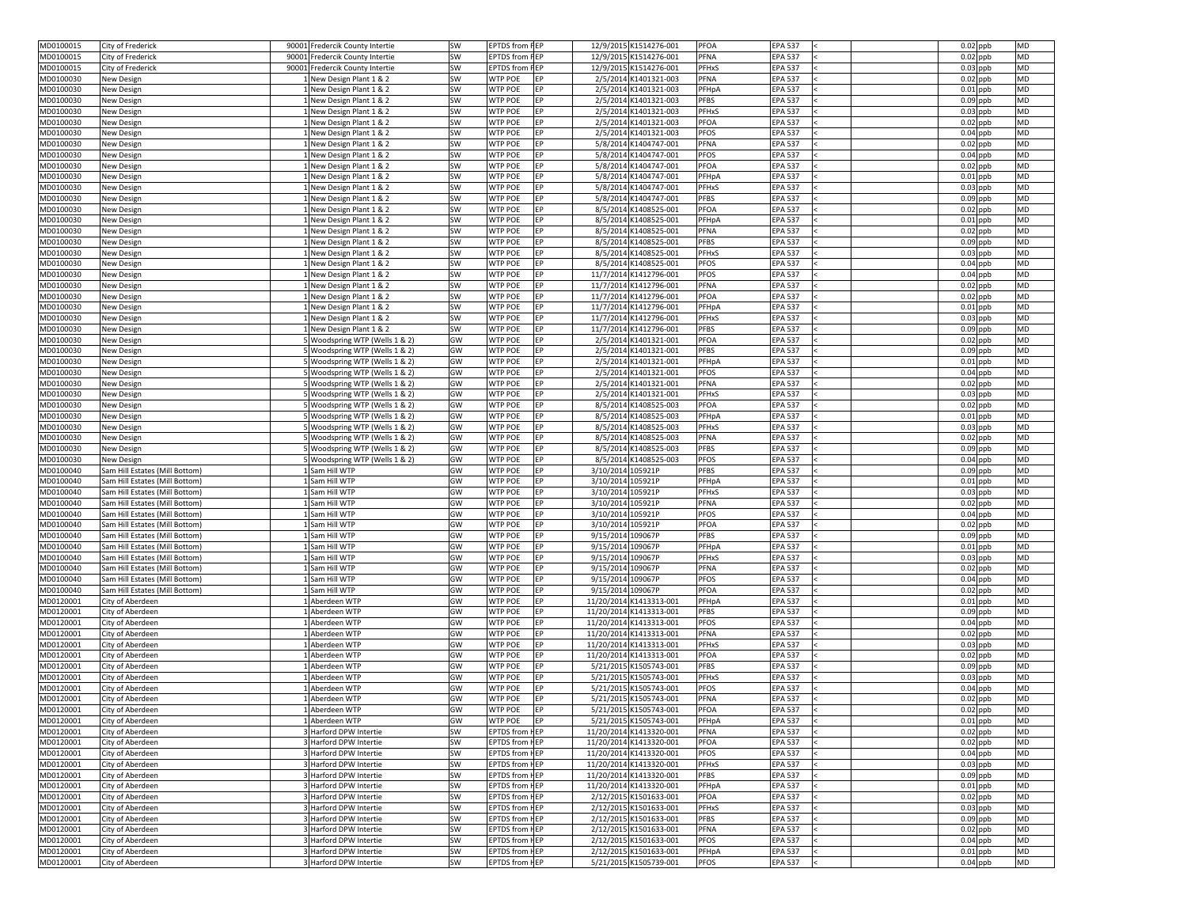| | | | | | | | | | | | | | | |
|---|---|---|---|---|---|---|---|---|---|---|---|---|---|---|
| MD0100015 | City of Frederick | 90001 | Fredercik County Intertie | SW | EPTDS from F | EP | 12/9/2015 | K1514276-001 | PFOA | EPA 537 | < | | 0.02 | ppb | MD |
| MD0100015 | City of Frederick | 90001 | Fredercik County Intertie | SW | EPTDS from F | EP | 12/9/2015 | K1514276-001 | PFNA | EPA 537 | < | | 0.02 | ppb | MD |
| MD0100015 | City of Frederick | 90001 | Fredercik County Intertie | SW | EPTDS from F | EP | 12/9/2015 | K1514276-001 | PFHxS | EPA 537 | < | | 0.03 | ppb | MD |
| MD0100030 | New Design | 1 | New Design Plant 1 & 2 | SW | WTP POE | EP | 2/5/2014 | K1401321-003 | PFNA | EPA 537 | < | | 0.02 | ppb | MD |
| MD0100030 | New Design | 1 | New Design Plant 1 & 2 | SW | WTP POE | EP | 2/5/2014 | K1401321-003 | PFHpA | EPA 537 | < | | 0.01 | ppb | MD |
| MD0100030 | New Design | 1 | New Design Plant 1 & 2 | SW | WTP POE | EP | 2/5/2014 | K1401321-003 | PFBS | EPA 537 | < | | 0.09 | ppb | MD |
| MD0100030 | New Design | 1 | New Design Plant 1 & 2 | SW | WTP POE | EP | 2/5/2014 | K1401321-003 | PFHxS | EPA 537 | < | | 0.03 | ppb | MD |
| MD0100030 | New Design | 1 | New Design Plant 1 & 2 | SW | WTP POE | EP | 2/5/2014 | K1401321-003 | PFOA | EPA 537 | < | | 0.02 | ppb | MD |
| MD0100030 | New Design | 1 | New Design Plant 1 & 2 | SW | WTP POE | EP | 2/5/2014 | K1401321-003 | PFOS | EPA 537 | < | | 0.04 | ppb | MD |
| MD0100030 | New Design | 1 | New Design Plant 1 & 2 | SW | WTP POE | EP | 5/8/2014 | K1404747-001 | PFNA | EPA 537 | < | | 0.02 | ppb | MD |
| MD0100030 | New Design | 1 | New Design Plant 1 & 2 | SW | WTP POE | EP | 5/8/2014 | K1404747-001 | PFOS | EPA 537 | < | | 0.04 | ppb | MD |
| MD0100030 | New Design | 1 | New Design Plant 1 & 2 | SW | WTP POE | EP | 5/8/2014 | K1404747-001 | PFOA | EPA 537 | < | | 0.02 | ppb | MD |
| MD0100030 | New Design | 1 | New Design Plant 1 & 2 | SW | WTP POE | EP | 5/8/2014 | K1404747-001 | PFHpA | EPA 537 | < | | 0.01 | ppb | MD |
| MD0100030 | New Design | 1 | New Design Plant 1 & 2 | SW | WTP POE | EP | 5/8/2014 | K1404747-001 | PFHxS | EPA 537 | < | | 0.03 | ppb | MD |
| MD0100030 | New Design | 1 | New Design Plant 1 & 2 | SW | WTP POE | EP | 5/8/2014 | K1404747-001 | PFBS | EPA 537 | < | | 0.09 | ppb | MD |
| MD0100030 | New Design | 1 | New Design Plant 1 & 2 | SW | WTP POE | EP | 8/5/2014 | K1408525-001 | PFOA | EPA 537 | < | | 0.02 | ppb | MD |
| MD0100030 | New Design | 1 | New Design Plant 1 & 2 | SW | WTP POE | EP | 8/5/2014 | K1408525-001 | PFHpA | EPA 537 | < | | 0.01 | ppb | MD |
| MD0100030 | New Design | 1 | New Design Plant 1 & 2 | SW | WTP POE | EP | 8/5/2014 | K1408525-001 | PFNA | EPA 537 | < | | 0.02 | ppb | MD |
| MD0100030 | New Design | 1 | New Design Plant 1 & 2 | SW | WTP POE | EP | 8/5/2014 | K1408525-001 | PFBS | EPA 537 | < | | 0.09 | ppb | MD |
| MD0100030 | New Design | 1 | New Design Plant 1 & 2 | SW | WTP POE | EP | 8/5/2014 | K1408525-001 | PFHxS | EPA 537 | < | | 0.03 | ppb | MD |
| MD0100030 | New Design | 1 | New Design Plant 1 & 2 | SW | WTP POE | EP | 8/5/2014 | K1408525-001 | PFOS | EPA 537 | < | | 0.04 | ppb | MD |
| MD0100030 | New Design | 1 | New Design Plant 1 & 2 | SW | WTP POE | EP | 11/7/2014 | K1412796-001 | PFOS | EPA 537 | < | | 0.04 | ppb | MD |
| MD0100030 | New Design | 1 | New Design Plant 1 & 2 | SW | WTP POE | EP | 11/7/2014 | K1412796-001 | PFNA | EPA 537 | < | | 0.02 | ppb | MD |
| MD0100030 | New Design | 1 | New Design Plant 1 & 2 | SW | WTP POE | EP | 11/7/2014 | K1412796-001 | PFOA | EPA 537 | < | | 0.02 | ppb | MD |
| MD0100030 | New Design | 1 | New Design Plant 1 & 2 | SW | WTP POE | EP | 11/7/2014 | K1412796-001 | PFHpA | EPA 537 | < | | 0.01 | ppb | MD |
| MD0100030 | New Design | 1 | New Design Plant 1 & 2 | SW | WTP POE | EP | 11/7/2014 | K1412796-001 | PFHxS | EPA 537 | < | | 0.03 | ppb | MD |
| MD0100030 | New Design | 1 | New Design Plant 1 & 2 | SW | WTP POE | EP | 11/7/2014 | K1412796-001 | PFBS | EPA 537 | < | | 0.09 | ppb | MD |
| MD0100030 | New Design | 5 | Woodspring WTP (Wells 1 & 2) | GW | WTP POE | EP | 2/5/2014 | K1401321-001 | PFOA | EPA 537 | < | | 0.02 | ppb | MD |
| MD0100030 | New Design | 5 | Woodspring WTP (Wells 1 & 2) | GW | WTP POE | EP | 2/5/2014 | K1401321-001 | PFBS | EPA 537 | < | | 0.09 | ppb | MD |
| MD0100030 | New Design | 5 | Woodspring WTP (Wells 1 & 2) | GW | WTP POE | EP | 2/5/2014 | K1401321-001 | PFHpA | EPA 537 | < | | 0.01 | ppb | MD |
| MD0100030 | New Design | 5 | Woodspring WTP (Wells 1 & 2) | GW | WTP POE | EP | 2/5/2014 | K1401321-001 | PFOS | EPA 537 | < | | 0.04 | ppb | MD |
| MD0100030 | New Design | 5 | Woodspring WTP (Wells 1 & 2) | GW | WTP POE | EP | 2/5/2014 | K1401321-001 | PFNA | EPA 537 | < | | 0.02 | ppb | MD |
| MD0100030 | New Design | 5 | Woodspring WTP (Wells 1 & 2) | GW | WTP POE | EP | 2/5/2014 | K1401321-001 | PFHxS | EPA 537 | < | | 0.03 | ppb | MD |
| MD0100030 | New Design | 5 | Woodspring WTP (Wells 1 & 2) | GW | WTP POE | EP | 8/5/2014 | K1408525-003 | PFOA | EPA 537 | < | | 0.02 | ppb | MD |
| MD0100030 | New Design | 5 | Woodspring WTP (Wells 1 & 2) | GW | WTP POE | EP | 8/5/2014 | K1408525-003 | PFHpA | EPA 537 | < | | 0.01 | ppb | MD |
| MD0100030 | New Design | 5 | Woodspring WTP (Wells 1 & 2) | GW | WTP POE | EP | 8/5/2014 | K1408525-003 | PFHxS | EPA 537 | < | | 0.03 | ppb | MD |
| MD0100030 | New Design | 5 | Woodspring WTP (Wells 1 & 2) | GW | WTP POE | EP | 8/5/2014 | K1408525-003 | PFNA | EPA 537 | < | | 0.02 | ppb | MD |
| MD0100030 | New Design | 5 | Woodspring WTP (Wells 1 & 2) | GW | WTP POE | EP | 8/5/2014 | K1408525-003 | PFBS | EPA 537 | < | | 0.09 | ppb | MD |
| MD0100030 | New Design | 5 | Woodspring WTP (Wells 1 & 2) | GW | WTP POE | EP | 8/5/2014 | K1408525-003 | PFOS | EPA 537 | < | | 0.04 | ppb | MD |
| MD0100040 | Sam Hill Estates (Mill Bottom) | 1 | Sam Hill WTP | GW | WTP POE | EP | 3/10/2014 | 105921P | PFBS | EPA 537 | < | | 0.09 | ppb | MD |
| MD0100040 | Sam Hill Estates (Mill Bottom) | 1 | Sam Hill WTP | GW | WTP POE | EP | 3/10/2014 | 105921P | PFHpA | EPA 537 | < | | 0.01 | ppb | MD |
| MD0100040 | Sam Hill Estates (Mill Bottom) | 1 | Sam Hill WTP | GW | WTP POE | EP | 3/10/2014 | 105921P | PFHxS | EPA 537 | < | | 0.03 | ppb | MD |
| MD0100040 | Sam Hill Estates (Mill Bottom) | 1 | Sam Hill WTP | GW | WTP POE | EP | 3/10/2014 | 105921P | PFNA | EPA 537 | < | | 0.02 | ppb | MD |
| MD0100040 | Sam Hill Estates (Mill Bottom) | 1 | Sam Hill WTP | GW | WTP POE | EP | 3/10/2014 | 105921P | PFOS | EPA 537 | < | | 0.04 | ppb | MD |
| MD0100040 | Sam Hill Estates (Mill Bottom) | 1 | Sam Hill WTP | GW | WTP POE | EP | 3/10/2014 | 105921P | PFOA | EPA 537 | < | | 0.02 | ppb | MD |
| MD0100040 | Sam Hill Estates (Mill Bottom) | 1 | Sam Hill WTP | GW | WTP POE | EP | 9/15/2014 | 109067P | PFBS | EPA 537 | < | | 0.09 | ppb | MD |
| MD0100040 | Sam Hill Estates (Mill Bottom) | 1 | Sam Hill WTP | GW | WTP POE | EP | 9/15/2014 | 109067P | PFHpA | EPA 537 | < | | 0.01 | ppb | MD |
| MD0100040 | Sam Hill Estates (Mill Bottom) | 1 | Sam Hill WTP | GW | WTP POE | EP | 9/15/2014 | 109067P | PFHxS | EPA 537 | < | | 0.03 | ppb | MD |
| MD0100040 | Sam Hill Estates (Mill Bottom) | 1 | Sam Hill WTP | GW | WTP POE | EP | 9/15/2014 | 109067P | PFNA | EPA 537 | < | | 0.02 | ppb | MD |
| MD0100040 | Sam Hill Estates (Mill Bottom) | 1 | Sam Hill WTP | GW | WTP POE | EP | 9/15/2014 | 109067P | PFOS | EPA 537 | < | | 0.04 | ppb | MD |
| MD0100040 | Sam Hill Estates (Mill Bottom) | 1 | Sam Hill WTP | GW | WTP POE | EP | 9/15/2014 | 109067P | PFOA | EPA 537 | < | | 0.02 | ppb | MD |
| MD0120001 | City of Aberdeen | 1 | Aberdeen WTP | GW | WTP POE | EP | 11/20/2014 | K1413313-001 | PFHpA | EPA 537 | < | | 0.01 | ppb | MD |
| MD0120001 | City of Aberdeen | 1 | Aberdeen WTP | GW | WTP POE | EP | 11/20/2014 | K1413313-001 | PFBS | EPA 537 | < | | 0.09 | ppb | MD |
| MD0120001 | City of Aberdeen | 1 | Aberdeen WTP | GW | WTP POE | EP | 11/20/2014 | K1413313-001 | PFOS | EPA 537 | < | | 0.04 | ppb | MD |
| MD0120001 | City of Aberdeen | 1 | Aberdeen WTP | GW | WTP POE | EP | 11/20/2014 | K1413313-001 | PFNA | EPA 537 | < | | 0.02 | ppb | MD |
| MD0120001 | City of Aberdeen | 1 | Aberdeen WTP | GW | WTP POE | EP | 11/20/2014 | K1413313-001 | PFHxS | EPA 537 | < | | 0.03 | ppb | MD |
| MD0120001 | City of Aberdeen | 1 | Aberdeen WTP | GW | WTP POE | EP | 11/20/2014 | K1413313-001 | PFOA | EPA 537 | < | | 0.02 | ppb | MD |
| MD0120001 | City of Aberdeen | 1 | Aberdeen WTP | GW | WTP POE | EP | 5/21/2015 | K1505743-001 | PFBS | EPA 537 | < | | 0.09 | ppb | MD |
| MD0120001 | City of Aberdeen | 1 | Aberdeen WTP | GW | WTP POE | EP | 5/21/2015 | K1505743-001 | PFHxS | EPA 537 | < | | 0.03 | ppb | MD |
| MD0120001 | City of Aberdeen | 1 | Aberdeen WTP | GW | WTP POE | EP | 5/21/2015 | K1505743-001 | PFOS | EPA 537 | < | | 0.04 | ppb | MD |
| MD0120001 | City of Aberdeen | 1 | Aberdeen WTP | GW | WTP POE | EP | 5/21/2015 | K1505743-001 | PFNA | EPA 537 | < | | 0.02 | ppb | MD |
| MD0120001 | City of Aberdeen | 1 | Aberdeen WTP | GW | WTP POE | EP | 5/21/2015 | K1505743-001 | PFOA | EPA 537 | < | | 0.02 | ppb | MD |
| MD0120001 | City of Aberdeen | 1 | Aberdeen WTP | GW | WTP POE | EP | 5/21/2015 | K1505743-001 | PFHpA | EPA 537 | < | | 0.01 | ppb | MD |
| MD0120001 | City of Aberdeen | 3 | Harford DPW Intertie | SW | EPTDS from H | EP | 11/20/2014 | K1413320-001 | PFNA | EPA 537 | < | | 0.02 | ppb | MD |
| MD0120001 | City of Aberdeen | 3 | Harford DPW Intertie | SW | EPTDS from H | EP | 11/20/2014 | K1413320-001 | PFOA | EPA 537 | < | | 0.02 | ppb | MD |
| MD0120001 | City of Aberdeen | 3 | Harford DPW Intertie | SW | EPTDS from H | EP | 11/20/2014 | K1413320-001 | PFOS | EPA 537 | < | | 0.04 | ppb | MD |
| MD0120001 | City of Aberdeen | 3 | Harford DPW Intertie | SW | EPTDS from H | EP | 11/20/2014 | K1413320-001 | PFHxS | EPA 537 | < | | 0.03 | ppb | MD |
| MD0120001 | City of Aberdeen | 3 | Harford DPW Intertie | SW | EPTDS from H | EP | 11/20/2014 | K1413320-001 | PFBS | EPA 537 | < | | 0.09 | ppb | MD |
| MD0120001 | City of Aberdeen | 3 | Harford DPW Intertie | SW | EPTDS from H | EP | 11/20/2014 | K1413320-001 | PFHpA | EPA 537 | < | | 0.01 | ppb | MD |
| MD0120001 | City of Aberdeen | 3 | Harford DPW Intertie | SW | EPTDS from H | EP | 2/12/2015 | K1501633-001 | PFOA | EPA 537 | < | | 0.02 | ppb | MD |
| MD0120001 | City of Aberdeen | 3 | Harford DPW Intertie | SW | EPTDS from H | EP | 2/12/2015 | K1501633-001 | PFHxS | EPA 537 | < | | 0.03 | ppb | MD |
| MD0120001 | City of Aberdeen | 3 | Harford DPW Intertie | SW | EPTDS from H | EP | 2/12/2015 | K1501633-001 | PFBS | EPA 537 | < | | 0.09 | ppb | MD |
| MD0120001 | City of Aberdeen | 3 | Harford DPW Intertie | SW | EPTDS from H | EP | 2/12/2015 | K1501633-001 | PFNA | EPA 537 | < | | 0.02 | ppb | MD |
| MD0120001 | City of Aberdeen | 3 | Harford DPW Intertie | SW | EPTDS from H | EP | 2/12/2015 | K1501633-001 | PFOS | EPA 537 | < | | 0.04 | ppb | MD |
| MD0120001 | City of Aberdeen | 3 | Harford DPW Intertie | SW | EPTDS from H | EP | 2/12/2015 | K1501633-001 | PFHpA | EPA 537 | < | | 0.01 | ppb | MD |
| MD0120001 | City of Aberdeen | 3 | Harford DPW Intertie | SW | EPTDS from H | EP | 5/21/2015 | K1505739-001 | PFOS | EPA 537 | < | | 0.04 | ppb | MD |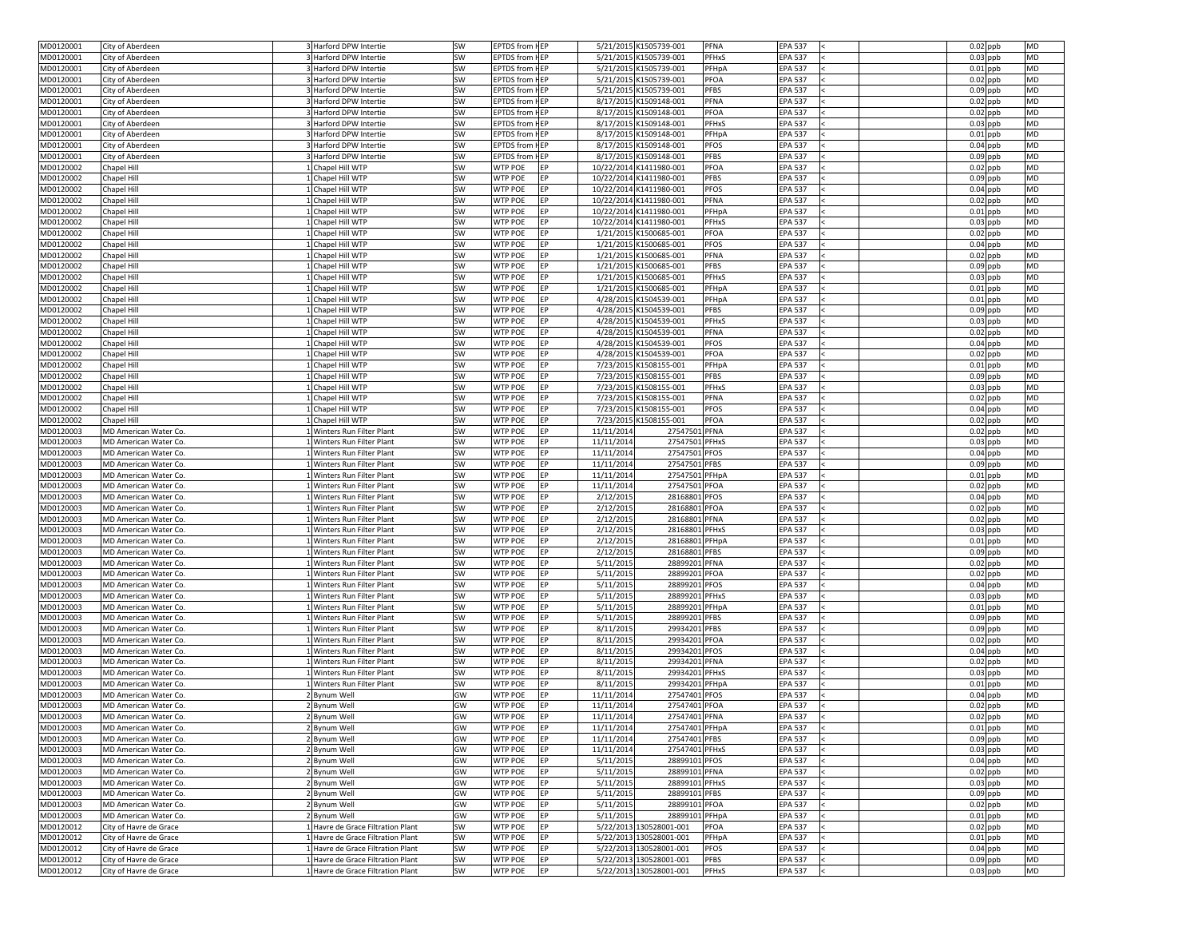| | | | | | | | | | | | | | | | |
|---|---|---|---|---|---|---|---|---|---|---|---|---|---|---|---|
| MD0120001 | City of Aberdeen | 3 | Harford DPW Intertie | SW | EPTDS from H | EP | 5/21/2015 | K1505739-001 | PFNA | EPA 537 | < | | 0.02 | ppb | MD |
| MD0120001 | City of Aberdeen | 3 | Harford DPW Intertie | SW | EPTDS from H | EP | 5/21/2015 | K1505739-001 | PFHxS | EPA 537 | < | | 0.03 | ppb | MD |
| MD0120001 | City of Aberdeen | 3 | Harford DPW Intertie | SW | EPTDS from H | EP | 5/21/2015 | K1505739-001 | PFHpA | EPA 537 | < | | 0.01 | ppb | MD |
| MD0120001 | City of Aberdeen | 3 | Harford DPW Intertie | SW | EPTDS from H | EP | 5/21/2015 | K1505739-001 | PFOA | EPA 537 | < | | 0.02 | ppb | MD |
| MD0120001 | City of Aberdeen | 3 | Harford DPW Intertie | SW | EPTDS from H | EP | 5/21/2015 | K1505739-001 | PFBS | EPA 537 | < | | 0.09 | ppb | MD |
| MD0120001 | City of Aberdeen | 3 | Harford DPW Intertie | SW | EPTDS from H | EP | 8/17/2015 | K1509148-001 | PFNA | EPA 537 | < | | 0.02 | ppb | MD |
| MD0120001 | City of Aberdeen | 3 | Harford DPW Intertie | SW | EPTDS from H | EP | 8/17/2015 | K1509148-001 | PFOA | EPA 537 | < | | 0.02 | ppb | MD |
| MD0120001 | City of Aberdeen | 3 | Harford DPW Intertie | SW | EPTDS from H | EP | 8/17/2015 | K1509148-001 | PFHxS | EPA 537 | < | | 0.03 | ppb | MD |
| MD0120001 | City of Aberdeen | 3 | Harford DPW Intertie | SW | EPTDS from H | EP | 8/17/2015 | K1509148-001 | PFHpA | EPA 537 | < | | 0.01 | ppb | MD |
| MD0120001 | City of Aberdeen | 3 | Harford DPW Intertie | SW | EPTDS from H | EP | 8/17/2015 | K1509148-001 | PFOS | EPA 537 | < | | 0.04 | ppb | MD |
| MD0120001 | City of Aberdeen | 3 | Harford DPW Intertie | SW | EPTDS from H | EP | 8/17/2015 | K1509148-001 | PFBS | EPA 537 | < | | 0.09 | ppb | MD |
| MD0120002 | Chapel Hill | 1 | Chapel Hill WTP | SW | WTP POE | EP | 10/22/2014 | K1411980-001 | PFOA | EPA 537 | < | | 0.02 | ppb | MD |
| MD0120002 | Chapel Hill | 1 | Chapel Hill WTP | SW | WTP POE | EP | 10/22/2014 | K1411980-001 | PFBS | EPA 537 | < | | 0.09 | ppb | MD |
| MD0120002 | Chapel Hill | 1 | Chapel Hill WTP | SW | WTP POE | EP | 10/22/2014 | K1411980-001 | PFOS | EPA 537 | < | | 0.04 | ppb | MD |
| MD0120002 | Chapel Hill | 1 | Chapel Hill WTP | SW | WTP POE | EP | 10/22/2014 | K1411980-001 | PFNA | EPA 537 | < | | 0.02 | ppb | MD |
| MD0120002 | Chapel Hill | 1 | Chapel Hill WTP | SW | WTP POE | EP | 10/22/2014 | K1411980-001 | PFHpA | EPA 537 | < | | 0.01 | ppb | MD |
| MD0120002 | Chapel Hill | 1 | Chapel Hill WTP | SW | WTP POE | EP | 10/22/2014 | K1411980-001 | PFHxS | EPA 537 | < | | 0.03 | ppb | MD |
| MD0120002 | Chapel Hill | 1 | Chapel Hill WTP | SW | WTP POE | EP | 1/21/2015 | K1500685-001 | PFOA | EPA 537 | < | | 0.02 | ppb | MD |
| MD0120002 | Chapel Hill | 1 | Chapel Hill WTP | SW | WTP POE | EP | 1/21/2015 | K1500685-001 | PFOS | EPA 537 | < | | 0.04 | ppb | MD |
| MD0120002 | Chapel Hill | 1 | Chapel Hill WTP | SW | WTP POE | EP | 1/21/2015 | K1500685-001 | PFNA | EPA 537 | < | | 0.02 | ppb | MD |
| MD0120002 | Chapel Hill | 1 | Chapel Hill WTP | SW | WTP POE | EP | 1/21/2015 | K1500685-001 | PFBS | EPA 537 | < | | 0.09 | ppb | MD |
| MD0120002 | Chapel Hill | 1 | Chapel Hill WTP | SW | WTP POE | EP | 1/21/2015 | K1500685-001 | PFHxS | EPA 537 | < | | 0.03 | ppb | MD |
| MD0120002 | Chapel Hill | 1 | Chapel Hill WTP | SW | WTP POE | EP | 1/21/2015 | K1500685-001 | PFHpA | EPA 537 | < | | 0.01 | ppb | MD |
| MD0120002 | Chapel Hill | 1 | Chapel Hill WTP | SW | WTP POE | EP | 4/28/2015 | K1504539-001 | PFHpA | EPA 537 | < | | 0.01 | ppb | MD |
| MD0120002 | Chapel Hill | 1 | Chapel Hill WTP | SW | WTP POE | EP | 4/28/2015 | K1504539-001 | PFBS | EPA 537 | < | | 0.09 | ppb | MD |
| MD0120002 | Chapel Hill | 1 | Chapel Hill WTP | SW | WTP POE | EP | 4/28/2015 | K1504539-001 | PFHxS | EPA 537 | < | | 0.03 | ppb | MD |
| MD0120002 | Chapel Hill | 1 | Chapel Hill WTP | SW | WTP POE | EP | 4/28/2015 | K1504539-001 | PFNA | EPA 537 | < | | 0.02 | ppb | MD |
| MD0120002 | Chapel Hill | 1 | Chapel Hill WTP | SW | WTP POE | EP | 4/28/2015 | K1504539-001 | PFOS | EPA 537 | < | | 0.04 | ppb | MD |
| MD0120002 | Chapel Hill | 1 | Chapel Hill WTP | SW | WTP POE | EP | 4/28/2015 | K1504539-001 | PFOA | EPA 537 | < | | 0.02 | ppb | MD |
| MD0120002 | Chapel Hill | 1 | Chapel Hill WTP | SW | WTP POE | EP | 7/23/2015 | K1508155-001 | PFHpA | EPA 537 | < | | 0.01 | ppb | MD |
| MD0120002 | Chapel Hill | 1 | Chapel Hill WTP | SW | WTP POE | EP | 7/23/2015 | K1508155-001 | PFBS | EPA 537 | < | | 0.09 | ppb | MD |
| MD0120002 | Chapel Hill | 1 | Chapel Hill WTP | SW | WTP POE | EP | 7/23/2015 | K1508155-001 | PFHxS | EPA 537 | < | | 0.03 | ppb | MD |
| MD0120002 | Chapel Hill | 1 | Chapel Hill WTP | SW | WTP POE | EP | 7/23/2015 | K1508155-001 | PFNA | EPA 537 | < | | 0.02 | ppb | MD |
| MD0120002 | Chapel Hill | 1 | Chapel Hill WTP | SW | WTP POE | EP | 7/23/2015 | K1508155-001 | PFOS | EPA 537 | < | | 0.04 | ppb | MD |
| MD0120002 | Chapel Hill | 1 | Chapel Hill WTP | SW | WTP POE | EP | 7/23/2015 | K1508155-001 | PFOA | EPA 537 | < | | 0.02 | ppb | MD |
| MD0120003 | MD American Water Co. | 1 | Winters Run Filter Plant | SW | WTP POE | EP | 11/11/2014 | 27547501 | PFNA | EPA 537 | < | | 0.02 | ppb | MD |
| MD0120003 | MD American Water Co. | 1 | Winters Run Filter Plant | SW | WTP POE | EP | 11/11/2014 | 27547501 | PFHxS | EPA 537 | < | | 0.03 | ppb | MD |
| MD0120003 | MD American Water Co. | 1 | Winters Run Filter Plant | SW | WTP POE | EP | 11/11/2014 | 27547501 | PFOS | EPA 537 | < | | 0.04 | ppb | MD |
| MD0120003 | MD American Water Co. | 1 | Winters Run Filter Plant | SW | WTP POE | EP | 11/11/2014 | 27547501 | PFBS | EPA 537 | < | | 0.09 | ppb | MD |
| MD0120003 | MD American Water Co. | 1 | Winters Run Filter Plant | SW | WTP POE | EP | 11/11/2014 | 27547501 | PFHpA | EPA 537 | < | | 0.01 | ppb | MD |
| MD0120003 | MD American Water Co. | 1 | Winters Run Filter Plant | SW | WTP POE | EP | 11/11/2014 | 27547501 | PFOA | EPA 537 | < | | 0.02 | ppb | MD |
| MD0120003 | MD American Water Co. | 1 | Winters Run Filter Plant | SW | WTP POE | EP | 2/12/2015 | 28168801 | PFOS | EPA 537 | < | | 0.04 | ppb | MD |
| MD0120003 | MD American Water Co. | 1 | Winters Run Filter Plant | SW | WTP POE | EP | 2/12/2015 | 28168801 | PFOA | EPA 537 | < | | 0.02 | ppb | MD |
| MD0120003 | MD American Water Co. | 1 | Winters Run Filter Plant | SW | WTP POE | EP | 2/12/2015 | 28168801 | PFNA | EPA 537 | < | | 0.02 | ppb | MD |
| MD0120003 | MD American Water Co. | 1 | Winters Run Filter Plant | SW | WTP POE | EP | 2/12/2015 | 28168801 | PFHxS | EPA 537 | < | | 0.03 | ppb | MD |
| MD0120003 | MD American Water Co. | 1 | Winters Run Filter Plant | SW | WTP POE | EP | 2/12/2015 | 28168801 | PFHpA | EPA 537 | < | | 0.01 | ppb | MD |
| MD0120003 | MD American Water Co. | 1 | Winters Run Filter Plant | SW | WTP POE | EP | 2/12/2015 | 28168801 | PFBS | EPA 537 | < | | 0.09 | ppb | MD |
| MD0120003 | MD American Water Co. | 1 | Winters Run Filter Plant | SW | WTP POE | EP | 5/11/2015 | 28899201 | PFNA | EPA 537 | < | | 0.02 | ppb | MD |
| MD0120003 | MD American Water Co. | 1 | Winters Run Filter Plant | SW | WTP POE | EP | 5/11/2015 | 28899201 | PFOA | EPA 537 | < | | 0.02 | ppb | MD |
| MD0120003 | MD American Water Co. | 1 | Winters Run Filter Plant | SW | WTP POE | EP | 5/11/2015 | 28899201 | PFOS | EPA 537 | < | | 0.04 | ppb | MD |
| MD0120003 | MD American Water Co. | 1 | Winters Run Filter Plant | SW | WTP POE | EP | 5/11/2015 | 28899201 | PFHxS | EPA 537 | < | | 0.03 | ppb | MD |
| MD0120003 | MD American Water Co. | 1 | Winters Run Filter Plant | SW | WTP POE | EP | 5/11/2015 | 28899201 | PFHpA | EPA 537 | < | | 0.01 | ppb | MD |
| MD0120003 | MD American Water Co. | 1 | Winters Run Filter Plant | SW | WTP POE | EP | 5/11/2015 | 28899201 | PFBS | EPA 537 | < | | 0.09 | ppb | MD |
| MD0120003 | MD American Water Co. | 1 | Winters Run Filter Plant | SW | WTP POE | EP | 8/11/2015 | 29934201 | PFBS | EPA 537 | < | | 0.09 | ppb | MD |
| MD0120003 | MD American Water Co. | 1 | Winters Run Filter Plant | SW | WTP POE | EP | 8/11/2015 | 29934201 | PFOA | EPA 537 | < | | 0.02 | ppb | MD |
| MD0120003 | MD American Water Co. | 1 | Winters Run Filter Plant | SW | WTP POE | EP | 8/11/2015 | 29934201 | PFOS | EPA 537 | < | | 0.04 | ppb | MD |
| MD0120003 | MD American Water Co. | 1 | Winters Run Filter Plant | SW | WTP POE | EP | 8/11/2015 | 29934201 | PFNA | EPA 537 | < | | 0.02 | ppb | MD |
| MD0120003 | MD American Water Co. | 1 | Winters Run Filter Plant | SW | WTP POE | EP | 8/11/2015 | 29934201 | PFHxS | EPA 537 | < | | 0.03 | ppb | MD |
| MD0120003 | MD American Water Co. | 1 | Winters Run Filter Plant | SW | WTP POE | EP | 8/11/2015 | 29934201 | PFHpA | EPA 537 | < | | 0.01 | ppb | MD |
| MD0120003 | MD American Water Co. | 2 | Bynum Well | GW | WTP POE | EP | 11/11/2014 | 27547401 | PFOS | EPA 537 | < | | 0.04 | ppb | MD |
| MD0120003 | MD American Water Co. | 2 | Bynum Well | GW | WTP POE | EP | 11/11/2014 | 27547401 | PFOA | EPA 537 | < | | 0.02 | ppb | MD |
| MD0120003 | MD American Water Co. | 2 | Bynum Well | GW | WTP POE | EP | 11/11/2014 | 27547401 | PFNA | EPA 537 | < | | 0.02 | ppb | MD |
| MD0120003 | MD American Water Co. | 2 | Bynum Well | GW | WTP POE | EP | 11/11/2014 | 27547401 | PFHpA | EPA 537 | < | | 0.01 | ppb | MD |
| MD0120003 | MD American Water Co. | 2 | Bynum Well | GW | WTP POE | EP | 11/11/2014 | 27547401 | PFBS | EPA 537 | < | | 0.09 | ppb | MD |
| MD0120003 | MD American Water Co. | 2 | Bynum Well | GW | WTP POE | EP | 11/11/2014 | 27547401 | PFHxS | EPA 537 | < | | 0.03 | ppb | MD |
| MD0120003 | MD American Water Co. | 2 | Bynum Well | GW | WTP POE | EP | 5/11/2015 | 28899101 | PFOS | EPA 537 | < | | 0.04 | ppb | MD |
| MD0120003 | MD American Water Co. | 2 | Bynum Well | GW | WTP POE | EP | 5/11/2015 | 28899101 | PFNA | EPA 537 | < | | 0.02 | ppb | MD |
| MD0120003 | MD American Water Co. | 2 | Bynum Well | GW | WTP POE | EP | 5/11/2015 | 28899101 | PFHxS | EPA 537 | < | | 0.03 | ppb | MD |
| MD0120003 | MD American Water Co. | 2 | Bynum Well | GW | WTP POE | EP | 5/11/2015 | 28899101 | PFBS | EPA 537 | < | | 0.09 | ppb | MD |
| MD0120003 | MD American Water Co. | 2 | Bynum Well | GW | WTP POE | EP | 5/11/2015 | 28899101 | PFOA | EPA 537 | < | | 0.02 | ppb | MD |
| MD0120003 | MD American Water Co. | 2 | Bynum Well | GW | WTP POE | EP | 5/11/2015 | 28899101 | PFHpA | EPA 537 | < | | 0.01 | ppb | MD |
| MD0120012 | City of Havre de Grace | 1 | Havre de Grace Filtration Plant | SW | WTP POE | EP | 5/22/2013 | 130528001-001 | PFOA | EPA 537 | < | | 0.02 | ppb | MD |
| MD0120012 | City of Havre de Grace | 1 | Havre de Grace Filtration Plant | SW | WTP POE | EP | 5/22/2013 | 130528001-001 | PFHpA | EPA 537 | < | | 0.01 | ppb | MD |
| MD0120012 | City of Havre de Grace | 1 | Havre de Grace Filtration Plant | SW | WTP POE | EP | 5/22/2013 | 130528001-001 | PFOS | EPA 537 | < | | 0.04 | ppb | MD |
| MD0120012 | City of Havre de Grace | 1 | Havre de Grace Filtration Plant | SW | WTP POE | EP | 5/22/2013 | 130528001-001 | PFBS | EPA 537 | < | | 0.09 | ppb | MD |
| MD0120012 | City of Havre de Grace | 1 | Havre de Grace Filtration Plant | SW | WTP POE | EP | 5/22/2013 | 130528001-001 | PFHxS | EPA 537 | < | | 0.03 | ppb | MD |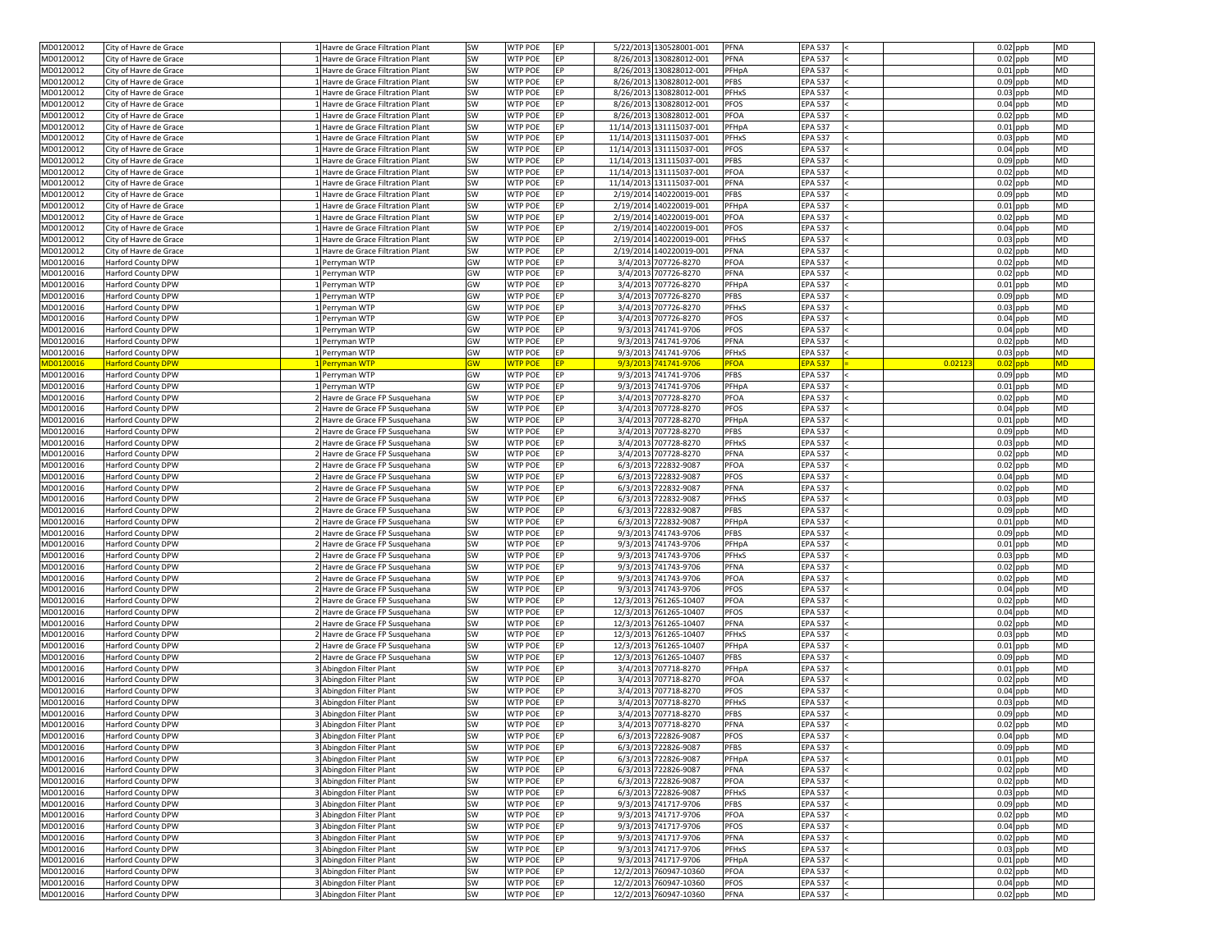| | | | | | | | | | | | | | | | |
|---|---|---|---|---|---|---|---|---|---|---|---|---|---|---|---|
| MD0120012 | City of Havre de Grace | 1 | Havre de Grace Filtration Plant | SW | WTP POE | EP | 5/22/2013 | 130528001-001 | PFNA | EPA 537 | < | | 0.02 | ppb | MD |
| MD0120012 | City of Havre de Grace | 1 | Havre de Grace Filtration Plant | SW | WTP POE | EP | 8/26/2013 | 130828012-001 | PFNA | EPA 537 | < | | 0.02 | ppb | MD |
| MD0120012 | City of Havre de Grace | 1 | Havre de Grace Filtration Plant | SW | WTP POE | EP | 8/26/2013 | 130828012-001 | PFHpA | EPA 537 | < | | 0.01 | ppb | MD |
| MD0120012 | City of Havre de Grace | 1 | Havre de Grace Filtration Plant | SW | WTP POE | EP | 8/26/2013 | 130828012-001 | PFBS | EPA 537 | < | | 0.09 | ppb | MD |
| MD0120012 | City of Havre de Grace | 1 | Havre de Grace Filtration Plant | SW | WTP POE | EP | 8/26/2013 | 130828012-001 | PFHxS | EPA 537 | < | | 0.03 | ppb | MD |
| MD0120012 | City of Havre de Grace | 1 | Havre de Grace Filtration Plant | SW | WTP POE | EP | 8/26/2013 | 130828012-001 | PFOS | EPA 537 | < | | 0.04 | ppb | MD |
| MD0120012 | City of Havre de Grace | 1 | Havre de Grace Filtration Plant | SW | WTP POE | EP | 8/26/2013 | 130828012-001 | PFOA | EPA 537 | < | | 0.02 | ppb | MD |
| MD0120012 | City of Havre de Grace | 1 | Havre de Grace Filtration Plant | SW | WTP POE | EP | 11/14/2013 | 131115037-001 | PFHpA | EPA 537 | < | | 0.01 | ppb | MD |
| MD0120012 | City of Havre de Grace | 1 | Havre de Grace Filtration Plant | SW | WTP POE | EP | 11/14/2013 | 131115037-001 | PFHxS | EPA 537 | < | | 0.03 | ppb | MD |
| MD0120012 | City of Havre de Grace | 1 | Havre de Grace Filtration Plant | SW | WTP POE | EP | 11/14/2013 | 131115037-001 | PFOS | EPA 537 | < | | 0.04 | ppb | MD |
| MD0120012 | City of Havre de Grace | 1 | Havre de Grace Filtration Plant | SW | WTP POE | EP | 11/14/2013 | 131115037-001 | PFBS | EPA 537 | < | | 0.09 | ppb | MD |
| MD0120012 | City of Havre de Grace | 1 | Havre de Grace Filtration Plant | SW | WTP POE | EP | 11/14/2013 | 131115037-001 | PFOA | EPA 537 | < | | 0.02 | ppb | MD |
| MD0120012 | City of Havre de Grace | 1 | Havre de Grace Filtration Plant | SW | WTP POE | EP | 11/14/2013 | 131115037-001 | PFNA | EPA 537 | < | | 0.02 | ppb | MD |
| MD0120012 | City of Havre de Grace | 1 | Havre de Grace Filtration Plant | SW | WTP POE | EP | 2/19/2014 | 140220019-001 | PFBS | EPA 537 | < | | 0.09 | ppb | MD |
| MD0120012 | City of Havre de Grace | 1 | Havre de Grace Filtration Plant | SW | WTP POE | EP | 2/19/2014 | 140220019-001 | PFHpA | EPA 537 | < | | 0.01 | ppb | MD |
| MD0120012 | City of Havre de Grace | 1 | Havre de Grace Filtration Plant | SW | WTP POE | EP | 2/19/2014 | 140220019-001 | PFOA | EPA 537 | < | | 0.02 | ppb | MD |
| MD0120012 | City of Havre de Grace | 1 | Havre de Grace Filtration Plant | SW | WTP POE | EP | 2/19/2014 | 140220019-001 | PFOS | EPA 537 | < | | 0.04 | ppb | MD |
| MD0120012 | City of Havre de Grace | 1 | Havre de Grace Filtration Plant | SW | WTP POE | EP | 2/19/2014 | 140220019-001 | PFHxS | EPA 537 | < | | 0.03 | ppb | MD |
| MD0120012 | City of Havre de Grace | 1 | Havre de Grace Filtration Plant | SW | WTP POE | EP | 2/19/2014 | 140220019-001 | PFNA | EPA 537 | < | | 0.02 | ppb | MD |
| MD0120016 | Harford County DPW | 1 | Perryman WTP | GW | WTP POE | EP | 3/4/2013 | 707726-8270 | PFOA | EPA 537 | < | | 0.02 | ppb | MD |
| MD0120016 | Harford County DPW | 1 | Perryman WTP | GW | WTP POE | EP | 3/4/2013 | 707726-8270 | PFNA | EPA 537 | < | | 0.02 | ppb | MD |
| MD0120016 | Harford County DPW | 1 | Perryman WTP | GW | WTP POE | EP | 3/4/2013 | 707726-8270 | PFHpA | EPA 537 | < | | 0.01 | ppb | MD |
| MD0120016 | Harford County DPW | 1 | Perryman WTP | GW | WTP POE | EP | 3/4/2013 | 707726-8270 | PFBS | EPA 537 | < | | 0.09 | ppb | MD |
| MD0120016 | Harford County DPW | 1 | Perryman WTP | GW | WTP POE | EP | 3/4/2013 | 707726-8270 | PFHxS | EPA 537 | < | | 0.03 | ppb | MD |
| MD0120016 | Harford County DPW | 1 | Perryman WTP | GW | WTP POE | EP | 3/4/2013 | 707726-8270 | PFOS | EPA 537 | < | | 0.04 | ppb | MD |
| MD0120016 | Harford County DPW | 1 | Perryman WTP | GW | WTP POE | EP | 9/3/2013 | 741741-9706 | PFOS | EPA 537 | < | | 0.04 | ppb | MD |
| MD0120016 | Harford County DPW | 1 | Perryman WTP | GW | WTP POE | EP | 9/3/2013 | 741741-9706 | PFNA | EPA 537 | < | | 0.02 | ppb | MD |
| MD0120016 | Harford County DPW | 1 | Perryman WTP | GW | WTP POE | EP | 9/3/2013 | 741741-9706 | PFHxS | EPA 537 | < | | 0.03 | ppb | MD |
| MD0120016 | Harford County DPW | 1 | Perryman WTP | GW | WTP POE | EP | 9/3/2013 | 741741-9706 | PFOA | EPA 537 | = | 0.02123 | 0.02 | ppb | MD |
| MD0120016 | Harford County DPW | 1 | Perryman WTP | GW | WTP POE | EP | 9/3/2013 | 741741-9706 | PFBS | EPA 537 | < | | 0.09 | ppb | MD |
| MD0120016 | Harford County DPW | 1 | Perryman WTP | GW | WTP POE | EP | 9/3/2013 | 741741-9706 | PFHpA | EPA 537 | < | | 0.01 | ppb | MD |
| MD0120016 | Harford County DPW | 2 | Havre de Grace FP Susquehana | SW | WTP POE | EP | 3/4/2013 | 707728-8270 | PFOA | EPA 537 | < | | 0.02 | ppb | MD |
| MD0120016 | Harford County DPW | 2 | Havre de Grace FP Susquehana | SW | WTP POE | EP | 3/4/2013 | 707728-8270 | PFOS | EPA 537 | < | | 0.04 | ppb | MD |
| MD0120016 | Harford County DPW | 2 | Havre de Grace FP Susquehana | SW | WTP POE | EP | 3/4/2013 | 707728-8270 | PFHpA | EPA 537 | < | | 0.01 | ppb | MD |
| MD0120016 | Harford County DPW | 2 | Havre de Grace FP Susquehana | SW | WTP POE | EP | 3/4/2013 | 707728-8270 | PFBS | EPA 537 | < | | 0.09 | ppb | MD |
| MD0120016 | Harford County DPW | 2 | Havre de Grace FP Susquehana | SW | WTP POE | EP | 3/4/2013 | 707728-8270 | PFHxS | EPA 537 | < | | 0.03 | ppb | MD |
| MD0120016 | Harford County DPW | 2 | Havre de Grace FP Susquehana | SW | WTP POE | EP | 3/4/2013 | 707728-8270 | PFNA | EPA 537 | < | | 0.02 | ppb | MD |
| MD0120016 | Harford County DPW | 2 | Havre de Grace FP Susquehana | SW | WTP POE | EP | 6/3/2013 | 722832-9087 | PFOA | EPA 537 | < | | 0.02 | ppb | MD |
| MD0120016 | Harford County DPW | 2 | Havre de Grace FP Susquehana | SW | WTP POE | EP | 6/3/2013 | 722832-9087 | PFOS | EPA 537 | < | | 0.04 | ppb | MD |
| MD0120016 | Harford County DPW | 2 | Havre de Grace FP Susquehana | SW | WTP POE | EP | 6/3/2013 | 722832-9087 | PFNA | EPA 537 | < | | 0.02 | ppb | MD |
| MD0120016 | Harford County DPW | 2 | Havre de Grace FP Susquehana | SW | WTP POE | EP | 6/3/2013 | 722832-9087 | PFHxS | EPA 537 | < | | 0.03 | ppb | MD |
| MD0120016 | Harford County DPW | 2 | Havre de Grace FP Susquehana | SW | WTP POE | EP | 6/3/2013 | 722832-9087 | PFBS | EPA 537 | < | | 0.09 | ppb | MD |
| MD0120016 | Harford County DPW | 2 | Havre de Grace FP Susquehana | SW | WTP POE | EP | 6/3/2013 | 722832-9087 | PFHpA | EPA 537 | < | | 0.01 | ppb | MD |
| MD0120016 | Harford County DPW | 2 | Havre de Grace FP Susquehana | SW | WTP POE | EP | 9/3/2013 | 741743-9706 | PFBS | EPA 537 | < | | 0.09 | ppb | MD |
| MD0120016 | Harford County DPW | 2 | Havre de Grace FP Susquehana | SW | WTP POE | EP | 9/3/2013 | 741743-9706 | PFHpA | EPA 537 | < | | 0.01 | ppb | MD |
| MD0120016 | Harford County DPW | 2 | Havre de Grace FP Susquehana | SW | WTP POE | EP | 9/3/2013 | 741743-9706 | PFHxS | EPA 537 | < | | 0.03 | ppb | MD |
| MD0120016 | Harford County DPW | 2 | Havre de Grace FP Susquehana | SW | WTP POE | EP | 9/3/2013 | 741743-9706 | PFNA | EPA 537 | < | | 0.02 | ppb | MD |
| MD0120016 | Harford County DPW | 2 | Havre de Grace FP Susquehana | SW | WTP POE | EP | 9/3/2013 | 741743-9706 | PFOA | EPA 537 | < | | 0.02 | ppb | MD |
| MD0120016 | Harford County DPW | 2 | Havre de Grace FP Susquehana | SW | WTP POE | EP | 9/3/2013 | 741743-9706 | PFOS | EPA 537 | < | | 0.04 | ppb | MD |
| MD0120016 | Harford County DPW | 2 | Havre de Grace FP Susquehana | SW | WTP POE | EP | 12/3/2013 | 761265-10407 | PFOA | EPA 537 | < | | 0.02 | ppb | MD |
| MD0120016 | Harford County DPW | 2 | Havre de Grace FP Susquehana | SW | WTP POE | EP | 12/3/2013 | 761265-10407 | PFOS | EPA 537 | < | | 0.04 | ppb | MD |
| MD0120016 | Harford County DPW | 2 | Havre de Grace FP Susquehana | SW | WTP POE | EP | 12/3/2013 | 761265-10407 | PFNA | EPA 537 | < | | 0.02 | ppb | MD |
| MD0120016 | Harford County DPW | 2 | Havre de Grace FP Susquehana | SW | WTP POE | EP | 12/3/2013 | 761265-10407 | PFHxS | EPA 537 | < | | 0.03 | ppb | MD |
| MD0120016 | Harford County DPW | 2 | Havre de Grace FP Susquehana | SW | WTP POE | EP | 12/3/2013 | 761265-10407 | PFHpA | EPA 537 | < | | 0.01 | ppb | MD |
| MD0120016 | Harford County DPW | 2 | Havre de Grace FP Susquehana | SW | WTP POE | EP | 12/3/2013 | 761265-10407 | PFBS | EPA 537 | < | | 0.09 | ppb | MD |
| MD0120016 | Harford County DPW | 3 | Abingdon Filter Plant | SW | WTP POE | EP | 3/4/2013 | 707718-8270 | PFHpA | EPA 537 | < | | 0.01 | ppb | MD |
| MD0120016 | Harford County DPW | 3 | Abingdon Filter Plant | SW | WTP POE | EP | 3/4/2013 | 707718-8270 | PFOA | EPA 537 | < | | 0.02 | ppb | MD |
| MD0120016 | Harford County DPW | 3 | Abingdon Filter Plant | SW | WTP POE | EP | 3/4/2013 | 707718-8270 | PFOS | EPA 537 | < | | 0.04 | ppb | MD |
| MD0120016 | Harford County DPW | 3 | Abingdon Filter Plant | SW | WTP POE | EP | 3/4/2013 | 707718-8270 | PFHxS | EPA 537 | < | | 0.03 | ppb | MD |
| MD0120016 | Harford County DPW | 3 | Abingdon Filter Plant | SW | WTP POE | EP | 3/4/2013 | 707718-8270 | PFBS | EPA 537 | < | | 0.09 | ppb | MD |
| MD0120016 | Harford County DPW | 3 | Abingdon Filter Plant | SW | WTP POE | EP | 3/4/2013 | 707718-8270 | PFNA | EPA 537 | < | | 0.02 | ppb | MD |
| MD0120016 | Harford County DPW | 3 | Abingdon Filter Plant | SW | WTP POE | EP | 6/3/2013 | 722826-9087 | PFOS | EPA 537 | < | | 0.04 | ppb | MD |
| MD0120016 | Harford County DPW | 3 | Abingdon Filter Plant | SW | WTP POE | EP | 6/3/2013 | 722826-9087 | PFBS | EPA 537 | < | | 0.09 | ppb | MD |
| MD0120016 | Harford County DPW | 3 | Abingdon Filter Plant | SW | WTP POE | EP | 6/3/2013 | 722826-9087 | PFHpA | EPA 537 | < | | 0.01 | ppb | MD |
| MD0120016 | Harford County DPW | 3 | Abingdon Filter Plant | SW | WTP POE | EP | 6/3/2013 | 722826-9087 | PFNA | EPA 537 | < | | 0.02 | ppb | MD |
| MD0120016 | Harford County DPW | 3 | Abingdon Filter Plant | SW | WTP POE | EP | 6/3/2013 | 722826-9087 | PFOA | EPA 537 | < | | 0.02 | ppb | MD |
| MD0120016 | Harford County DPW | 3 | Abingdon Filter Plant | SW | WTP POE | EP | 6/3/2013 | 722826-9087 | PFHxS | EPA 537 | < | | 0.03 | ppb | MD |
| MD0120016 | Harford County DPW | 3 | Abingdon Filter Plant | SW | WTP POE | EP | 9/3/2013 | 741717-9706 | PFBS | EPA 537 | < | | 0.09 | ppb | MD |
| MD0120016 | Harford County DPW | 3 | Abingdon Filter Plant | SW | WTP POE | EP | 9/3/2013 | 741717-9706 | PFOA | EPA 537 | < | | 0.02 | ppb | MD |
| MD0120016 | Harford County DPW | 3 | Abingdon Filter Plant | SW | WTP POE | EP | 9/3/2013 | 741717-9706 | PFOS | EPA 537 | < | | 0.04 | ppb | MD |
| MD0120016 | Harford County DPW | 3 | Abingdon Filter Plant | SW | WTP POE | EP | 9/3/2013 | 741717-9706 | PFNA | EPA 537 | < | | 0.02 | ppb | MD |
| MD0120016 | Harford County DPW | 3 | Abingdon Filter Plant | SW | WTP POE | EP | 9/3/2013 | 741717-9706 | PFHxS | EPA 537 | < | | 0.03 | ppb | MD |
| MD0120016 | Harford County DPW | 3 | Abingdon Filter Plant | SW | WTP POE | EP | 9/3/2013 | 741717-9706 | PFHpA | EPA 537 | < | | 0.01 | ppb | MD |
| MD0120016 | Harford County DPW | 3 | Abingdon Filter Plant | SW | WTP POE | EP | 12/2/2013 | 760947-10360 | PFOA | EPA 537 | < | | 0.02 | ppb | MD |
| MD0120016 | Harford County DPW | 3 | Abingdon Filter Plant | SW | WTP POE | EP | 12/2/2013 | 760947-10360 | PFOS | EPA 537 | < | | 0.04 | ppb | MD |
| MD0120016 | Harford County DPW | 3 | Abingdon Filter Plant | SW | WTP POE | EP | 12/2/2013 | 760947-10360 | PFNA | EPA 537 | < | | 0.02 | ppb | MD |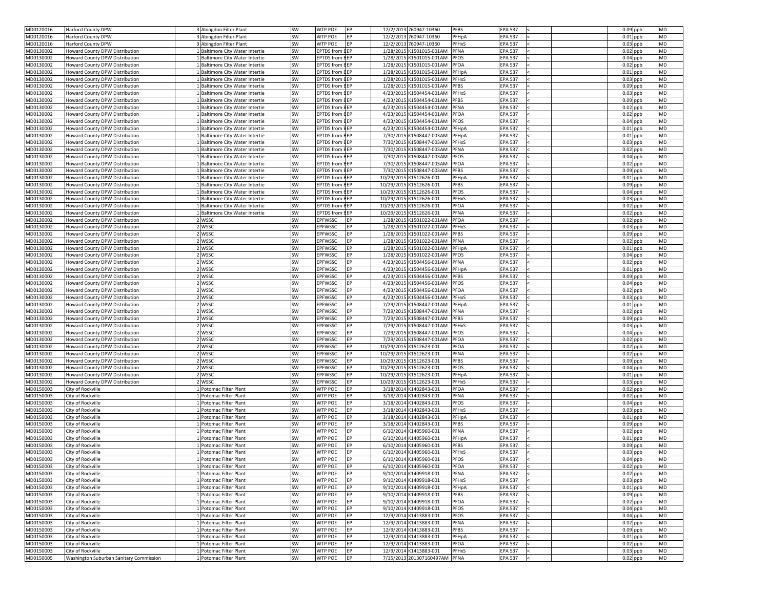| | | | | | | | | | | | | | | | |
|---|---|---|---|---|---|---|---|---|---|---|---|---|---|---|---|
| MD0120016 | Harford County DPW | 3 | Abingdon Filter Plant | SW | WTP POE | EP | 12/2/2013 | 760947-10360 | PFBS | EPA 537 | < | | 0.09 | ppb | MD |
| MD0120016 | Harford County DPW | 3 | Abingdon Filter Plant | SW | WTP POE | EP | 12/2/2013 | 760947-10360 | PFHpA | EPA 537 | < | | 0.01 | ppb | MD |
| MD0120016 | Harford County DPW | 3 | Abingdon Filter Plant | SW | WTP POE | EP | 12/2/2013 | 760947-10360 | PFHxS | EPA 537 | < | | 0.03 | ppb | MD |
| MD0130002 | Howard County DPW Distribution | 1 | Baltimore City Water Intertie | SW | EPTDS from B | EP | 1/28/2015 | K1501015-001AM | PFNA | EPA 537 | < | | 0.02 | ppb | MD |
| MD0130002 | Howard County DPW Distribution | 1 | Baltimore City Water Intertie | SW | EPTDS from B | EP | 1/28/2015 | K1501015-001AM | PFOS | EPA 537 | < | | 0.04 | ppb | MD |
| MD0130002 | Howard County DPW Distribution | 1 | Baltimore City Water Intertie | SW | EPTDS from B | EP | 1/28/2015 | K1501015-001AM | PFOA | EPA 537 | < | | 0.02 | ppb | MD |
| MD0130002 | Howard County DPW Distribution | 1 | Baltimore City Water Intertie | SW | EPTDS from B | EP | 1/28/2015 | K1501015-001AM | PFHpA | EPA 537 | < | | 0.01 | ppb | MD |
| MD0130002 | Howard County DPW Distribution | 1 | Baltimore City Water Intertie | SW | EPTDS from B | EP | 1/28/2015 | K1501015-001AM | PFHxS | EPA 537 | < | | 0.03 | ppb | MD |
| MD0130002 | Howard County DPW Distribution | 1 | Baltimore City Water Intertie | SW | EPTDS from B | EP | 1/28/2015 | K1501015-001AM | PFBS | EPA 537 | < | | 0.09 | ppb | MD |
| MD0130002 | Howard County DPW Distribution | 1 | Baltimore City Water Intertie | SW | EPTDS from B | EP | 4/23/2015 | K1504454-001AM | PFHxS | EPA 537 | < | | 0.03 | ppb | MD |
| MD0130002 | Howard County DPW Distribution | 1 | Baltimore City Water Intertie | SW | EPTDS from B | EP | 4/23/2015 | K1504454-001AM | PFBS | EPA 537 | < | | 0.09 | ppb | MD |
| MD0130002 | Howard County DPW Distribution | 1 | Baltimore City Water Intertie | SW | EPTDS from B | EP | 4/23/2015 | K1504454-001AM | PFNA | EPA 537 | < | | 0.02 | ppb | MD |
| MD0130002 | Howard County DPW Distribution | 1 | Baltimore City Water Intertie | SW | EPTDS from B | EP | 4/23/2015 | K1504454-001AM | PFOA | EPA 537 | < | | 0.02 | ppb | MD |
| MD0130002 | Howard County DPW Distribution | 1 | Baltimore City Water Intertie | SW | EPTDS from B | EP | 4/23/2015 | K1504454-001AM | PFOS | EPA 537 | < | | 0.04 | ppb | MD |
| MD0130002 | Howard County DPW Distribution | 1 | Baltimore City Water Intertie | SW | EPTDS from B | EP | 4/23/2015 | K1504454-001AM | PFHpA | EPA 537 | < | | 0.01 | ppb | MD |
| MD0130002 | Howard County DPW Distribution | 1 | Baltimore City Water Intertie | SW | EPTDS from B | EP | 7/30/2015 | K1508447-003AM | PFHpA | EPA 537 | < | | 0.01 | ppb | MD |
| MD0130002 | Howard County DPW Distribution | 1 | Baltimore City Water Intertie | SW | EPTDS from B | EP | 7/30/2015 | K1508447-003AM | PFHxS | EPA 537 | < | | 0.03 | ppb | MD |
| MD0130002 | Howard County DPW Distribution | 1 | Baltimore City Water Intertie | SW | EPTDS from B | EP | 7/30/2015 | K1508447-003AM | PFNA | EPA 537 | < | | 0.02 | ppb | MD |
| MD0130002 | Howard County DPW Distribution | 1 | Baltimore City Water Intertie | SW | EPTDS from B | EP | 7/30/2015 | K1508447-003AM | PFOS | EPA 537 | < | | 0.04 | ppb | MD |
| MD0130002 | Howard County DPW Distribution | 1 | Baltimore City Water Intertie | SW | EPTDS from B | EP | 7/30/2015 | K1508447-003AM | PFOA | EPA 537 | < | | 0.02 | ppb | MD |
| MD0130002 | Howard County DPW Distribution | 1 | Baltimore City Water Intertie | SW | EPTDS from B | EP | 7/30/2015 | K1508447-003AM | PFBS | EPA 537 | < | | 0.09 | ppb | MD |
| MD0130002 | Howard County DPW Distribution | 1 | Baltimore City Water Intertie | SW | EPTDS from B | EP | 10/29/2015 | K1512626-001 | PFHpA | EPA 537 | < | | 0.01 | ppb | MD |
| MD0130002 | Howard County DPW Distribution | 1 | Baltimore City Water Intertie | SW | EPTDS from B | EP | 10/29/2015 | K1512626-001 | PFBS | EPA 537 | < | | 0.09 | ppb | MD |
| MD0130002 | Howard County DPW Distribution | 1 | Baltimore City Water Intertie | SW | EPTDS from B | EP | 10/29/2015 | K1512626-001 | PFOS | EPA 537 | < | | 0.04 | ppb | MD |
| MD0130002 | Howard County DPW Distribution | 1 | Baltimore City Water Intertie | SW | EPTDS from B | EP | 10/29/2015 | K1512626-001 | PFHxS | EPA 537 | < | | 0.03 | ppb | MD |
| MD0130002 | Howard County DPW Distribution | 1 | Baltimore City Water Intertie | SW | EPTDS from B | EP | 10/29/2015 | K1512626-001 | PFOA | EPA 537 | < | | 0.02 | ppb | MD |
| MD0130002 | Howard County DPW Distribution | 1 | Baltimore City Water Intertie | SW | EPTDS from B | EP | 10/29/2015 | K1512626-001 | PFNA | EPA 537 | < | | 0.02 | ppb | MD |
| MD0130002 | Howard County DPW Distribution | 2 | WSSC | SW | EPFWSSC | EP | 1/28/2015 | K1501022-001AM | PFOA | EPA 537 | < | | 0.02 | ppb | MD |
| MD0130002 | Howard County DPW Distribution | 2 | WSSC | SW | EPFWSSC | EP | 1/28/2015 | K1501022-001AM | PFHxS | EPA 537 | < | | 0.03 | ppb | MD |
| MD0130002 | Howard County DPW Distribution | 2 | WSSC | SW | EPFWSSC | EP | 1/28/2015 | K1501022-001AM | PFBS | EPA 537 | < | | 0.09 | ppb | MD |
| MD0130002 | Howard County DPW Distribution | 2 | WSSC | SW | EPFWSSC | EP | 1/28/2015 | K1501022-001AM | PFNA | EPA 537 | < | | 0.02 | ppb | MD |
| MD0130002 | Howard County DPW Distribution | 2 | WSSC | SW | EPFWSSC | EP | 1/28/2015 | K1501022-001AM | PFHpA | EPA 537 | < | | 0.01 | ppb | MD |
| MD0130002 | Howard County DPW Distribution | 2 | WSSC | SW | EPFWSSC | EP | 1/28/2015 | K1501022-001AM | PFOS | EPA 537 | < | | 0.04 | ppb | MD |
| MD0130002 | Howard County DPW Distribution | 2 | WSSC | SW | EPFWSSC | EP | 4/23/2015 | K1504456-001AM | PFNA | EPA 537 | < | | 0.02 | ppb | MD |
| MD0130002 | Howard County DPW Distribution | 2 | WSSC | SW | EPFWSSC | EP | 4/23/2015 | K1504456-001AM | PFHpA | EPA 537 | < | | 0.01 | ppb | MD |
| MD0130002 | Howard County DPW Distribution | 2 | WSSC | SW | EPFWSSC | EP | 4/23/2015 | K1504456-001AM | PFBS | EPA 537 | < | | 0.09 | ppb | MD |
| MD0130002 | Howard County DPW Distribution | 2 | WSSC | SW | EPFWSSC | EP | 4/23/2015 | K1504456-001AM | PFOS | EPA 537 | < | | 0.04 | ppb | MD |
| MD0130002 | Howard County DPW Distribution | 2 | WSSC | SW | EPFWSSC | EP | 4/23/2015 | K1504456-001AM | PFOA | EPA 537 | < | | 0.02 | ppb | MD |
| MD0130002 | Howard County DPW Distribution | 2 | WSSC | SW | EPFWSSC | EP | 4/23/2015 | K1504456-001AM | PFHxS | EPA 537 | < | | 0.03 | ppb | MD |
| MD0130002 | Howard County DPW Distribution | 2 | WSSC | SW | EPFWSSC | EP | 7/29/2015 | K1508447-001AM | PFHpA | EPA 537 | < | | 0.01 | ppb | MD |
| MD0130002 | Howard County DPW Distribution | 2 | WSSC | SW | EPFWSSC | EP | 7/29/2015 | K1508447-001AM | PFNA | EPA 537 | < | | 0.02 | ppb | MD |
| MD0130002 | Howard County DPW Distribution | 2 | WSSC | SW | EPFWSSC | EP | 7/29/2015 | K1508447-001AM | PFBS | EPA 537 | < | | 0.09 | ppb | MD |
| MD0130002 | Howard County DPW Distribution | 2 | WSSC | SW | EPFWSSC | EP | 7/29/2015 | K1508447-001AM | PFHxS | EPA 537 | < | | 0.03 | ppb | MD |
| MD0130002 | Howard County DPW Distribution | 2 | WSSC | SW | EPFWSSC | EP | 7/29/2015 | K1508447-001AM | PFOS | EPA 537 | < | | 0.04 | ppb | MD |
| MD0130002 | Howard County DPW Distribution | 2 | WSSC | SW | EPFWSSC | EP | 7/29/2015 | K1508447-001AM | PFOA | EPA 537 | < | | 0.02 | ppb | MD |
| MD0130002 | Howard County DPW Distribution | 2 | WSSC | SW | EPFWSSC | EP | 10/29/2015 | K1512623-001 | PFOA | EPA 537 | < | | 0.02 | ppb | MD |
| MD0130002 | Howard County DPW Distribution | 2 | WSSC | SW | EPFWSSC | EP | 10/29/2015 | K1512623-001 | PFNA | EPA 537 | < | | 0.02 | ppb | MD |
| MD0130002 | Howard County DPW Distribution | 2 | WSSC | SW | EPFWSSC | EP | 10/29/2015 | K1512623-001 | PFBS | EPA 537 | < | | 0.09 | ppb | MD |
| MD0130002 | Howard County DPW Distribution | 2 | WSSC | SW | EPFWSSC | EP | 10/29/2015 | K1512623-001 | PFOS | EPA 537 | < | | 0.04 | ppb | MD |
| MD0130002 | Howard County DPW Distribution | 2 | WSSC | SW | EPFWSSC | EP | 10/29/2015 | K1512623-001 | PFHpA | EPA 537 | < | | 0.01 | ppb | MD |
| MD0130002 | Howard County DPW Distribution | 2 | WSSC | SW | EPFWSSC | EP | 10/29/2015 | K1512623-001 | PFHxS | EPA 537 | < | | 0.03 | ppb | MD |
| MD0150003 | City of Rockville | 1 | Potomac Filter Plant | SW | WTP POE | EP | 3/18/2014 | K1402843-001 | PFOA | EPA 537 | < | | 0.02 | ppb | MD |
| MD0150003 | City of Rockville | 1 | Potomac Filter Plant | SW | WTP POE | EP | 3/18/2014 | K1402843-001 | PFNA | EPA 537 | < | | 0.02 | ppb | MD |
| MD0150003 | City of Rockville | 1 | Potomac Filter Plant | SW | WTP POE | EP | 3/18/2014 | K1402843-001 | PFOS | EPA 537 | < | | 0.04 | ppb | MD |
| MD0150003 | City of Rockville | 1 | Potomac Filter Plant | SW | WTP POE | EP | 3/18/2014 | K1402843-001 | PFHxS | EPA 537 | < | | 0.03 | ppb | MD |
| MD0150003 | City of Rockville | 1 | Potomac Filter Plant | SW | WTP POE | EP | 3/18/2014 | K1402843-001 | PFHpA | EPA 537 | < | | 0.01 | ppb | MD |
| MD0150003 | City of Rockville | 1 | Potomac Filter Plant | SW | WTP POE | EP | 3/18/2014 | K1402843-001 | PFBS | EPA 537 | < | | 0.09 | ppb | MD |
| MD0150003 | City of Rockville | 1 | Potomac Filter Plant | SW | WTP POE | EP | 6/10/2014 | K1405960-001 | PFNA | EPA 537 | < | | 0.02 | ppb | MD |
| MD0150003 | City of Rockville | 1 | Potomac Filter Plant | SW | WTP POE | EP | 6/10/2014 | K1405960-001 | PFHpA | EPA 537 | < | | 0.01 | ppb | MD |
| MD0150003 | City of Rockville | 1 | Potomac Filter Plant | SW | WTP POE | EP | 6/10/2014 | K1405960-001 | PFBS | EPA 537 | < | | 0.09 | ppb | MD |
| MD0150003 | City of Rockville | 1 | Potomac Filter Plant | SW | WTP POE | EP | 6/10/2014 | K1405960-001 | PFHxS | EPA 537 | < | | 0.03 | ppb | MD |
| MD0150003 | City of Rockville | 1 | Potomac Filter Plant | SW | WTP POE | EP | 6/10/2014 | K1405960-001 | PFOS | EPA 537 | < | | 0.04 | ppb | MD |
| MD0150003 | City of Rockville | 1 | Potomac Filter Plant | SW | WTP POE | EP | 6/10/2014 | K1405960-001 | PFOA | EPA 537 | < | | 0.02 | ppb | MD |
| MD0150003 | City of Rockville | 1 | Potomac Filter Plant | SW | WTP POE | EP | 9/10/2014 | K1409918-001 | PFNA | EPA 537 | < | | 0.02 | ppb | MD |
| MD0150003 | City of Rockville | 1 | Potomac Filter Plant | SW | WTP POE | EP | 9/10/2014 | K1409918-001 | PFHxS | EPA 537 | < | | 0.03 | ppb | MD |
| MD0150003 | City of Rockville | 1 | Potomac Filter Plant | SW | WTP POE | EP | 9/10/2014 | K1409918-001 | PFHpA | EPA 537 | < | | 0.01 | ppb | MD |
| MD0150003 | City of Rockville | 1 | Potomac Filter Plant | SW | WTP POE | EP | 9/10/2014 | K1409918-001 | PFBS | EPA 537 | < | | 0.09 | ppb | MD |
| MD0150003 | City of Rockville | 1 | Potomac Filter Plant | SW | WTP POE | EP | 9/10/2014 | K1409918-001 | PFOA | EPA 537 | < | | 0.02 | ppb | MD |
| MD0150003 | City of Rockville | 1 | Potomac Filter Plant | SW | WTP POE | EP | 9/10/2014 | K1409918-001 | PFOS | EPA 537 | < | | 0.04 | ppb | MD |
| MD0150003 | City of Rockville | 1 | Potomac Filter Plant | SW | WTP POE | EP | 12/9/2014 | K1413883-001 | PFOS | EPA 537 | < | | 0.04 | ppb | MD |
| MD0150003 | City of Rockville | 1 | Potomac Filter Plant | SW | WTP POE | EP | 12/9/2014 | K1413883-001 | PFNA | EPA 537 | < | | 0.02 | ppb | MD |
| MD0150003 | City of Rockville | 1 | Potomac Filter Plant | SW | WTP POE | EP | 12/9/2014 | K1413883-001 | PFBS | EPA 537 | < | | 0.09 | ppb | MD |
| MD0150003 | City of Rockville | 1 | Potomac Filter Plant | SW | WTP POE | EP | 12/9/2014 | K1413883-001 | PFHpA | EPA 537 | < | | 0.01 | ppb | MD |
| MD0150003 | City of Rockville | 1 | Potomac Filter Plant | SW | WTP POE | EP | 12/9/2014 | K1413883-001 | PFOA | EPA 537 | < | | 0.02 | ppb | MD |
| MD0150003 | City of Rockville | 1 | Potomac Filter Plant | SW | WTP POE | EP | 12/9/2014 | K1413883-001 | PFHxS | EPA 537 | < | | 0.03 | ppb | MD |
| MD0150005 | Washington Suburban Sanitary Commission | 1 | Potomac Filter Plant | SW | WTP POE | EP | 7/15/2013 | 201307160497AM | PFNA | EPA 537 | < | | 0.02 | ppb | MD |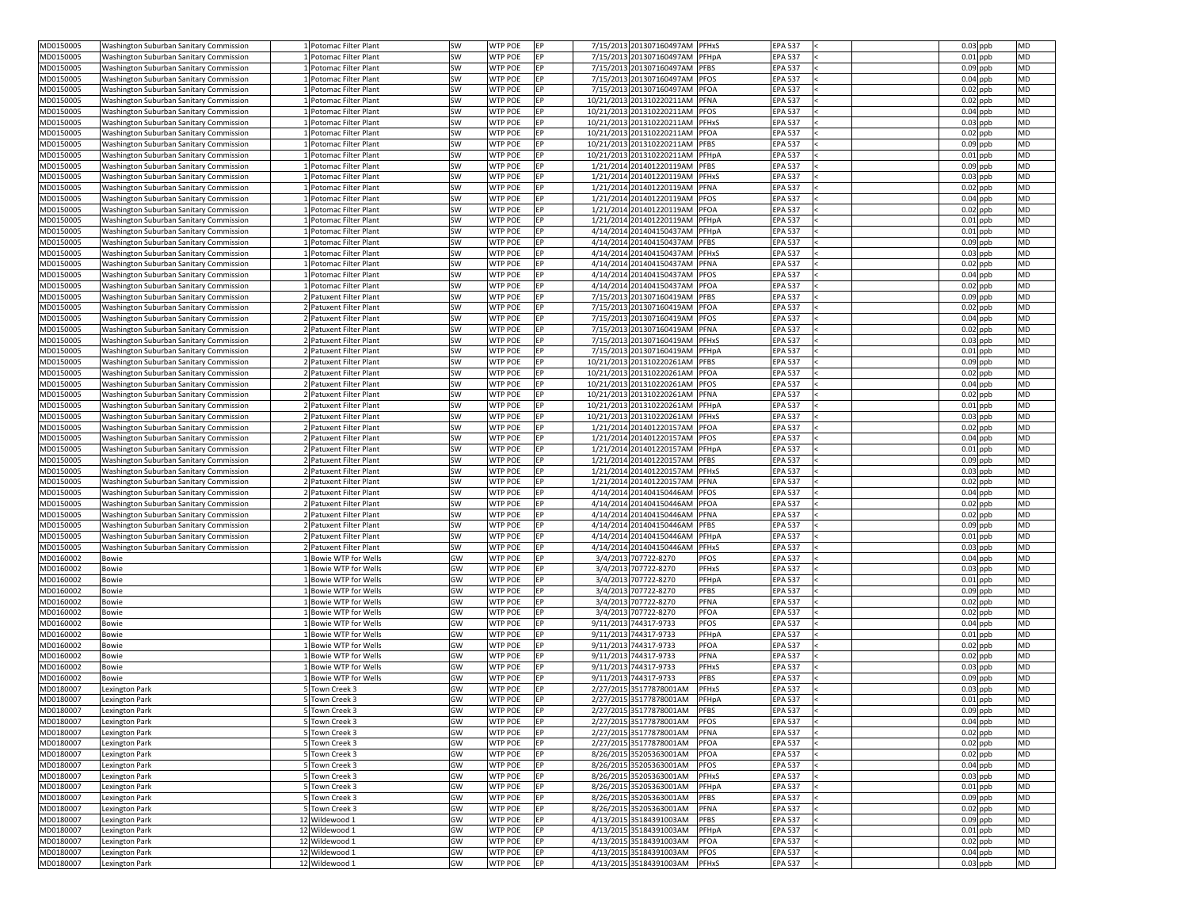| | | | | | | | | | | | | | | | |
|---|---|---|---|---|---|---|---|---|---|---|---|---|---|---|---|
| MD0150005 | Washington Suburban Sanitary Commission | 1 | Potomac Filter Plant | SW | WTP POE | EP | 7/15/2013 | 201307160497AM | PFHxS | EPA 537 | < | | 0.03 | ppb | MD |
| MD0150005 | Washington Suburban Sanitary Commission | 1 | Potomac Filter Plant | SW | WTP POE | EP | 7/15/2013 | 201307160497AM | PFHpA | EPA 537 | < | | 0.01 | ppb | MD |
| MD0150005 | Washington Suburban Sanitary Commission | 1 | Potomac Filter Plant | SW | WTP POE | EP | 7/15/2013 | 201307160497AM | PFBS | EPA 537 | < | | 0.09 | ppb | MD |
| MD0150005 | Washington Suburban Sanitary Commission | 1 | Potomac Filter Plant | SW | WTP POE | EP | 7/15/2013 | 201307160497AM | PFOS | EPA 537 | < | | 0.04 | ppb | MD |
| MD0150005 | Washington Suburban Sanitary Commission | 1 | Potomac Filter Plant | SW | WTP POE | EP | 7/15/2013 | 201307160497AM | PFOA | EPA 537 | < | | 0.02 | ppb | MD |
| MD0150005 | Washington Suburban Sanitary Commission | 1 | Potomac Filter Plant | SW | WTP POE | EP | 10/21/2013 | 201310220211AM | PFNA | EPA 537 | < | | 0.02 | ppb | MD |
| MD0150005 | Washington Suburban Sanitary Commission | 1 | Potomac Filter Plant | SW | WTP POE | EP | 10/21/2013 | 201310220211AM | PFOS | EPA 537 | < | | 0.04 | ppb | MD |
| MD0150005 | Washington Suburban Sanitary Commission | 1 | Potomac Filter Plant | SW | WTP POE | EP | 10/21/2013 | 201310220211AM | PFHxS | EPA 537 | < | | 0.03 | ppb | MD |
| MD0150005 | Washington Suburban Sanitary Commission | 1 | Potomac Filter Plant | SW | WTP POE | EP | 10/21/2013 | 201310220211AM | PFOA | EPA 537 | < | | 0.02 | ppb | MD |
| MD0150005 | Washington Suburban Sanitary Commission | 1 | Potomac Filter Plant | SW | WTP POE | EP | 10/21/2013 | 201310220211AM | PFBS | EPA 537 | < | | 0.09 | ppb | MD |
| MD0150005 | Washington Suburban Sanitary Commission | 1 | Potomac Filter Plant | SW | WTP POE | EP | 10/21/2013 | 201310220211AM | PFHpA | EPA 537 | < | | 0.01 | ppb | MD |
| MD0150005 | Washington Suburban Sanitary Commission | 1 | Potomac Filter Plant | SW | WTP POE | EP | 1/21/2014 | 201401220119AM | PFBS | EPA 537 | < | | 0.09 | ppb | MD |
| MD0150005 | Washington Suburban Sanitary Commission | 1 | Potomac Filter Plant | SW | WTP POE | EP | 1/21/2014 | 201401220119AM | PFHxS | EPA 537 | < | | 0.03 | ppb | MD |
| MD0150005 | Washington Suburban Sanitary Commission | 1 | Potomac Filter Plant | SW | WTP POE | EP | 1/21/2014 | 201401220119AM | PFNA | EPA 537 | < | | 0.02 | ppb | MD |
| MD0150005 | Washington Suburban Sanitary Commission | 1 | Potomac Filter Plant | SW | WTP POE | EP | 1/21/2014 | 201401220119AM | PFOS | EPA 537 | < | | 0.04 | ppb | MD |
| MD0150005 | Washington Suburban Sanitary Commission | 1 | Potomac Filter Plant | SW | WTP POE | EP | 1/21/2014 | 201401220119AM | PFOA | EPA 537 | < | | 0.02 | ppb | MD |
| MD0150005 | Washington Suburban Sanitary Commission | 1 | Potomac Filter Plant | SW | WTP POE | EP | 1/21/2014 | 201401220119AM | PFHpA | EPA 537 | < | | 0.01 | ppb | MD |
| MD0150005 | Washington Suburban Sanitary Commission | 1 | Potomac Filter Plant | SW | WTP POE | EP | 4/14/2014 | 201404150437AM | PFHpA | EPA 537 | < | | 0.01 | ppb | MD |
| MD0150005 | Washington Suburban Sanitary Commission | 1 | Potomac Filter Plant | SW | WTP POE | EP | 4/14/2014 | 201404150437AM | PFBS | EPA 537 | < | | 0.09 | ppb | MD |
| MD0150005 | Washington Suburban Sanitary Commission | 1 | Potomac Filter Plant | SW | WTP POE | EP | 4/14/2014 | 201404150437AM | PFHxS | EPA 537 | < | | 0.03 | ppb | MD |
| MD0150005 | Washington Suburban Sanitary Commission | 1 | Potomac Filter Plant | SW | WTP POE | EP | 4/14/2014 | 201404150437AM | PFNA | EPA 537 | < | | 0.02 | ppb | MD |
| MD0150005 | Washington Suburban Sanitary Commission | 1 | Potomac Filter Plant | SW | WTP POE | EP | 4/14/2014 | 201404150437AM | PFOS | EPA 537 | < | | 0.04 | ppb | MD |
| MD0150005 | Washington Suburban Sanitary Commission | 1 | Potomac Filter Plant | SW | WTP POE | EP | 4/14/2014 | 201404150437AM | PFOA | EPA 537 | < | | 0.02 | ppb | MD |
| MD0150005 | Washington Suburban Sanitary Commission | 2 | Patuxent Filter Plant | SW | WTP POE | EP | 7/15/2013 | 201307160419AM | PFBS | EPA 537 | < | | 0.09 | ppb | MD |
| MD0150005 | Washington Suburban Sanitary Commission | 2 | Patuxent Filter Plant | SW | WTP POE | EP | 7/15/2013 | 201307160419AM | PFOA | EPA 537 | < | | 0.02 | ppb | MD |
| MD0150005 | Washington Suburban Sanitary Commission | 2 | Patuxent Filter Plant | SW | WTP POE | EP | 7/15/2013 | 201307160419AM | PFOS | EPA 537 | < | | 0.04 | ppb | MD |
| MD0150005 | Washington Suburban Sanitary Commission | 2 | Patuxent Filter Plant | SW | WTP POE | EP | 7/15/2013 | 201307160419AM | PFNA | EPA 537 | < | | 0.02 | ppb | MD |
| MD0150005 | Washington Suburban Sanitary Commission | 2 | Patuxent Filter Plant | SW | WTP POE | EP | 7/15/2013 | 201307160419AM | PFHxS | EPA 537 | < | | 0.03 | ppb | MD |
| MD0150005 | Washington Suburban Sanitary Commission | 2 | Patuxent Filter Plant | SW | WTP POE | EP | 7/15/2013 | 201307160419AM | PFHpA | EPA 537 | < | | 0.01 | ppb | MD |
| MD0150005 | Washington Suburban Sanitary Commission | 2 | Patuxent Filter Plant | SW | WTP POE | EP | 10/21/2013 | 201310220261AM | PFBS | EPA 537 | < | | 0.09 | ppb | MD |
| MD0150005 | Washington Suburban Sanitary Commission | 2 | Patuxent Filter Plant | SW | WTP POE | EP | 10/21/2013 | 201310220261AM | PFOA | EPA 537 | < | | 0.02 | ppb | MD |
| MD0150005 | Washington Suburban Sanitary Commission | 2 | Patuxent Filter Plant | SW | WTP POE | EP | 10/21/2013 | 201310220261AM | PFOS | EPA 537 | < | | 0.04 | ppb | MD |
| MD0150005 | Washington Suburban Sanitary Commission | 2 | Patuxent Filter Plant | SW | WTP POE | EP | 10/21/2013 | 201310220261AM | PFNA | EPA 537 | < | | 0.02 | ppb | MD |
| MD0150005 | Washington Suburban Sanitary Commission | 2 | Patuxent Filter Plant | SW | WTP POE | EP | 10/21/2013 | 201310220261AM | PFHpA | EPA 537 | < | | 0.01 | ppb | MD |
| MD0150005 | Washington Suburban Sanitary Commission | 2 | Patuxent Filter Plant | SW | WTP POE | EP | 10/21/2013 | 201310220261AM | PFHxS | EPA 537 | < | | 0.03 | ppb | MD |
| MD0150005 | Washington Suburban Sanitary Commission | 2 | Patuxent Filter Plant | SW | WTP POE | EP | 1/21/2014 | 201401220157AM | PFOA | EPA 537 | < | | 0.02 | ppb | MD |
| MD0150005 | Washington Suburban Sanitary Commission | 2 | Patuxent Filter Plant | SW | WTP POE | EP | 1/21/2014 | 201401220157AM | PFOS | EPA 537 | < | | 0.04 | ppb | MD |
| MD0150005 | Washington Suburban Sanitary Commission | 2 | Patuxent Filter Plant | SW | WTP POE | EP | 1/21/2014 | 201401220157AM | PFHpA | EPA 537 | < | | 0.01 | ppb | MD |
| MD0150005 | Washington Suburban Sanitary Commission | 2 | Patuxent Filter Plant | SW | WTP POE | EP | 1/21/2014 | 201401220157AM | PFBS | EPA 537 | < | | 0.09 | ppb | MD |
| MD0150005 | Washington Suburban Sanitary Commission | 2 | Patuxent Filter Plant | SW | WTP POE | EP | 1/21/2014 | 201401220157AM | PFHxS | EPA 537 | < | | 0.03 | ppb | MD |
| MD0150005 | Washington Suburban Sanitary Commission | 2 | Patuxent Filter Plant | SW | WTP POE | EP | 1/21/2014 | 201401220157AM | PFNA | EPA 537 | < | | 0.02 | ppb | MD |
| MD0150005 | Washington Suburban Sanitary Commission | 2 | Patuxent Filter Plant | SW | WTP POE | EP | 4/14/2014 | 201404150446AM | PFOS | EPA 537 | < | | 0.04 | ppb | MD |
| MD0150005 | Washington Suburban Sanitary Commission | 2 | Patuxent Filter Plant | SW | WTP POE | EP | 4/14/2014 | 201404150446AM | PFOA | EPA 537 | < | | 0.02 | ppb | MD |
| MD0150005 | Washington Suburban Sanitary Commission | 2 | Patuxent Filter Plant | SW | WTP POE | EP | 4/14/2014 | 201404150446AM | PFNA | EPA 537 | < | | 0.02 | ppb | MD |
| MD0150005 | Washington Suburban Sanitary Commission | 2 | Patuxent Filter Plant | SW | WTP POE | EP | 4/14/2014 | 201404150446AM | PFBS | EPA 537 | < | | 0.09 | ppb | MD |
| MD0150005 | Washington Suburban Sanitary Commission | 2 | Patuxent Filter Plant | SW | WTP POE | EP | 4/14/2014 | 201404150446AM | PFHpA | EPA 537 | < | | 0.01 | ppb | MD |
| MD0150005 | Washington Suburban Sanitary Commission | 2 | Patuxent Filter Plant | SW | WTP POE | EP | 4/14/2014 | 201404150446AM | PFHxS | EPA 537 | < | | 0.03 | ppb | MD |
| MD0160002 | Bowie | 1 | Bowie WTP for Wells | GW | WTP POE | EP | 3/4/2013 | 707722-8270 | PFOS | EPA 537 | < | | 0.04 | ppb | MD |
| MD0160002 | Bowie | 1 | Bowie WTP for Wells | GW | WTP POE | EP | 3/4/2013 | 707722-8270 | PFHxS | EPA 537 | < | | 0.03 | ppb | MD |
| MD0160002 | Bowie | 1 | Bowie WTP for Wells | GW | WTP POE | EP | 3/4/2013 | 707722-8270 | PFHpA | EPA 537 | < | | 0.01 | ppb | MD |
| MD0160002 | Bowie | 1 | Bowie WTP for Wells | GW | WTP POE | EP | 3/4/2013 | 707722-8270 | PFBS | EPA 537 | < | | 0.09 | ppb | MD |
| MD0160002 | Bowie | 1 | Bowie WTP for Wells | GW | WTP POE | EP | 3/4/2013 | 707722-8270 | PFNA | EPA 537 | < | | 0.02 | ppb | MD |
| MD0160002 | Bowie | 1 | Bowie WTP for Wells | GW | WTP POE | EP | 3/4/2013 | 707722-8270 | PFOA | EPA 537 | < | | 0.02 | ppb | MD |
| MD0160002 | Bowie | 1 | Bowie WTP for Wells | GW | WTP POE | EP | 9/11/2013 | 744317-9733 | PFOS | EPA 537 | < | | 0.04 | ppb | MD |
| MD0160002 | Bowie | 1 | Bowie WTP for Wells | GW | WTP POE | EP | 9/11/2013 | 744317-9733 | PFHpA | EPA 537 | < | | 0.01 | ppb | MD |
| MD0160002 | Bowie | 1 | Bowie WTP for Wells | GW | WTP POE | EP | 9/11/2013 | 744317-9733 | PFOA | EPA 537 | < | | 0.02 | ppb | MD |
| MD0160002 | Bowie | 1 | Bowie WTP for Wells | GW | WTP POE | EP | 9/11/2013 | 744317-9733 | PFNA | EPA 537 | < | | 0.02 | ppb | MD |
| MD0160002 | Bowie | 1 | Bowie WTP for Wells | GW | WTP POE | EP | 9/11/2013 | 744317-9733 | PFHxS | EPA 537 | < | | 0.03 | ppb | MD |
| MD0160002 | Bowie | 1 | Bowie WTP for Wells | GW | WTP POE | EP | 9/11/2013 | 744317-9733 | PFBS | EPA 537 | < | | 0.09 | ppb | MD |
| MD0180007 | Lexington Park | 5 | Town Creek 3 | GW | WTP POE | EP | 2/27/2015 | 35177878001AM | PFHxS | EPA 537 | < | | 0.03 | ppb | MD |
| MD0180007 | Lexington Park | 5 | Town Creek 3 | GW | WTP POE | EP | 2/27/2015 | 35177878001AM | PFHpA | EPA 537 | < | | 0.01 | ppb | MD |
| MD0180007 | Lexington Park | 5 | Town Creek 3 | GW | WTP POE | EP | 2/27/2015 | 35177878001AM | PFBS | EPA 537 | < | | 0.09 | ppb | MD |
| MD0180007 | Lexington Park | 5 | Town Creek 3 | GW | WTP POE | EP | 2/27/2015 | 35177878001AM | PFOS | EPA 537 | < | | 0.04 | ppb | MD |
| MD0180007 | Lexington Park | 5 | Town Creek 3 | GW | WTP POE | EP | 2/27/2015 | 35177878001AM | PFNA | EPA 537 | < | | 0.02 | ppb | MD |
| MD0180007 | Lexington Park | 5 | Town Creek 3 | GW | WTP POE | EP | 2/27/2015 | 35177878001AM | PFOA | EPA 537 | < | | 0.02 | ppb | MD |
| MD0180007 | Lexington Park | 5 | Town Creek 3 | GW | WTP POE | EP | 8/26/2015 | 35205363001AM | PFOA | EPA 537 | < | | 0.02 | ppb | MD |
| MD0180007 | Lexington Park | 5 | Town Creek 3 | GW | WTP POE | EP | 8/26/2015 | 35205363001AM | PFOS | EPA 537 | < | | 0.04 | ppb | MD |
| MD0180007 | Lexington Park | 5 | Town Creek 3 | GW | WTP POE | EP | 8/26/2015 | 35205363001AM | PFHxS | EPA 537 | < | | 0.03 | ppb | MD |
| MD0180007 | Lexington Park | 5 | Town Creek 3 | GW | WTP POE | EP | 8/26/2015 | 35205363001AM | PFHpA | EPA 537 | < | | 0.01 | ppb | MD |
| MD0180007 | Lexington Park | 5 | Town Creek 3 | GW | WTP POE | EP | 8/26/2015 | 35205363001AM | PFBS | EPA 537 | < | | 0.09 | ppb | MD |
| MD0180007 | Lexington Park | 5 | Town Creek 3 | GW | WTP POE | EP | 8/26/2015 | 35205363001AM | PFNA | EPA 537 | < | | 0.02 | ppb | MD |
| MD0180007 | Lexington Park | 12 | Wildewood 1 | GW | WTP POE | EP | 4/13/2015 | 35184391003AM | PFBS | EPA 537 | < | | 0.09 | ppb | MD |
| MD0180007 | Lexington Park | 12 | Wildewood 1 | GW | WTP POE | EP | 4/13/2015 | 35184391003AM | PFHpA | EPA 537 | < | | 0.01 | ppb | MD |
| MD0180007 | Lexington Park | 12 | Wildewood 1 | GW | WTP POE | EP | 4/13/2015 | 35184391003AM | PFOA | EPA 537 | < | | 0.02 | ppb | MD |
| MD0180007 | Lexington Park | 12 | Wildewood 1 | GW | WTP POE | EP | 4/13/2015 | 35184391003AM | PFOS | EPA 537 | < | | 0.04 | ppb | MD |
| MD0180007 | Lexington Park | 12 | Wildewood 1 | GW | WTP POE | EP | 4/13/2015 | 35184391003AM | PFHxS | EPA 537 | < | | 0.03 | ppb | MD |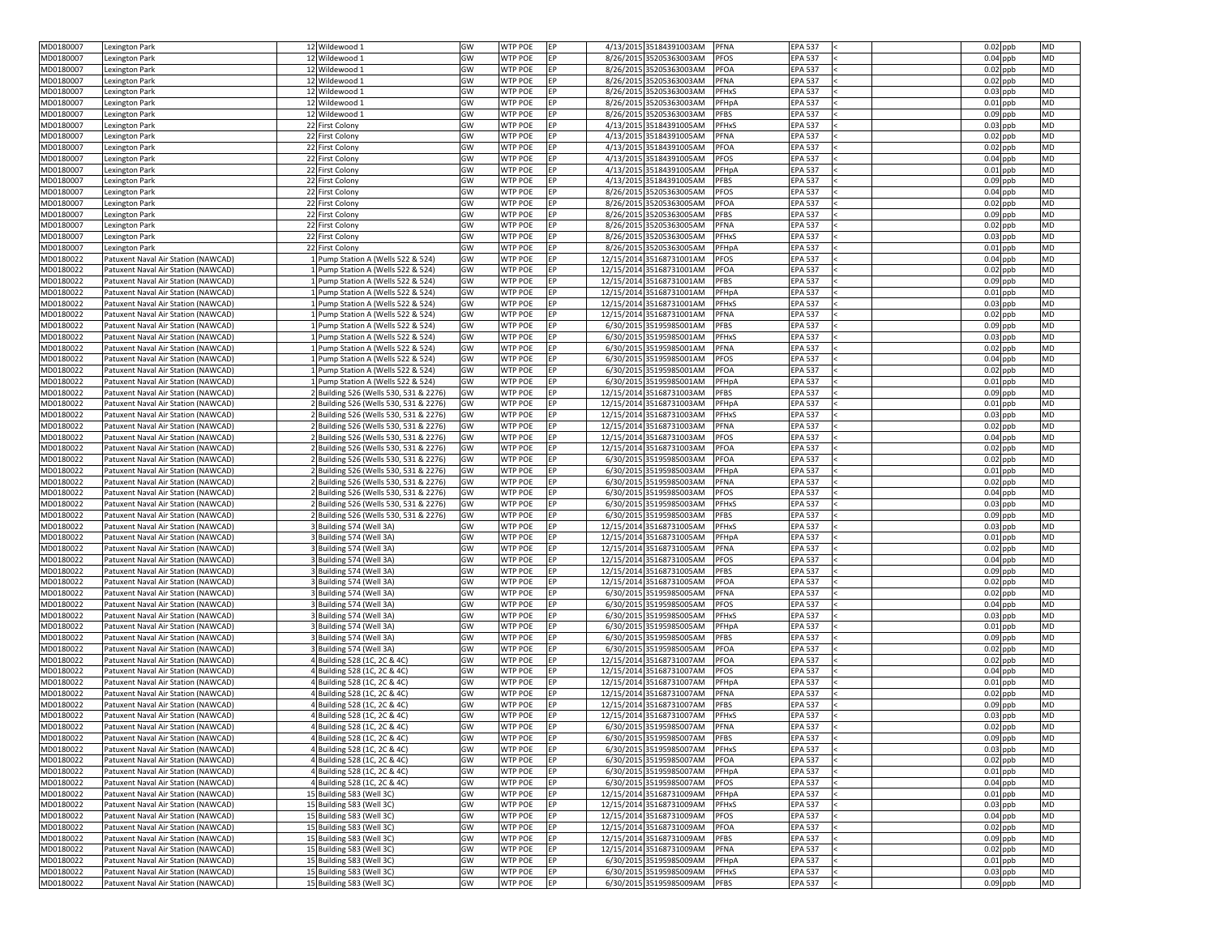| MD0180007 | Lexington Park | 12 | Wildewood 1 | GW | WTP POE | EP | 4/13/2015 | 35184391003AM | PFNA | EPA 537 | < | | 0.02 | ppb | MD |
|---|---|---|---|---|---|---|---|---|---|---|---|---|---|---|---|
| MD0180007 | Lexington Park | 12 | Wildewood 1 | GW | WTP POE | EP | 8/26/2015 | 35205363003AM | PFOS | EPA 537 | < | | 0.04 | ppb | MD |
| MD0180007 | Lexington Park | 12 | Wildewood 1 | GW | WTP POE | EP | 8/26/2015 | 35205363003AM | PFOA | EPA 537 | < | | 0.02 | ppb | MD |
| MD0180007 | Lexington Park | 12 | Wildewood 1 | GW | WTP POE | EP | 8/26/2015 | 35205363003AM | PFNA | EPA 537 | < | | 0.02 | ppb | MD |
| MD0180007 | Lexington Park | 12 | Wildewood 1 | GW | WTP POE | EP | 8/26/2015 | 35205363003AM | PFHxS | EPA 537 | < | | 0.03 | ppb | MD |
| MD0180007 | Lexington Park | 12 | Wildewood 1 | GW | WTP POE | EP | 8/26/2015 | 35205363003AM | PFHpA | EPA 537 | < | | 0.01 | ppb | MD |
| MD0180007 | Lexington Park | 12 | Wildewood 1 | GW | WTP POE | EP | 8/26/2015 | 35205363003AM | PFBS | EPA 537 | < | | 0.09 | ppb | MD |
| MD0180007 | Lexington Park | 22 | First Colony | GW | WTP POE | EP | 4/13/2015 | 35184391005AM | PFHxS | EPA 537 | < | | 0.03 | ppb | MD |
| MD0180007 | Lexington Park | 22 | First Colony | GW | WTP POE | EP | 4/13/2015 | 35184391005AM | PFNA | EPA 537 | < | | 0.02 | ppb | MD |
| MD0180007 | Lexington Park | 22 | First Colony | GW | WTP POE | EP | 4/13/2015 | 35184391005AM | PFOA | EPA 537 | < | | 0.02 | ppb | MD |
| MD0180007 | Lexington Park | 22 | First Colony | GW | WTP POE | EP | 4/13/2015 | 35184391005AM | PFOS | EPA 537 | < | | 0.04 | ppb | MD |
| MD0180007 | Lexington Park | 22 | First Colony | GW | WTP POE | EP | 4/13/2015 | 35184391005AM | PFHpA | EPA 537 | < | | 0.01 | ppb | MD |
| MD0180007 | Lexington Park | 22 | First Colony | GW | WTP POE | EP | 4/13/2015 | 35184391005AM | PFBS | EPA 537 | < | | 0.09 | ppb | MD |
| MD0180007 | Lexington Park | 22 | First Colony | GW | WTP POE | EP | 8/26/2015 | 35205363005AM | PFOS | EPA 537 | < | | 0.04 | ppb | MD |
| MD0180007 | Lexington Park | 22 | First Colony | GW | WTP POE | EP | 8/26/2015 | 35205363005AM | PFOA | EPA 537 | < | | 0.02 | ppb | MD |
| MD0180007 | Lexington Park | 22 | First Colony | GW | WTP POE | EP | 8/26/2015 | 35205363005AM | PFBS | EPA 537 | < | | 0.09 | ppb | MD |
| MD0180007 | Lexington Park | 22 | First Colony | GW | WTP POE | EP | 8/26/2015 | 35205363005AM | PFNA | EPA 537 | < | | 0.02 | ppb | MD |
| MD0180007 | Lexington Park | 22 | First Colony | GW | WTP POE | EP | 8/26/2015 | 35205363005AM | PFHxS | EPA 537 | < | | 0.03 | ppb | MD |
| MD0180007 | Lexington Park | 22 | First Colony | GW | WTP POE | EP | 8/26/2015 | 35205363005AM | PFHpA | EPA 537 | < | | 0.01 | ppb | MD |
| MD0180022 | Patuxent Naval Air Station (NAWCAD) | 1 | Pump Station A (Wells 522 & 524) | GW | WTP POE | EP | 12/15/2014 | 35168731001AM | PFOS | EPA 537 | < | | 0.04 | ppb | MD |
| MD0180022 | Patuxent Naval Air Station (NAWCAD) | 1 | Pump Station A (Wells 522 & 524) | GW | WTP POE | EP | 12/15/2014 | 35168731001AM | PFOA | EPA 537 | < | | 0.02 | ppb | MD |
| MD0180022 | Patuxent Naval Air Station (NAWCAD) | 1 | Pump Station A (Wells 522 & 524) | GW | WTP POE | EP | 12/15/2014 | 35168731001AM | PFBS | EPA 537 | < | | 0.09 | ppb | MD |
| MD0180022 | Patuxent Naval Air Station (NAWCAD) | 1 | Pump Station A (Wells 522 & 524) | GW | WTP POE | EP | 12/15/2014 | 35168731001AM | PFHpA | EPA 537 | < | | 0.01 | ppb | MD |
| MD0180022 | Patuxent Naval Air Station (NAWCAD) | 1 | Pump Station A (Wells 522 & 524) | GW | WTP POE | EP | 12/15/2014 | 35168731001AM | PFHxS | EPA 537 | < | | 0.03 | ppb | MD |
| MD0180022 | Patuxent Naval Air Station (NAWCAD) | 1 | Pump Station A (Wells 522 & 524) | GW | WTP POE | EP | 12/15/2014 | 35168731001AM | PFNA | EPA 537 | < | | 0.02 | ppb | MD |
| MD0180022 | Patuxent Naval Air Station (NAWCAD) | 1 | Pump Station A (Wells 522 & 524) | GW | WTP POE | EP | 6/30/2015 | 35195985001AM | PFBS | EPA 537 | < | | 0.09 | ppb | MD |
| MD0180022 | Patuxent Naval Air Station (NAWCAD) | 1 | Pump Station A (Wells 522 & 524) | GW | WTP POE | EP | 6/30/2015 | 35195985001AM | PFHxS | EPA 537 | < | | 0.03 | ppb | MD |
| MD0180022 | Patuxent Naval Air Station (NAWCAD) | 1 | Pump Station A (Wells 522 & 524) | GW | WTP POE | EP | 6/30/2015 | 35195985001AM | PFNA | EPA 537 | < | | 0.02 | ppb | MD |
| MD0180022 | Patuxent Naval Air Station (NAWCAD) | 1 | Pump Station A (Wells 522 & 524) | GW | WTP POE | EP | 6/30/2015 | 35195985001AM | PFOS | EPA 537 | < | | 0.04 | ppb | MD |
| MD0180022 | Patuxent Naval Air Station (NAWCAD) | 1 | Pump Station A (Wells 522 & 524) | GW | WTP POE | EP | 6/30/2015 | 35195985001AM | PFOA | EPA 537 | < | | 0.02 | ppb | MD |
| MD0180022 | Patuxent Naval Air Station (NAWCAD) | 1 | Pump Station A (Wells 522 & 524) | GW | WTP POE | EP | 6/30/2015 | 35195985001AM | PFHpA | EPA 537 | < | | 0.01 | ppb | MD |
| MD0180022 | Patuxent Naval Air Station (NAWCAD) | 2 | Building 526 (Wells 530, 531 & 2276) | GW | WTP POE | EP | 12/15/2014 | 35168731003AM | PFBS | EPA 537 | < | | 0.09 | ppb | MD |
| MD0180022 | Patuxent Naval Air Station (NAWCAD) | 2 | Building 526 (Wells 530, 531 & 2276) | GW | WTP POE | EP | 12/15/2014 | 35168731003AM | PFHpA | EPA 537 | < | | 0.01 | ppb | MD |
| MD0180022 | Patuxent Naval Air Station (NAWCAD) | 2 | Building 526 (Wells 530, 531 & 2276) | GW | WTP POE | EP | 12/15/2014 | 35168731003AM | PFHxS | EPA 537 | < | | 0.03 | ppb | MD |
| MD0180022 | Patuxent Naval Air Station (NAWCAD) | 2 | Building 526 (Wells 530, 531 & 2276) | GW | WTP POE | EP | 12/15/2014 | 35168731003AM | PFNA | EPA 537 | < | | 0.02 | ppb | MD |
| MD0180022 | Patuxent Naval Air Station (NAWCAD) | 2 | Building 526 (Wells 530, 531 & 2276) | GW | WTP POE | EP | 12/15/2014 | 35168731003AM | PFOS | EPA 537 | < | | 0.04 | ppb | MD |
| MD0180022 | Patuxent Naval Air Station (NAWCAD) | 2 | Building 526 (Wells 530, 531 & 2276) | GW | WTP POE | EP | 12/15/2014 | 35168731003AM | PFOA | EPA 537 | < | | 0.02 | ppb | MD |
| MD0180022 | Patuxent Naval Air Station (NAWCAD) | 2 | Building 526 (Wells 530, 531 & 2276) | GW | WTP POE | EP | 6/30/2015 | 35195985003AM | PFOA | EPA 537 | < | | 0.02 | ppb | MD |
| MD0180022 | Patuxent Naval Air Station (NAWCAD) | 2 | Building 526 (Wells 530, 531 & 2276) | GW | WTP POE | EP | 6/30/2015 | 35195985003AM | PFHpA | EPA 537 | < | | 0.01 | ppb | MD |
| MD0180022 | Patuxent Naval Air Station (NAWCAD) | 2 | Building 526 (Wells 530, 531 & 2276) | GW | WTP POE | EP | 6/30/2015 | 35195985003AM | PFNA | EPA 537 | < | | 0.02 | ppb | MD |
| MD0180022 | Patuxent Naval Air Station (NAWCAD) | 2 | Building 526 (Wells 530, 531 & 2276) | GW | WTP POE | EP | 6/30/2015 | 35195985003AM | PFOS | EPA 537 | < | | 0.04 | ppb | MD |
| MD0180022 | Patuxent Naval Air Station (NAWCAD) | 2 | Building 526 (Wells 530, 531 & 2276) | GW | WTP POE | EP | 6/30/2015 | 35195985003AM | PFHxS | EPA 537 | < | | 0.03 | ppb | MD |
| MD0180022 | Patuxent Naval Air Station (NAWCAD) | 2 | Building 526 (Wells 530, 531 & 2276) | GW | WTP POE | EP | 6/30/2015 | 35195985003AM | PFBS | EPA 537 | < | | 0.09 | ppb | MD |
| MD0180022 | Patuxent Naval Air Station (NAWCAD) | 3 | Building 574 (Well 3A) | GW | WTP POE | EP | 12/15/2014 | 35168731005AM | PFHxS | EPA 537 | < | | 0.03 | ppb | MD |
| MD0180022 | Patuxent Naval Air Station (NAWCAD) | 3 | Building 574 (Well 3A) | GW | WTP POE | EP | 12/15/2014 | 35168731005AM | PFHpA | EPA 537 | < | | 0.01 | ppb | MD |
| MD0180022 | Patuxent Naval Air Station (NAWCAD) | 3 | Building 574 (Well 3A) | GW | WTP POE | EP | 12/15/2014 | 35168731005AM | PFNA | EPA 537 | < | | 0.02 | ppb | MD |
| MD0180022 | Patuxent Naval Air Station (NAWCAD) | 3 | Building 574 (Well 3A) | GW | WTP POE | EP | 12/15/2014 | 35168731005AM | PFOS | EPA 537 | < | | 0.04 | ppb | MD |
| MD0180022 | Patuxent Naval Air Station (NAWCAD) | 3 | Building 574 (Well 3A) | GW | WTP POE | EP | 12/15/2014 | 35168731005AM | PFBS | EPA 537 | < | | 0.09 | ppb | MD |
| MD0180022 | Patuxent Naval Air Station (NAWCAD) | 3 | Building 574 (Well 3A) | GW | WTP POE | EP | 12/15/2014 | 35168731005AM | PFOA | EPA 537 | < | | 0.02 | ppb | MD |
| MD0180022 | Patuxent Naval Air Station (NAWCAD) | 3 | Building 574 (Well 3A) | GW | WTP POE | EP | 6/30/2015 | 35195985005AM | PFNA | EPA 537 | < | | 0.02 | ppb | MD |
| MD0180022 | Patuxent Naval Air Station (NAWCAD) | 3 | Building 574 (Well 3A) | GW | WTP POE | EP | 6/30/2015 | 35195985005AM | PFOS | EPA 537 | < | | 0.04 | ppb | MD |
| MD0180022 | Patuxent Naval Air Station (NAWCAD) | 3 | Building 574 (Well 3A) | GW | WTP POE | EP | 6/30/2015 | 35195985005AM | PFHxS | EPA 537 | < | | 0.03 | ppb | MD |
| MD0180022 | Patuxent Naval Air Station (NAWCAD) | 3 | Building 574 (Well 3A) | GW | WTP POE | EP | 6/30/2015 | 35195985005AM | PFHpA | EPA 537 | < | | 0.01 | ppb | MD |
| MD0180022 | Patuxent Naval Air Station (NAWCAD) | 3 | Building 574 (Well 3A) | GW | WTP POE | EP | 6/30/2015 | 35195985005AM | PFBS | EPA 537 | < | | 0.09 | ppb | MD |
| MD0180022 | Patuxent Naval Air Station (NAWCAD) | 3 | Building 574 (Well 3A) | GW | WTP POE | EP | 6/30/2015 | 35195985005AM | PFOA | EPA 537 | < | | 0.02 | ppb | MD |
| MD0180022 | Patuxent Naval Air Station (NAWCAD) | 4 | Building 528 (1C, 2C & 4C) | GW | WTP POE | EP | 12/15/2014 | 35168731007AM | PFOA | EPA 537 | < | | 0.02 | ppb | MD |
| MD0180022 | Patuxent Naval Air Station (NAWCAD) | 4 | Building 528 (1C, 2C & 4C) | GW | WTP POE | EP | 12/15/2014 | 35168731007AM | PFOS | EPA 537 | < | | 0.04 | ppb | MD |
| MD0180022 | Patuxent Naval Air Station (NAWCAD) | 4 | Building 528 (1C, 2C & 4C) | GW | WTP POE | EP | 12/15/2014 | 35168731007AM | PFHpA | EPA 537 | < | | 0.01 | ppb | MD |
| MD0180022 | Patuxent Naval Air Station (NAWCAD) | 4 | Building 528 (1C, 2C & 4C) | GW | WTP POE | EP | 12/15/2014 | 35168731007AM | PFNA | EPA 537 | < | | 0.02 | ppb | MD |
| MD0180022 | Patuxent Naval Air Station (NAWCAD) | 4 | Building 528 (1C, 2C & 4C) | GW | WTP POE | EP | 12/15/2014 | 35168731007AM | PFBS | EPA 537 | < | | 0.09 | ppb | MD |
| MD0180022 | Patuxent Naval Air Station (NAWCAD) | 4 | Building 528 (1C, 2C & 4C) | GW | WTP POE | EP | 12/15/2014 | 35168731007AM | PFHxS | EPA 537 | < | | 0.03 | ppb | MD |
| MD0180022 | Patuxent Naval Air Station (NAWCAD) | 4 | Building 528 (1C, 2C & 4C) | GW | WTP POE | EP | 6/30/2015 | 35195985007AM | PFNA | EPA 537 | < | | 0.02 | ppb | MD |
| MD0180022 | Patuxent Naval Air Station (NAWCAD) | 4 | Building 528 (1C, 2C & 4C) | GW | WTP POE | EP | 6/30/2015 | 35195985007AM | PFBS | EPA 537 | < | | 0.09 | ppb | MD |
| MD0180022 | Patuxent Naval Air Station (NAWCAD) | 4 | Building 528 (1C, 2C & 4C) | GW | WTP POE | EP | 6/30/2015 | 35195985007AM | PFHxS | EPA 537 | < | | 0.03 | ppb | MD |
| MD0180022 | Patuxent Naval Air Station (NAWCAD) | 4 | Building 528 (1C, 2C & 4C) | GW | WTP POE | EP | 6/30/2015 | 35195985007AM | PFOA | EPA 537 | < | | 0.02 | ppb | MD |
| MD0180022 | Patuxent Naval Air Station (NAWCAD) | 4 | Building 528 (1C, 2C & 4C) | GW | WTP POE | EP | 6/30/2015 | 35195985007AM | PFHpA | EPA 537 | < | | 0.01 | ppb | MD |
| MD0180022 | Patuxent Naval Air Station (NAWCAD) | 4 | Building 528 (1C, 2C & 4C) | GW | WTP POE | EP | 6/30/2015 | 35195985007AM | PFOS | EPA 537 | < | | 0.04 | ppb | MD |
| MD0180022 | Patuxent Naval Air Station (NAWCAD) | 15 | Building 583 (Well 3C) | GW | WTP POE | EP | 12/15/2014 | 35168731009AM | PFHpA | EPA 537 | < | | 0.01 | ppb | MD |
| MD0180022 | Patuxent Naval Air Station (NAWCAD) | 15 | Building 583 (Well 3C) | GW | WTP POE | EP | 12/15/2014 | 35168731009AM | PFHxS | EPA 537 | < | | 0.03 | ppb | MD |
| MD0180022 | Patuxent Naval Air Station (NAWCAD) | 15 | Building 583 (Well 3C) | GW | WTP POE | EP | 12/15/2014 | 35168731009AM | PFOS | EPA 537 | < | | 0.04 | ppb | MD |
| MD0180022 | Patuxent Naval Air Station (NAWCAD) | 15 | Building 583 (Well 3C) | GW | WTP POE | EP | 12/15/2014 | 35168731009AM | PFOA | EPA 537 | < | | 0.02 | ppb | MD |
| MD0180022 | Patuxent Naval Air Station (NAWCAD) | 15 | Building 583 (Well 3C) | GW | WTP POE | EP | 12/15/2014 | 35168731009AM | PFBS | EPA 537 | < | | 0.09 | ppb | MD |
| MD0180022 | Patuxent Naval Air Station (NAWCAD) | 15 | Building 583 (Well 3C) | GW | WTP POE | EP | 12/15/2014 | 35168731009AM | PFNA | EPA 537 | < | | 0.02 | ppb | MD |
| MD0180022 | Patuxent Naval Air Station (NAWCAD) | 15 | Building 583 (Well 3C) | GW | WTP POE | EP | 6/30/2015 | 35195985009AM | PFHpA | EPA 537 | < | | 0.01 | ppb | MD |
| MD0180022 | Patuxent Naval Air Station (NAWCAD) | 15 | Building 583 (Well 3C) | GW | WTP POE | EP | 6/30/2015 | 35195985009AM | PFHxS | EPA 537 | < | | 0.03 | ppb | MD |
| MD0180022 | Patuxent Naval Air Station (NAWCAD) | 15 | Building 583 (Well 3C) | GW | WTP POE | EP | 6/30/2015 | 35195985009AM | PFBS | EPA 537 | < | | 0.09 | ppb | MD |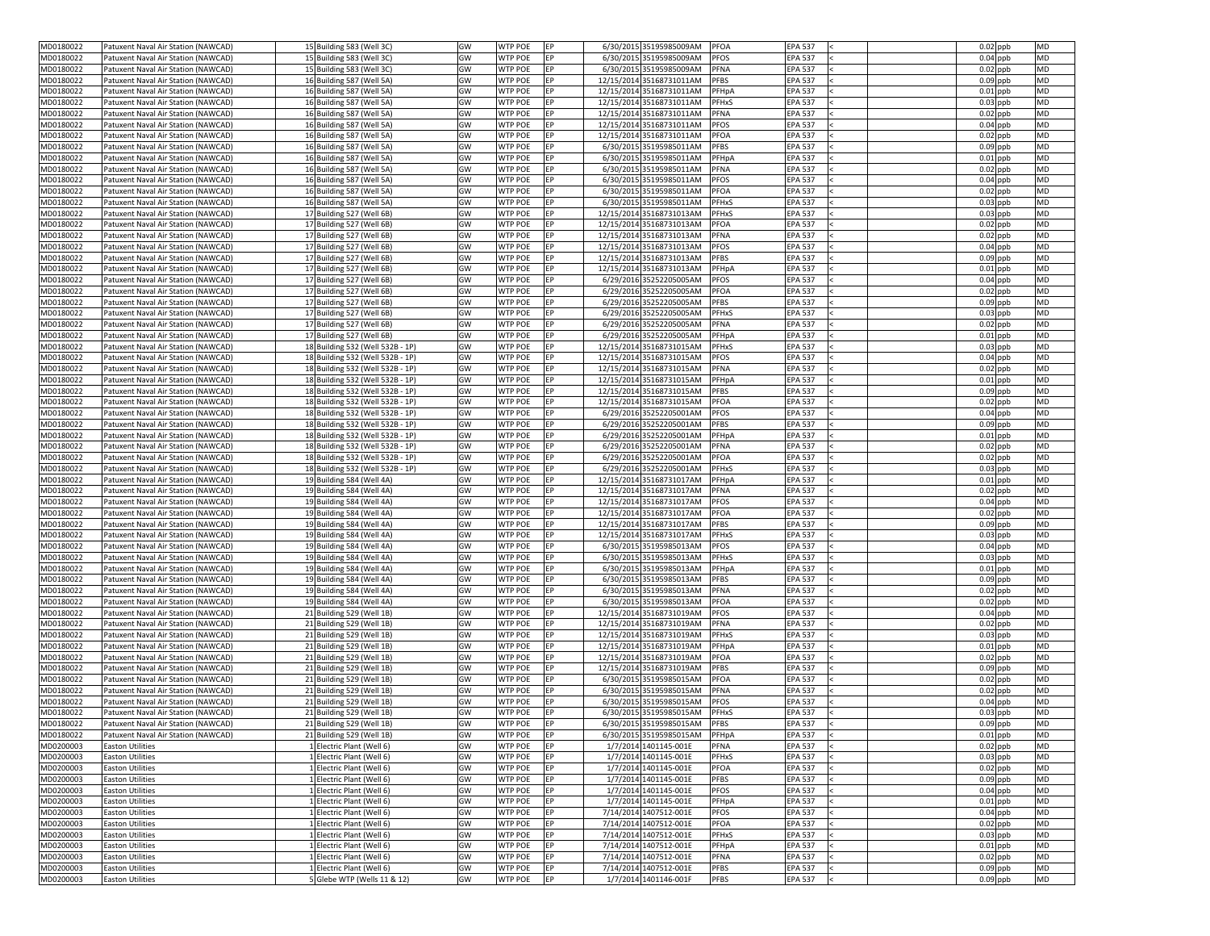| | | | | | | | | | | | | | | | | |
|---|---|---|---|---|---|---|---|---|---|---|---|---|---|---|---|---|
| MD0180022 | Patuxent Naval Air Station (NAWCAD) | 15 | Building 583 (Well 3C) | GW | WTP POE | EP | 6/30/2015 | 35195985009AM | PFOA | EPA 537 | < | | 0.02 | ppb | MD |
| MD0180022 | Patuxent Naval Air Station (NAWCAD) | 15 | Building 583 (Well 3C) | GW | WTP POE | EP | 6/30/2015 | 35195985009AM | PFOS | EPA 537 | < | | 0.04 | ppb | MD |
| MD0180022 | Patuxent Naval Air Station (NAWCAD) | 15 | Building 583 (Well 3C) | GW | WTP POE | EP | 6/30/2015 | 35195985009AM | PFNA | EPA 537 | < | | 0.02 | ppb | MD |
| MD0180022 | Patuxent Naval Air Station (NAWCAD) | 16 | Building 587 (Well 5A) | GW | WTP POE | EP | 12/15/2014 | 35168731011AM | PFBS | EPA 537 | < | | 0.09 | ppb | MD |
| MD0180022 | Patuxent Naval Air Station (NAWCAD) | 16 | Building 587 (Well 5A) | GW | WTP POE | EP | 12/15/2014 | 35168731011AM | PFHpA | EPA 537 | < | | 0.01 | ppb | MD |
| MD0180022 | Patuxent Naval Air Station (NAWCAD) | 16 | Building 587 (Well 5A) | GW | WTP POE | EP | 12/15/2014 | 35168731011AM | PFHxS | EPA 537 | < | | 0.03 | ppb | MD |
| MD0180022 | Patuxent Naval Air Station (NAWCAD) | 16 | Building 587 (Well 5A) | GW | WTP POE | EP | 12/15/2014 | 35168731011AM | PFNA | EPA 537 | < | | 0.02 | ppb | MD |
| MD0180022 | Patuxent Naval Air Station (NAWCAD) | 16 | Building 587 (Well 5A) | GW | WTP POE | EP | 12/15/2014 | 35168731011AM | PFOS | EPA 537 | < | | 0.04 | ppb | MD |
| MD0180022 | Patuxent Naval Air Station (NAWCAD) | 16 | Building 587 (Well 5A) | GW | WTP POE | EP | 12/15/2014 | 35168731011AM | PFOA | EPA 537 | < | | 0.02 | ppb | MD |
| MD0180022 | Patuxent Naval Air Station (NAWCAD) | 16 | Building 587 (Well 5A) | GW | WTP POE | EP | 6/30/2015 | 35195985011AM | PFBS | EPA 537 | < | | 0.09 | ppb | MD |
| MD0180022 | Patuxent Naval Air Station (NAWCAD) | 16 | Building 587 (Well 5A) | GW | WTP POE | EP | 6/30/2015 | 35195985011AM | PFHpA | EPA 537 | < | | 0.01 | ppb | MD |
| MD0180022 | Patuxent Naval Air Station (NAWCAD) | 16 | Building 587 (Well 5A) | GW | WTP POE | EP | 6/30/2015 | 35195985011AM | PFNA | EPA 537 | < | | 0.02 | ppb | MD |
| MD0180022 | Patuxent Naval Air Station (NAWCAD) | 16 | Building 587 (Well 5A) | GW | WTP POE | EP | 6/30/2015 | 35195985011AM | PFOS | EPA 537 | < | | 0.04 | ppb | MD |
| MD0180022 | Patuxent Naval Air Station (NAWCAD) | 16 | Building 587 (Well 5A) | GW | WTP POE | EP | 6/30/2015 | 35195985011AM | PFOA | EPA 537 | < | | 0.02 | ppb | MD |
| MD0180022 | Patuxent Naval Air Station (NAWCAD) | 16 | Building 587 (Well 5A) | GW | WTP POE | EP | 6/30/2015 | 35195985011AM | PFHxS | EPA 537 | < | | 0.03 | ppb | MD |
| MD0180022 | Patuxent Naval Air Station (NAWCAD) | 17 | Building 527 (Well 6B) | GW | WTP POE | EP | 12/15/2014 | 35168731013AM | PFHxS | EPA 537 | < | | 0.03 | ppb | MD |
| MD0180022 | Patuxent Naval Air Station (NAWCAD) | 17 | Building 527 (Well 6B) | GW | WTP POE | EP | 12/15/2014 | 35168731013AM | PFOA | EPA 537 | < | | 0.02 | ppb | MD |
| MD0180022 | Patuxent Naval Air Station (NAWCAD) | 17 | Building 527 (Well 6B) | GW | WTP POE | EP | 12/15/2014 | 35168731013AM | PFNA | EPA 537 | < | | 0.02 | ppb | MD |
| MD0180022 | Patuxent Naval Air Station (NAWCAD) | 17 | Building 527 (Well 6B) | GW | WTP POE | EP | 12/15/2014 | 35168731013AM | PFOS | EPA 537 | < | | 0.04 | ppb | MD |
| MD0180022 | Patuxent Naval Air Station (NAWCAD) | 17 | Building 527 (Well 6B) | GW | WTP POE | EP | 12/15/2014 | 35168731013AM | PFBS | EPA 537 | < | | 0.09 | ppb | MD |
| MD0180022 | Patuxent Naval Air Station (NAWCAD) | 17 | Building 527 (Well 6B) | GW | WTP POE | EP | 12/15/2014 | 35168731013AM | PFHpA | EPA 537 | < | | 0.01 | ppb | MD |
| MD0180022 | Patuxent Naval Air Station (NAWCAD) | 17 | Building 527 (Well 6B) | GW | WTP POE | EP | 6/29/2016 | 35252205005AM | PFOS | EPA 537 | < | | 0.04 | ppb | MD |
| MD0180022 | Patuxent Naval Air Station (NAWCAD) | 17 | Building 527 (Well 6B) | GW | WTP POE | EP | 6/29/2016 | 35252205005AM | PFOA | EPA 537 | < | | 0.02 | ppb | MD |
| MD0180022 | Patuxent Naval Air Station (NAWCAD) | 17 | Building 527 (Well 6B) | GW | WTP POE | EP | 6/29/2016 | 35252205005AM | PFBS | EPA 537 | < | | 0.09 | ppb | MD |
| MD0180022 | Patuxent Naval Air Station (NAWCAD) | 17 | Building 527 (Well 6B) | GW | WTP POE | EP | 6/29/2016 | 35252205005AM | PFHxS | EPA 537 | < | | 0.03 | ppb | MD |
| MD0180022 | Patuxent Naval Air Station (NAWCAD) | 17 | Building 527 (Well 6B) | GW | WTP POE | EP | 6/29/2016 | 35252205005AM | PFNA | EPA 537 | < | | 0.02 | ppb | MD |
| MD0180022 | Patuxent Naval Air Station (NAWCAD) | 17 | Building 527 (Well 6B) | GW | WTP POE | EP | 6/29/2016 | 35252205005AM | PFHpA | EPA 537 | < | | 0.01 | ppb | MD |
| MD0180022 | Patuxent Naval Air Station (NAWCAD) | 18 | Building 532 (Well 532B - 1P) | GW | WTP POE | EP | 12/15/2014 | 35168731015AM | PFHxS | EPA 537 | < | | 0.03 | ppb | MD |
| MD0180022 | Patuxent Naval Air Station (NAWCAD) | 18 | Building 532 (Well 532B - 1P) | GW | WTP POE | EP | 12/15/2014 | 35168731015AM | PFOS | EPA 537 | < | | 0.04 | ppb | MD |
| MD0180022 | Patuxent Naval Air Station (NAWCAD) | 18 | Building 532 (Well 532B - 1P) | GW | WTP POE | EP | 12/15/2014 | 35168731015AM | PFNA | EPA 537 | < | | 0.02 | ppb | MD |
| MD0180022 | Patuxent Naval Air Station (NAWCAD) | 18 | Building 532 (Well 532B - 1P) | GW | WTP POE | EP | 12/15/2014 | 35168731015AM | PFHpA | EPA 537 | < | | 0.01 | ppb | MD |
| MD0180022 | Patuxent Naval Air Station (NAWCAD) | 18 | Building 532 (Well 532B - 1P) | GW | WTP POE | EP | 12/15/2014 | 35168731015AM | PFBS | EPA 537 | < | | 0.09 | ppb | MD |
| MD0180022 | Patuxent Naval Air Station (NAWCAD) | 18 | Building 532 (Well 532B - 1P) | GW | WTP POE | EP | 12/15/2014 | 35168731015AM | PFOA | EPA 537 | < | | 0.02 | ppb | MD |
| MD0180022 | Patuxent Naval Air Station (NAWCAD) | 18 | Building 532 (Well 532B - 1P) | GW | WTP POE | EP | 6/29/2016 | 35252205001AM | PFOS | EPA 537 | < | | 0.04 | ppb | MD |
| MD0180022 | Patuxent Naval Air Station (NAWCAD) | 18 | Building 532 (Well 532B - 1P) | GW | WTP POE | EP | 6/29/2016 | 35252205001AM | PFBS | EPA 537 | < | | 0.09 | ppb | MD |
| MD0180022 | Patuxent Naval Air Station (NAWCAD) | 18 | Building 532 (Well 532B - 1P) | GW | WTP POE | EP | 6/29/2016 | 35252205001AM | PFHpA | EPA 537 | < | | 0.01 | ppb | MD |
| MD0180022 | Patuxent Naval Air Station (NAWCAD) | 18 | Building 532 (Well 532B - 1P) | GW | WTP POE | EP | 6/29/2016 | 35252205001AM | PFNA | EPA 537 | < | | 0.02 | ppb | MD |
| MD0180022 | Patuxent Naval Air Station (NAWCAD) | 18 | Building 532 (Well 532B - 1P) | GW | WTP POE | EP | 6/29/2016 | 35252205001AM | PFOA | EPA 537 | < | | 0.02 | ppb | MD |
| MD0180022 | Patuxent Naval Air Station (NAWCAD) | 18 | Building 532 (Well 532B - 1P) | GW | WTP POE | EP | 6/29/2016 | 35252205001AM | PFHxS | EPA 537 | < | | 0.03 | ppb | MD |
| MD0180022 | Patuxent Naval Air Station (NAWCAD) | 19 | Building 584 (Well 4A) | GW | WTP POE | EP | 12/15/2014 | 35168731017AM | PFHpA | EPA 537 | < | | 0.01 | ppb | MD |
| MD0180022 | Patuxent Naval Air Station (NAWCAD) | 19 | Building 584 (Well 4A) | GW | WTP POE | EP | 12/15/2014 | 35168731017AM | PFNA | EPA 537 | < | | 0.02 | ppb | MD |
| MD0180022 | Patuxent Naval Air Station (NAWCAD) | 19 | Building 584 (Well 4A) | GW | WTP POE | EP | 12/15/2014 | 35168731017AM | PFOS | EPA 537 | < | | 0.04 | ppb | MD |
| MD0180022 | Patuxent Naval Air Station (NAWCAD) | 19 | Building 584 (Well 4A) | GW | WTP POE | EP | 12/15/2014 | 35168731017AM | PFOA | EPA 537 | < | | 0.02 | ppb | MD |
| MD0180022 | Patuxent Naval Air Station (NAWCAD) | 19 | Building 584 (Well 4A) | GW | WTP POE | EP | 12/15/2014 | 35168731017AM | PFBS | EPA 537 | < | | 0.09 | ppb | MD |
| MD0180022 | Patuxent Naval Air Station (NAWCAD) | 19 | Building 584 (Well 4A) | GW | WTP POE | EP | 12/15/2014 | 35168731017AM | PFHxS | EPA 537 | < | | 0.03 | ppb | MD |
| MD0180022 | Patuxent Naval Air Station (NAWCAD) | 19 | Building 584 (Well 4A) | GW | WTP POE | EP | 6/30/2015 | 35195985013AM | PFOS | EPA 537 | < | | 0.04 | ppb | MD |
| MD0180022 | Patuxent Naval Air Station (NAWCAD) | 19 | Building 584 (Well 4A) | GW | WTP POE | EP | 6/30/2015 | 35195985013AM | PFHxS | EPA 537 | < | | 0.03 | ppb | MD |
| MD0180022 | Patuxent Naval Air Station (NAWCAD) | 19 | Building 584 (Well 4A) | GW | WTP POE | EP | 6/30/2015 | 35195985013AM | PFHpA | EPA 537 | < | | 0.01 | ppb | MD |
| MD0180022 | Patuxent Naval Air Station (NAWCAD) | 19 | Building 584 (Well 4A) | GW | WTP POE | EP | 6/30/2015 | 35195985013AM | PFBS | EPA 537 | < | | 0.09 | ppb | MD |
| MD0180022 | Patuxent Naval Air Station (NAWCAD) | 19 | Building 584 (Well 4A) | GW | WTP POE | EP | 6/30/2015 | 35195985013AM | PFNA | EPA 537 | < | | 0.02 | ppb | MD |
| MD0180022 | Patuxent Naval Air Station (NAWCAD) | 19 | Building 584 (Well 4A) | GW | WTP POE | EP | 6/30/2015 | 35195985013AM | PFOA | EPA 537 | < | | 0.02 | ppb | MD |
| MD0180022 | Patuxent Naval Air Station (NAWCAD) | 21 | Building 529 (Well 1B) | GW | WTP POE | EP | 12/15/2014 | 35168731019AM | PFOS | EPA 537 | < | | 0.04 | ppb | MD |
| MD0180022 | Patuxent Naval Air Station (NAWCAD) | 21 | Building 529 (Well 1B) | GW | WTP POE | EP | 12/15/2014 | 35168731019AM | PFNA | EPA 537 | < | | 0.02 | ppb | MD |
| MD0180022 | Patuxent Naval Air Station (NAWCAD) | 21 | Building 529 (Well 1B) | GW | WTP POE | EP | 12/15/2014 | 35168731019AM | PFHxS | EPA 537 | < | | 0.03 | ppb | MD |
| MD0180022 | Patuxent Naval Air Station (NAWCAD) | 21 | Building 529 (Well 1B) | GW | WTP POE | EP | 12/15/2014 | 35168731019AM | PFHpA | EPA 537 | < | | 0.01 | ppb | MD |
| MD0180022 | Patuxent Naval Air Station (NAWCAD) | 21 | Building 529 (Well 1B) | GW | WTP POE | EP | 12/15/2014 | 35168731019AM | PFOA | EPA 537 | < | | 0.02 | ppb | MD |
| MD0180022 | Patuxent Naval Air Station (NAWCAD) | 21 | Building 529 (Well 1B) | GW | WTP POE | EP | 12/15/2014 | 35168731019AM | PFBS | EPA 537 | < | | 0.09 | ppb | MD |
| MD0180022 | Patuxent Naval Air Station (NAWCAD) | 21 | Building 529 (Well 1B) | GW | WTP POE | EP | 6/30/2015 | 35195985015AM | PFOA | EPA 537 | < | | 0.02 | ppb | MD |
| MD0180022 | Patuxent Naval Air Station (NAWCAD) | 21 | Building 529 (Well 1B) | GW | WTP POE | EP | 6/30/2015 | 35195985015AM | PFNA | EPA 537 | < | | 0.02 | ppb | MD |
| MD0180022 | Patuxent Naval Air Station (NAWCAD) | 21 | Building 529 (Well 1B) | GW | WTP POE | EP | 6/30/2015 | 35195985015AM | PFOS | EPA 537 | < | | 0.04 | ppb | MD |
| MD0180022 | Patuxent Naval Air Station (NAWCAD) | 21 | Building 529 (Well 1B) | GW | WTP POE | EP | 6/30/2015 | 35195985015AM | PFHxS | EPA 537 | < | | 0.03 | ppb | MD |
| MD0180022 | Patuxent Naval Air Station (NAWCAD) | 21 | Building 529 (Well 1B) | GW | WTP POE | EP | 6/30/2015 | 35195985015AM | PFBS | EPA 537 | < | | 0.09 | ppb | MD |
| MD0180022 | Patuxent Naval Air Station (NAWCAD) | 21 | Building 529 (Well 1B) | GW | WTP POE | EP | 6/30/2015 | 35195985015AM | PFHpA | EPA 537 | < | | 0.01 | ppb | MD |
| MD0200003 | Easton Utilities | 1 | Electric Plant (Well 6) | GW | WTP POE | EP | 1/7/2014 | 1401145-001E | PFNA | EPA 537 | < | | 0.02 | ppb | MD |
| MD0200003 | Easton Utilities | 1 | Electric Plant (Well 6) | GW | WTP POE | EP | 1/7/2014 | 1401145-001E | PFHxS | EPA 537 | < | | 0.03 | ppb | MD |
| MD0200003 | Easton Utilities | 1 | Electric Plant (Well 6) | GW | WTP POE | EP | 1/7/2014 | 1401145-001E | PFOA | EPA 537 | < | | 0.02 | ppb | MD |
| MD0200003 | Easton Utilities | 1 | Electric Plant (Well 6) | GW | WTP POE | EP | 1/7/2014 | 1401145-001E | PFBS | EPA 537 | < | | 0.09 | ppb | MD |
| MD0200003 | Easton Utilities | 1 | Electric Plant (Well 6) | GW | WTP POE | EP | 1/7/2014 | 1401145-001E | PFOS | EPA 537 | < | | 0.04 | ppb | MD |
| MD0200003 | Easton Utilities | 1 | Electric Plant (Well 6) | GW | WTP POE | EP | 1/7/2014 | 1401145-001E | PFHpA | EPA 537 | < | | 0.01 | ppb | MD |
| MD0200003 | Easton Utilities | 1 | Electric Plant (Well 6) | GW | WTP POE | EP | 7/14/2014 | 1407512-001E | PFOS | EPA 537 | < | | 0.04 | ppb | MD |
| MD0200003 | Easton Utilities | 1 | Electric Plant (Well 6) | GW | WTP POE | EP | 7/14/2014 | 1407512-001E | PFOA | EPA 537 | < | | 0.02 | ppb | MD |
| MD0200003 | Easton Utilities | 1 | Electric Plant (Well 6) | GW | WTP POE | EP | 7/14/2014 | 1407512-001E | PFHxS | EPA 537 | < | | 0.03 | ppb | MD |
| MD0200003 | Easton Utilities | 1 | Electric Plant (Well 6) | GW | WTP POE | EP | 7/14/2014 | 1407512-001E | PFHpA | EPA 537 | < | | 0.01 | ppb | MD |
| MD0200003 | Easton Utilities | 1 | Electric Plant (Well 6) | GW | WTP POE | EP | 7/14/2014 | 1407512-001E | PFNA | EPA 537 | < | | 0.02 | ppb | MD |
| MD0200003 | Easton Utilities | 1 | Electric Plant (Well 6) | GW | WTP POE | EP | 7/14/2014 | 1407512-001E | PFBS | EPA 537 | < | | 0.09 | ppb | MD |
| MD0200003 | Easton Utilities | 5 | Glebe WTP (Wells 11 & 12) | GW | WTP POE | EP | 1/7/2014 | 1401146-001F | PFBS | EPA 537 | < | | 0.09 | ppb | MD |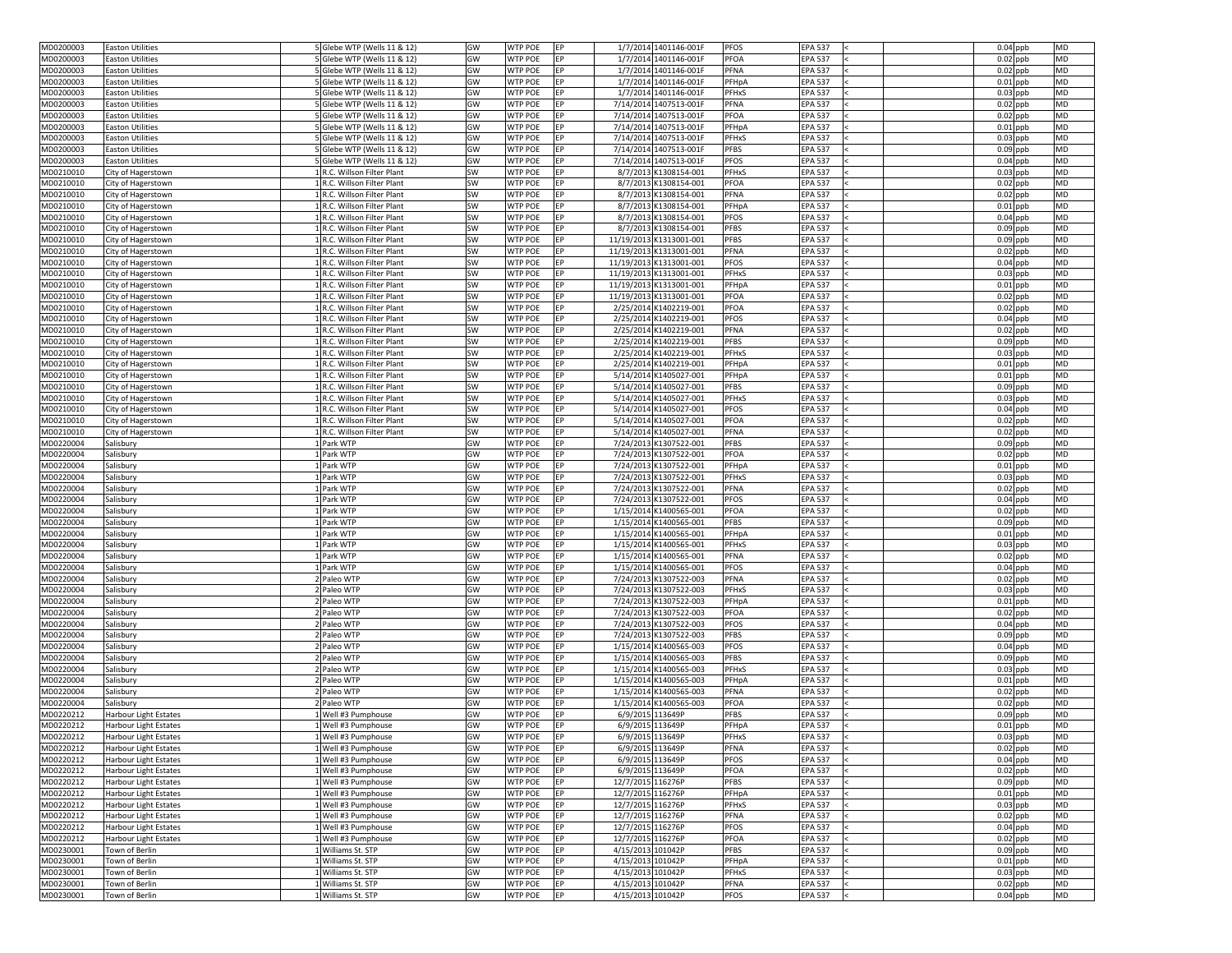| | | | | | | | | | | | | | | | |
|---|---|---|---|---|---|---|---|---|---|---|---|---|---|---|---|
| MD0200003 | Easton Utilities | 5 | Glebe WTP (Wells 11 & 12) | GW | WTP POE | EP | 1/7/2014 | 1401146-001F | PFOS | EPA 537 | < | | 0.04 | ppb | MD |
| MD0200003 | Easton Utilities | 5 | Glebe WTP (Wells 11 & 12) | GW | WTP POE | EP | 1/7/2014 | 1401146-001F | PFOA | EPA 537 | < | | 0.02 | ppb | MD |
| MD0200003 | Easton Utilities | 5 | Glebe WTP (Wells 11 & 12) | GW | WTP POE | EP | 1/7/2014 | 1401146-001F | PFNA | EPA 537 | < | | 0.02 | ppb | MD |
| MD0200003 | Easton Utilities | 5 | Glebe WTP (Wells 11 & 12) | GW | WTP POE | EP | 1/7/2014 | 1401146-001F | PFHpA | EPA 537 | < | | 0.01 | ppb | MD |
| MD0200003 | Easton Utilities | 5 | Glebe WTP (Wells 11 & 12) | GW | WTP POE | EP | 1/7/2014 | 1401146-001F | PFHxS | EPA 537 | < | | 0.03 | ppb | MD |
| MD0200003 | Easton Utilities | 5 | Glebe WTP (Wells 11 & 12) | GW | WTP POE | EP | 7/14/2014 | 1407513-001F | PFNA | EPA 537 | < | | 0.02 | ppb | MD |
| MD0200003 | Easton Utilities | 5 | Glebe WTP (Wells 11 & 12) | GW | WTP POE | EP | 7/14/2014 | 1407513-001F | PFOA | EPA 537 | < | | 0.02 | ppb | MD |
| MD0200003 | Easton Utilities | 5 | Glebe WTP (Wells 11 & 12) | GW | WTP POE | EP | 7/14/2014 | 1407513-001F | PFHpA | EPA 537 | < | | 0.01 | ppb | MD |
| MD0200003 | Easton Utilities | 5 | Glebe WTP (Wells 11 & 12) | GW | WTP POE | EP | 7/14/2014 | 1407513-001F | PFHxS | EPA 537 | < | | 0.03 | ppb | MD |
| MD0200003 | Easton Utilities | 5 | Glebe WTP (Wells 11 & 12) | GW | WTP POE | EP | 7/14/2014 | 1407513-001F | PFBS | EPA 537 | < | | 0.09 | ppb | MD |
| MD0200003 | Easton Utilities | 5 | Glebe WTP (Wells 11 & 12) | GW | WTP POE | EP | 7/14/2014 | 1407513-001F | PFOS | EPA 537 | < | | 0.04 | ppb | MD |
| MD0210010 | City of Hagerstown | 1 | R.C. Willson Filter Plant | SW | WTP POE | EP | 8/7/2013 | K1308154-001 | PFHxS | EPA 537 | < | | 0.03 | ppb | MD |
| MD0210010 | City of Hagerstown | 1 | R.C. Willson Filter Plant | SW | WTP POE | EP | 8/7/2013 | K1308154-001 | PFOA | EPA 537 | < | | 0.02 | ppb | MD |
| MD0210010 | City of Hagerstown | 1 | R.C. Willson Filter Plant | SW | WTP POE | EP | 8/7/2013 | K1308154-001 | PFNA | EPA 537 | < | | 0.02 | ppb | MD |
| MD0210010 | City of Hagerstown | 1 | R.C. Willson Filter Plant | SW | WTP POE | EP | 8/7/2013 | K1308154-001 | PFHpA | EPA 537 | < | | 0.01 | ppb | MD |
| MD0210010 | City of Hagerstown | 1 | R.C. Willson Filter Plant | SW | WTP POE | EP | 8/7/2013 | K1308154-001 | PFOS | EPA 537 | < | | 0.04 | ppb | MD |
| MD0210010 | City of Hagerstown | 1 | R.C. Willson Filter Plant | SW | WTP POE | EP | 8/7/2013 | K1308154-001 | PFBS | EPA 537 | < | | 0.09 | ppb | MD |
| MD0210010 | City of Hagerstown | 1 | R.C. Willson Filter Plant | SW | WTP POE | EP | 11/19/2013 | K1313001-001 | PFBS | EPA 537 | < | | 0.09 | ppb | MD |
| MD0210010 | City of Hagerstown | 1 | R.C. Willson Filter Plant | SW | WTP POE | EP | 11/19/2013 | K1313001-001 | PFNA | EPA 537 | < | | 0.02 | ppb | MD |
| MD0210010 | City of Hagerstown | 1 | R.C. Willson Filter Plant | SW | WTP POE | EP | 11/19/2013 | K1313001-001 | PFOS | EPA 537 | < | | 0.04 | ppb | MD |
| MD0210010 | City of Hagerstown | 1 | R.C. Willson Filter Plant | SW | WTP POE | EP | 11/19/2013 | K1313001-001 | PFHxS | EPA 537 | < | | 0.03 | ppb | MD |
| MD0210010 | City of Hagerstown | 1 | R.C. Willson Filter Plant | SW | WTP POE | EP | 11/19/2013 | K1313001-001 | PFHpA | EPA 537 | < | | 0.01 | ppb | MD |
| MD0210010 | City of Hagerstown | 1 | R.C. Willson Filter Plant | SW | WTP POE | EP | 11/19/2013 | K1313001-001 | PFOA | EPA 537 | < | | 0.02 | ppb | MD |
| MD0210010 | City of Hagerstown | 1 | R.C. Willson Filter Plant | SW | WTP POE | EP | 2/25/2014 | K1402219-001 | PFOA | EPA 537 | < | | 0.02 | ppb | MD |
| MD0210010 | City of Hagerstown | 1 | R.C. Willson Filter Plant | SW | WTP POE | EP | 2/25/2014 | K1402219-001 | PFOS | EPA 537 | < | | 0.04 | ppb | MD |
| MD0210010 | City of Hagerstown | 1 | R.C. Willson Filter Plant | SW | WTP POE | EP | 2/25/2014 | K1402219-001 | PFNA | EPA 537 | < | | 0.02 | ppb | MD |
| MD0210010 | City of Hagerstown | 1 | R.C. Willson Filter Plant | SW | WTP POE | EP | 2/25/2014 | K1402219-001 | PFBS | EPA 537 | < | | 0.09 | ppb | MD |
| MD0210010 | City of Hagerstown | 1 | R.C. Willson Filter Plant | SW | WTP POE | EP | 2/25/2014 | K1402219-001 | PFHxS | EPA 537 | < | | 0.03 | ppb | MD |
| MD0210010 | City of Hagerstown | 1 | R.C. Willson Filter Plant | SW | WTP POE | EP | 2/25/2014 | K1402219-001 | PFHpA | EPA 537 | < | | 0.01 | ppb | MD |
| MD0210010 | City of Hagerstown | 1 | R.C. Willson Filter Plant | SW | WTP POE | EP | 5/14/2014 | K1405027-001 | PFHpA | EPA 537 | < | | 0.01 | ppb | MD |
| MD0210010 | City of Hagerstown | 1 | R.C. Willson Filter Plant | SW | WTP POE | EP | 5/14/2014 | K1405027-001 | PFBS | EPA 537 | < | | 0.09 | ppb | MD |
| MD0210010 | City of Hagerstown | 1 | R.C. Willson Filter Plant | SW | WTP POE | EP | 5/14/2014 | K1405027-001 | PFHxS | EPA 537 | < | | 0.03 | ppb | MD |
| MD0210010 | City of Hagerstown | 1 | R.C. Willson Filter Plant | SW | WTP POE | EP | 5/14/2014 | K1405027-001 | PFOS | EPA 537 | < | | 0.04 | ppb | MD |
| MD0210010 | City of Hagerstown | 1 | R.C. Willson Filter Plant | SW | WTP POE | EP | 5/14/2014 | K1405027-001 | PFOA | EPA 537 | < | | 0.02 | ppb | MD |
| MD0210010 | City of Hagerstown | 1 | R.C. Willson Filter Plant | SW | WTP POE | EP | 5/14/2014 | K1405027-001 | PFNA | EPA 537 | < | | 0.02 | ppb | MD |
| MD0220004 | Salisbury | 1 | Park WTP | GW | WTP POE | EP | 7/24/2013 | K1307522-001 | PFBS | EPA 537 | < | | 0.09 | ppb | MD |
| MD0220004 | Salisbury | 1 | Park WTP | GW | WTP POE | EP | 7/24/2013 | K1307522-001 | PFOA | EPA 537 | < | | 0.02 | ppb | MD |
| MD0220004 | Salisbury | 1 | Park WTP | GW | WTP POE | EP | 7/24/2013 | K1307522-001 | PFHpA | EPA 537 | < | | 0.01 | ppb | MD |
| MD0220004 | Salisbury | 1 | Park WTP | GW | WTP POE | EP | 7/24/2013 | K1307522-001 | PFHxS | EPA 537 | < | | 0.03 | ppb | MD |
| MD0220004 | Salisbury | 1 | Park WTP | GW | WTP POE | EP | 7/24/2013 | K1307522-001 | PFNA | EPA 537 | < | | 0.02 | ppb | MD |
| MD0220004 | Salisbury | 1 | Park WTP | GW | WTP POE | EP | 7/24/2013 | K1307522-001 | PFOS | EPA 537 | < | | 0.04 | ppb | MD |
| MD0220004 | Salisbury | 1 | Park WTP | GW | WTP POE | EP | 1/15/2014 | K1400565-001 | PFOA | EPA 537 | < | | 0.02 | ppb | MD |
| MD0220004 | Salisbury | 1 | Park WTP | GW | WTP POE | EP | 1/15/2014 | K1400565-001 | PFBS | EPA 537 | < | | 0.09 | ppb | MD |
| MD0220004 | Salisbury | 1 | Park WTP | GW | WTP POE | EP | 1/15/2014 | K1400565-001 | PFHpA | EPA 537 | < | | 0.01 | ppb | MD |
| MD0220004 | Salisbury | 1 | Park WTP | GW | WTP POE | EP | 1/15/2014 | K1400565-001 | PFHxS | EPA 537 | < | | 0.03 | ppb | MD |
| MD0220004 | Salisbury | 1 | Park WTP | GW | WTP POE | EP | 1/15/2014 | K1400565-001 | PFNA | EPA 537 | < | | 0.02 | ppb | MD |
| MD0220004 | Salisbury | 1 | Park WTP | GW | WTP POE | EP | 1/15/2014 | K1400565-001 | PFOS | EPA 537 | < | | 0.04 | ppb | MD |
| MD0220004 | Salisbury | 2 | Paleo WTP | GW | WTP POE | EP | 7/24/2013 | K1307522-003 | PFNA | EPA 537 | < | | 0.02 | ppb | MD |
| MD0220004 | Salisbury | 2 | Paleo WTP | GW | WTP POE | EP | 7/24/2013 | K1307522-003 | PFHxS | EPA 537 | < | | 0.03 | ppb | MD |
| MD0220004 | Salisbury | 2 | Paleo WTP | GW | WTP POE | EP | 7/24/2013 | K1307522-003 | PFHpA | EPA 537 | < | | 0.01 | ppb | MD |
| MD0220004 | Salisbury | 2 | Paleo WTP | GW | WTP POE | EP | 7/24/2013 | K1307522-003 | PFOA | EPA 537 | < | | 0.02 | ppb | MD |
| MD0220004 | Salisbury | 2 | Paleo WTP | GW | WTP POE | EP | 7/24/2013 | K1307522-003 | PFOS | EPA 537 | < | | 0.04 | ppb | MD |
| MD0220004 | Salisbury | 2 | Paleo WTP | GW | WTP POE | EP | 7/24/2013 | K1307522-003 | PFBS | EPA 537 | < | | 0.09 | ppb | MD |
| MD0220004 | Salisbury | 2 | Paleo WTP | GW | WTP POE | EP | 1/15/2014 | K1400565-003 | PFOS | EPA 537 | < | | 0.04 | ppb | MD |
| MD0220004 | Salisbury | 2 | Paleo WTP | GW | WTP POE | EP | 1/15/2014 | K1400565-003 | PFBS | EPA 537 | < | | 0.09 | ppb | MD |
| MD0220004 | Salisbury | 2 | Paleo WTP | GW | WTP POE | EP | 1/15/2014 | K1400565-003 | PFHxS | EPA 537 | < | | 0.03 | ppb | MD |
| MD0220004 | Salisbury | 2 | Paleo WTP | GW | WTP POE | EP | 1/15/2014 | K1400565-003 | PFHpA | EPA 537 | < | | 0.01 | ppb | MD |
| MD0220004 | Salisbury | 2 | Paleo WTP | GW | WTP POE | EP | 1/15/2014 | K1400565-003 | PFNA | EPA 537 | < | | 0.02 | ppb | MD |
| MD0220004 | Salisbury | 2 | Paleo WTP | GW | WTP POE | EP | 1/15/2014 | K1400565-003 | PFOA | EPA 537 | < | | 0.02 | ppb | MD |
| MD0220212 | Harbour Light Estates | 1 | Well #3 Pumphouse | GW | WTP POE | EP | 6/9/2015 | 113649P | PFBS | EPA 537 | < | | 0.09 | ppb | MD |
| MD0220212 | Harbour Light Estates | 1 | Well #3 Pumphouse | GW | WTP POE | EP | 6/9/2015 | 113649P | PFHpA | EPA 537 | < | | 0.01 | ppb | MD |
| MD0220212 | Harbour Light Estates | 1 | Well #3 Pumphouse | GW | WTP POE | EP | 6/9/2015 | 113649P | PFHxS | EPA 537 | < | | 0.03 | ppb | MD |
| MD0220212 | Harbour Light Estates | 1 | Well #3 Pumphouse | GW | WTP POE | EP | 6/9/2015 | 113649P | PFNA | EPA 537 | < | | 0.02 | ppb | MD |
| MD0220212 | Harbour Light Estates | 1 | Well #3 Pumphouse | GW | WTP POE | EP | 6/9/2015 | 113649P | PFOS | EPA 537 | < | | 0.04 | ppb | MD |
| MD0220212 | Harbour Light Estates | 1 | Well #3 Pumphouse | GW | WTP POE | EP | 6/9/2015 | 113649P | PFOA | EPA 537 | < | | 0.02 | ppb | MD |
| MD0220212 | Harbour Light Estates | 1 | Well #3 Pumphouse | GW | WTP POE | EP | 12/7/2015 | 116276P | PFBS | EPA 537 | < | | 0.09 | ppb | MD |
| MD0220212 | Harbour Light Estates | 1 | Well #3 Pumphouse | GW | WTP POE | EP | 12/7/2015 | 116276P | PFHpA | EPA 537 | < | | 0.01 | ppb | MD |
| MD0220212 | Harbour Light Estates | 1 | Well #3 Pumphouse | GW | WTP POE | EP | 12/7/2015 | 116276P | PFHxS | EPA 537 | < | | 0.03 | ppb | MD |
| MD0220212 | Harbour Light Estates | 1 | Well #3 Pumphouse | GW | WTP POE | EP | 12/7/2015 | 116276P | PFNA | EPA 537 | < | | 0.02 | ppb | MD |
| MD0220212 | Harbour Light Estates | 1 | Well #3 Pumphouse | GW | WTP POE | EP | 12/7/2015 | 116276P | PFOS | EPA 537 | < | | 0.04 | ppb | MD |
| MD0220212 | Harbour Light Estates | 1 | Well #3 Pumphouse | GW | WTP POE | EP | 12/7/2015 | 116276P | PFOA | EPA 537 | < | | 0.02 | ppb | MD |
| MD0230001 | Town of Berlin | 1 | Williams St. STP | GW | WTP POE | EP | 4/15/2013 | 101042P | PFBS | EPA 537 | < | | 0.09 | ppb | MD |
| MD0230001 | Town of Berlin | 1 | Williams St. STP | GW | WTP POE | EP | 4/15/2013 | 101042P | PFHpA | EPA 537 | < | | 0.01 | ppb | MD |
| MD0230001 | Town of Berlin | 1 | Williams St. STP | GW | WTP POE | EP | 4/15/2013 | 101042P | PFHxS | EPA 537 | < | | 0.03 | ppb | MD |
| MD0230001 | Town of Berlin | 1 | Williams St. STP | GW | WTP POE | EP | 4/15/2013 | 101042P | PFNA | EPA 537 | < | | 0.02 | ppb | MD |
| MD0230001 | Town of Berlin | 1 | Williams St. STP | GW | WTP POE | EP | 4/15/2013 | 101042P | PFOS | EPA 537 | < | | 0.04 | ppb | MD |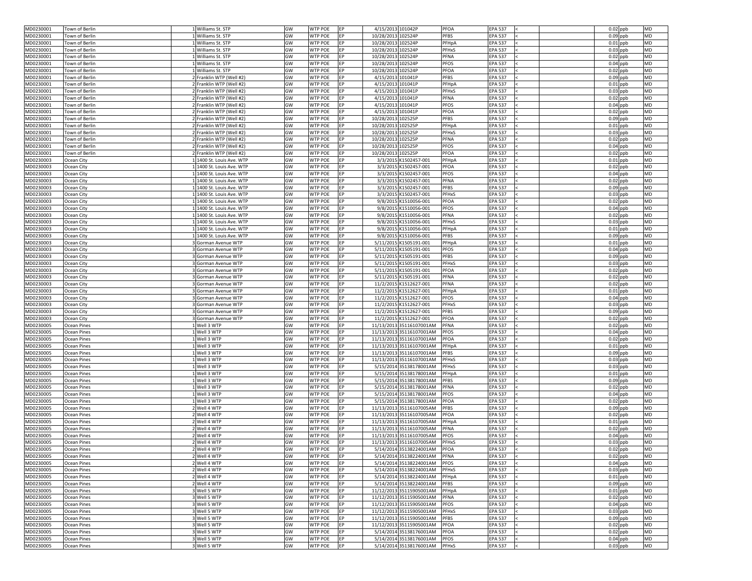| | | | | | | | | | | | | | | | |
|---|---|---|---|---|---|---|---|---|---|---|---|---|---|---|---|
| MD0230001 | Town of Berlin | 1 | Williams St. STP | GW | WTP POE | EP | 4/15/2013 | 101042P | PFOA | EPA 537 | < | | 0.02 | ppb | MD |
| MD0230001 | Town of Berlin | 1 | Williams St. STP | GW | WTP POE | EP | 10/28/2013 | 102524P | PFBS | EPA 537 | < | | 0.09 | ppb | MD |
| MD0230001 | Town of Berlin | 1 | Williams St. STP | GW | WTP POE | EP | 10/28/2013 | 102524P | PFHpA | EPA 537 | < | | 0.01 | ppb | MD |
| MD0230001 | Town of Berlin | 1 | Williams St. STP | GW | WTP POE | EP | 10/28/2013 | 102524P | PFHxS | EPA 537 | < | | 0.03 | ppb | MD |
| MD0230001 | Town of Berlin | 1 | Williams St. STP | GW | WTP POE | EP | 10/28/2013 | 102524P | PFNA | EPA 537 | < | | 0.02 | ppb | MD |
| MD0230001 | Town of Berlin | 1 | Williams St. STP | GW | WTP POE | EP | 10/28/2013 | 102524P | PFOS | EPA 537 | < | | 0.04 | ppb | MD |
| MD0230001 | Town of Berlin | 1 | Williams St. STP | GW | WTP POE | EP | 10/28/2013 | 102524P | PFOA | EPA 537 | < | | 0.02 | ppb | MD |
| MD0230001 | Town of Berlin | 2 | Franklin WTP (Well #2) | GW | WTP POE | EP | 4/15/2013 | 101041P | PFBS | EPA 537 | < | | 0.09 | ppb | MD |
| MD0230001 | Town of Berlin | 2 | Franklin WTP (Well #2) | GW | WTP POE | EP | 4/15/2013 | 101041P | PFHpA | EPA 537 | < | | 0.01 | ppb | MD |
| MD0230001 | Town of Berlin | 2 | Franklin WTP (Well #2) | GW | WTP POE | EP | 4/15/2013 | 101041P | PFHxS | EPA 537 | < | | 0.03 | ppb | MD |
| MD0230001 | Town of Berlin | 2 | Franklin WTP (Well #2) | GW | WTP POE | EP | 4/15/2013 | 101041P | PFNA | EPA 537 | < | | 0.02 | ppb | MD |
| MD0230001 | Town of Berlin | 2 | Franklin WTP (Well #2) | GW | WTP POE | EP | 4/15/2013 | 101041P | PFOS | EPA 537 | < | | 0.04 | ppb | MD |
| MD0230001 | Town of Berlin | 2 | Franklin WTP (Well #2) | GW | WTP POE | EP | 4/15/2013 | 101041P | PFOA | EPA 537 | < | | 0.02 | ppb | MD |
| MD0230001 | Town of Berlin | 2 | Franklin WTP (Well #2) | GW | WTP POE | EP | 10/28/2013 | 102525P | PFBS | EPA 537 | < | | 0.09 | ppb | MD |
| MD0230001 | Town of Berlin | 2 | Franklin WTP (Well #2) | GW | WTP POE | EP | 10/28/2013 | 102525P | PFHpA | EPA 537 | < | | 0.01 | ppb | MD |
| MD0230001 | Town of Berlin | 2 | Franklin WTP (Well #2) | GW | WTP POE | EP | 10/28/2013 | 102525P | PFHxS | EPA 537 | < | | 0.03 | ppb | MD |
| MD0230001 | Town of Berlin | 2 | Franklin WTP (Well #2) | GW | WTP POE | EP | 10/28/2013 | 102525P | PFNA | EPA 537 | < | | 0.02 | ppb | MD |
| MD0230001 | Town of Berlin | 2 | Franklin WTP (Well #2) | GW | WTP POE | EP | 10/28/2013 | 102525P | PFOS | EPA 537 | < | | 0.04 | ppb | MD |
| MD0230001 | Town of Berlin | 2 | Franklin WTP (Well #2) | GW | WTP POE | EP | 10/28/2013 | 102525P | PFOA | EPA 537 | < | | 0.02 | ppb | MD |
| MD0230003 | Ocean City | 1 | 1400 St. Louis Ave. WTP | GW | WTP POE | EP | 3/3/2015 | K1502457-001 | PFHpA | EPA 537 | < | | 0.01 | ppb | MD |
| MD0230003 | Ocean City | 1 | 1400 St. Louis Ave. WTP | GW | WTP POE | EP | 3/3/2015 | K1502457-001 | PFOA | EPA 537 | < | | 0.02 | ppb | MD |
| MD0230003 | Ocean City | 1 | 1400 St. Louis Ave. WTP | GW | WTP POE | EP | 3/3/2015 | K1502457-001 | PFOS | EPA 537 | < | | 0.04 | ppb | MD |
| MD0230003 | Ocean City | 1 | 1400 St. Louis Ave. WTP | GW | WTP POE | EP | 3/3/2015 | K1502457-001 | PFNA | EPA 537 | < | | 0.02 | ppb | MD |
| MD0230003 | Ocean City | 1 | 1400 St. Louis Ave. WTP | GW | WTP POE | EP | 3/3/2015 | K1502457-001 | PFBS | EPA 537 | < | | 0.09 | ppb | MD |
| MD0230003 | Ocean City | 1 | 1400 St. Louis Ave. WTP | GW | WTP POE | EP | 3/3/2015 | K1502457-001 | PFHxS | EPA 537 | < | | 0.03 | ppb | MD |
| MD0230003 | Ocean City | 1 | 1400 St. Louis Ave. WTP | GW | WTP POE | EP | 9/8/2015 | K1510056-001 | PFOA | EPA 537 | < | | 0.02 | ppb | MD |
| MD0230003 | Ocean City | 1 | 1400 St. Louis Ave. WTP | GW | WTP POE | EP | 9/8/2015 | K1510056-001 | PFOS | EPA 537 | < | | 0.04 | ppb | MD |
| MD0230003 | Ocean City | 1 | 1400 St. Louis Ave. WTP | GW | WTP POE | EP | 9/8/2015 | K1510056-001 | PFNA | EPA 537 | < | | 0.02 | ppb | MD |
| MD0230003 | Ocean City | 1 | 1400 St. Louis Ave. WTP | GW | WTP POE | EP | 9/8/2015 | K1510056-001 | PFHxS | EPA 537 | < | | 0.03 | ppb | MD |
| MD0230003 | Ocean City | 1 | 1400 St. Louis Ave. WTP | GW | WTP POE | EP | 9/8/2015 | K1510056-001 | PFHpA | EPA 537 | < | | 0.01 | ppb | MD |
| MD0230003 | Ocean City | 1 | 1400 St. Louis Ave. WTP | GW | WTP POE | EP | 9/8/2015 | K1510056-001 | PFBS | EPA 537 | < | | 0.09 | ppb | MD |
| MD0230003 | Ocean City | 3 | Gorman Avenue WTP | GW | WTP POE | EP | 5/11/2015 | K1505191-001 | PFHpA | EPA 537 | < | | 0.01 | ppb | MD |
| MD0230003 | Ocean City | 3 | Gorman Avenue WTP | GW | WTP POE | EP | 5/11/2015 | K1505191-001 | PFOS | EPA 537 | < | | 0.04 | ppb | MD |
| MD0230003 | Ocean City | 3 | Gorman Avenue WTP | GW | WTP POE | EP | 5/11/2015 | K1505191-001 | PFBS | EPA 537 | < | | 0.09 | ppb | MD |
| MD0230003 | Ocean City | 3 | Gorman Avenue WTP | GW | WTP POE | EP | 5/11/2015 | K1505191-001 | PFHxS | EPA 537 | < | | 0.03 | ppb | MD |
| MD0230003 | Ocean City | 3 | Gorman Avenue WTP | GW | WTP POE | EP | 5/11/2015 | K1505191-001 | PFOA | EPA 537 | < | | 0.02 | ppb | MD |
| MD0230003 | Ocean City | 3 | Gorman Avenue WTP | GW | WTP POE | EP | 5/11/2015 | K1505191-001 | PFNA | EPA 537 | < | | 0.02 | ppb | MD |
| MD0230003 | Ocean City | 3 | Gorman Avenue WTP | GW | WTP POE | EP | 11/2/2015 | K1512627-001 | PFNA | EPA 537 | < | | 0.02 | ppb | MD |
| MD0230003 | Ocean City | 3 | Gorman Avenue WTP | GW | WTP POE | EP | 11/2/2015 | K1512627-001 | PFHpA | EPA 537 | < | | 0.01 | ppb | MD |
| MD0230003 | Ocean City | 3 | Gorman Avenue WTP | GW | WTP POE | EP | 11/2/2015 | K1512627-001 | PFOS | EPA 537 | < | | 0.04 | ppb | MD |
| MD0230003 | Ocean City | 3 | Gorman Avenue WTP | GW | WTP POE | EP | 11/2/2015 | K1512627-001 | PFHxS | EPA 537 | < | | 0.03 | ppb | MD |
| MD0230003 | Ocean City | 3 | Gorman Avenue WTP | GW | WTP POE | EP | 11/2/2015 | K1512627-001 | PFBS | EPA 537 | < | | 0.09 | ppb | MD |
| MD0230003 | Ocean City | 3 | Gorman Avenue WTP | GW | WTP POE | EP | 11/2/2015 | K1512627-001 | PFOA | EPA 537 | < | | 0.02 | ppb | MD |
| MD0230005 | Ocean Pines | 1 | Well 3 WTP | GW | WTP POE | EP | 11/13/2013 | 35116107001AM | PFNA | EPA 537 | < | | 0.02 | ppb | MD |
| MD0230005 | Ocean Pines | 1 | Well 3 WTP | GW | WTP POE | EP | 11/13/2013 | 35116107001AM | PFOS | EPA 537 | < | | 0.04 | ppb | MD |
| MD0230005 | Ocean Pines | 1 | Well 3 WTP | GW | WTP POE | EP | 11/13/2013 | 35116107001AM | PFOA | EPA 537 | < | | 0.02 | ppb | MD |
| MD0230005 | Ocean Pines | 1 | Well 3 WTP | GW | WTP POE | EP | 11/13/2013 | 35116107001AM | PFHpA | EPA 537 | < | | 0.01 | ppb | MD |
| MD0230005 | Ocean Pines | 1 | Well 3 WTP | GW | WTP POE | EP | 11/13/2013 | 35116107001AM | PFBS | EPA 537 | < | | 0.09 | ppb | MD |
| MD0230005 | Ocean Pines | 1 | Well 3 WTP | GW | WTP POE | EP | 11/13/2013 | 35116107001AM | PFHxS | EPA 537 | < | | 0.03 | ppb | MD |
| MD0230005 | Ocean Pines | 1 | Well 3 WTP | GW | WTP POE | EP | 5/15/2014 | 35138178001AM | PFHxS | EPA 537 | < | | 0.03 | ppb | MD |
| MD0230005 | Ocean Pines | 1 | Well 3 WTP | GW | WTP POE | EP | 5/15/2014 | 35138178001AM | PFHpA | EPA 537 | < | | 0.01 | ppb | MD |
| MD0230005 | Ocean Pines | 1 | Well 3 WTP | GW | WTP POE | EP | 5/15/2014 | 35138178001AM | PFBS | EPA 537 | < | | 0.09 | ppb | MD |
| MD0230005 | Ocean Pines | 1 | Well 3 WTP | GW | WTP POE | EP | 5/15/2014 | 35138178001AM | PFNA | EPA 537 | < | | 0.02 | ppb | MD |
| MD0230005 | Ocean Pines | 1 | Well 3 WTP | GW | WTP POE | EP | 5/15/2014 | 35138178001AM | PFOS | EPA 537 | < | | 0.04 | ppb | MD |
| MD0230005 | Ocean Pines | 1 | Well 3 WTP | GW | WTP POE | EP | 5/15/2014 | 35138178001AM | PFOA | EPA 537 | < | | 0.02 | ppb | MD |
| MD0230005 | Ocean Pines | 2 | Well 4 WTP | GW | WTP POE | EP | 11/13/2013 | 35116107005AM | PFBS | EPA 537 | < | | 0.09 | ppb | MD |
| MD0230005 | Ocean Pines | 2 | Well 4 WTP | GW | WTP POE | EP | 11/13/2013 | 35116107005AM | PFOA | EPA 537 | < | | 0.02 | ppb | MD |
| MD0230005 | Ocean Pines | 2 | Well 4 WTP | GW | WTP POE | EP | 11/13/2013 | 35116107005AM | PFHpA | EPA 537 | < | | 0.01 | ppb | MD |
| MD0230005 | Ocean Pines | 2 | Well 4 WTP | GW | WTP POE | EP | 11/13/2013 | 35116107005AM | PFNA | EPA 537 | < | | 0.02 | ppb | MD |
| MD0230005 | Ocean Pines | 2 | Well 4 WTP | GW | WTP POE | EP | 11/13/2013 | 35116107005AM | PFOS | EPA 537 | < | | 0.04 | ppb | MD |
| MD0230005 | Ocean Pines | 2 | Well 4 WTP | GW | WTP POE | EP | 11/13/2013 | 35116107005AM | PFHxS | EPA 537 | < | | 0.03 | ppb | MD |
| MD0230005 | Ocean Pines | 2 | Well 4 WTP | GW | WTP POE | EP | 5/14/2014 | 35138224001AM | PFOA | EPA 537 | < | | 0.02 | ppb | MD |
| MD0230005 | Ocean Pines | 2 | Well 4 WTP | GW | WTP POE | EP | 5/14/2014 | 35138224001AM | PFNA | EPA 537 | < | | 0.02 | ppb | MD |
| MD0230005 | Ocean Pines | 2 | Well 4 WTP | GW | WTP POE | EP | 5/14/2014 | 35138224001AM | PFOS | EPA 537 | < | | 0.04 | ppb | MD |
| MD0230005 | Ocean Pines | 2 | Well 4 WTP | GW | WTP POE | EP | 5/14/2014 | 35138224001AM | PFHxS | EPA 537 | < | | 0.03 | ppb | MD |
| MD0230005 | Ocean Pines | 2 | Well 4 WTP | GW | WTP POE | EP | 5/14/2014 | 35138224001AM | PFHpA | EPA 537 | < | | 0.01 | ppb | MD |
| MD0230005 | Ocean Pines | 2 | Well 4 WTP | GW | WTP POE | EP | 5/14/2014 | 35138224001AM | PFBS | EPA 537 | < | | 0.09 | ppb | MD |
| MD0230005 | Ocean Pines | 3 | Well 5 WTP | GW | WTP POE | EP | 11/12/2013 | 35115905001AM | PFHpA | EPA 537 | < | | 0.01 | ppb | MD |
| MD0230005 | Ocean Pines | 3 | Well 5 WTP | GW | WTP POE | EP | 11/12/2013 | 35115905001AM | PFNA | EPA 537 | < | | 0.02 | ppb | MD |
| MD0230005 | Ocean Pines | 3 | Well 5 WTP | GW | WTP POE | EP | 11/12/2013 | 35115905001AM | PFOS | EPA 537 | < | | 0.04 | ppb | MD |
| MD0230005 | Ocean Pines | 3 | Well 5 WTP | GW | WTP POE | EP | 11/12/2013 | 35115905001AM | PFHxS | EPA 537 | < | | 0.03 | ppb | MD |
| MD0230005 | Ocean Pines | 3 | Well 5 WTP | GW | WTP POE | EP | 11/12/2013 | 35115905001AM | PFBS | EPA 537 | < | | 0.09 | ppb | MD |
| MD0230005 | Ocean Pines | 3 | Well 5 WTP | GW | WTP POE | EP | 11/12/2013 | 35115905001AM | PFOA | EPA 537 | < | | 0.02 | ppb | MD |
| MD0230005 | Ocean Pines | 3 | Well 5 WTP | GW | WTP POE | EP | 5/14/2014 | 35138176001AM | PFOA | EPA 537 | < | | 0.02 | ppb | MD |
| MD0230005 | Ocean Pines | 3 | Well 5 WTP | GW | WTP POE | EP | 5/14/2014 | 35138176001AM | PFOS | EPA 537 | < | | 0.04 | ppb | MD |
| MD0230005 | Ocean Pines | 3 | Well 5 WTP | GW | WTP POE | EP | 5/14/2014 | 35138176001AM | PFHxS | EPA 537 | < | | 0.03 | ppb | MD |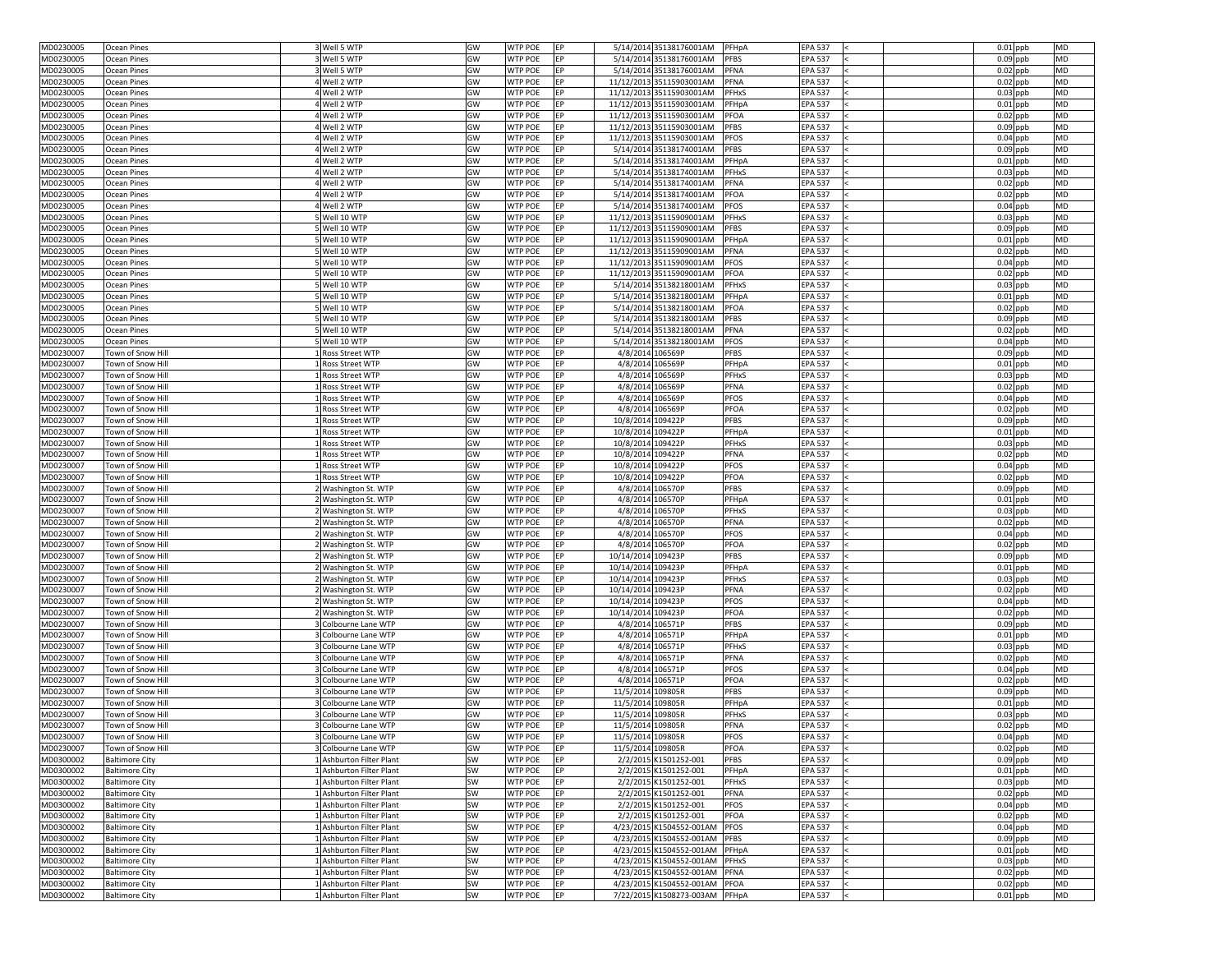| | | | | | | | | | | | | | | | |
|---|---|---|---|---|---|---|---|---|---|---|---|---|---|---|---|
| MD0230005 | Ocean Pines | 3 | Well 5 WTP | GW | WTP POE | EP | 5/14/2014 | 35138176001AM | PFHpA | EPA 537 | < | | 0.01 | ppb | MD |
| MD0230005 | Ocean Pines | 3 | Well 5 WTP | GW | WTP POE | EP | 5/14/2014 | 35138176001AM | PFBS | EPA 537 | < | | 0.09 | ppb | MD |
| MD0230005 | Ocean Pines | 3 | Well 5 WTP | GW | WTP POE | EP | 5/14/2014 | 35138176001AM | PFNA | EPA 537 | < | | 0.02 | ppb | MD |
| MD0230005 | Ocean Pines | 4 | Well 2 WTP | GW | WTP POE | EP | 11/12/2013 | 35115903001AM | PFNA | EPA 537 | < | | 0.02 | ppb | MD |
| MD0230005 | Ocean Pines | 4 | Well 2 WTP | GW | WTP POE | EP | 11/12/2013 | 35115903001AM | PFHxS | EPA 537 | < | | 0.03 | ppb | MD |
| MD0230005 | Ocean Pines | 4 | Well 2 WTP | GW | WTP POE | EP | 11/12/2013 | 35115903001AM | PFHpA | EPA 537 | < | | 0.01 | ppb | MD |
| MD0230005 | Ocean Pines | 4 | Well 2 WTP | GW | WTP POE | EP | 11/12/2013 | 35115903001AM | PFOA | EPA 537 | < | | 0.02 | ppb | MD |
| MD0230005 | Ocean Pines | 4 | Well 2 WTP | GW | WTP POE | EP | 11/12/2013 | 35115903001AM | PFBS | EPA 537 | < | | 0.09 | ppb | MD |
| MD0230005 | Ocean Pines | 4 | Well 2 WTP | GW | WTP POE | EP | 11/12/2013 | 35115903001AM | PFOS | EPA 537 | < | | 0.04 | ppb | MD |
| MD0230005 | Ocean Pines | 4 | Well 2 WTP | GW | WTP POE | EP | 5/14/2014 | 35138174001AM | PFBS | EPA 537 | < | | 0.09 | ppb | MD |
| MD0230005 | Ocean Pines | 4 | Well 2 WTP | GW | WTP POE | EP | 5/14/2014 | 35138174001AM | PFHpA | EPA 537 | < | | 0.01 | ppb | MD |
| MD0230005 | Ocean Pines | 4 | Well 2 WTP | GW | WTP POE | EP | 5/14/2014 | 35138174001AM | PFHxS | EPA 537 | < | | 0.03 | ppb | MD |
| MD0230005 | Ocean Pines | 4 | Well 2 WTP | GW | WTP POE | EP | 5/14/2014 | 35138174001AM | PFNA | EPA 537 | < | | 0.02 | ppb | MD |
| MD0230005 | Ocean Pines | 4 | Well 2 WTP | GW | WTP POE | EP | 5/14/2014 | 35138174001AM | PFOA | EPA 537 | < | | 0.02 | ppb | MD |
| MD0230005 | Ocean Pines | 4 | Well 2 WTP | GW | WTP POE | EP | 5/14/2014 | 35138174001AM | PFOS | EPA 537 | < | | 0.04 | ppb | MD |
| MD0230005 | Ocean Pines | 5 | Well 10 WTP | GW | WTP POE | EP | 11/12/2013 | 35115909001AM | PFHxS | EPA 537 | < | | 0.03 | ppb | MD |
| MD0230005 | Ocean Pines | 5 | Well 10 WTP | GW | WTP POE | EP | 11/12/2013 | 35115909001AM | PFBS | EPA 537 | < | | 0.09 | ppb | MD |
| MD0230005 | Ocean Pines | 5 | Well 10 WTP | GW | WTP POE | EP | 11/12/2013 | 35115909001AM | PFHpA | EPA 537 | < | | 0.01 | ppb | MD |
| MD0230005 | Ocean Pines | 5 | Well 10 WTP | GW | WTP POE | EP | 11/12/2013 | 35115909001AM | PFNA | EPA 537 | < | | 0.02 | ppb | MD |
| MD0230005 | Ocean Pines | 5 | Well 10 WTP | GW | WTP POE | EP | 11/12/2013 | 35115909001AM | PFOS | EPA 537 | < | | 0.04 | ppb | MD |
| MD0230005 | Ocean Pines | 5 | Well 10 WTP | GW | WTP POE | EP | 11/12/2013 | 35115909001AM | PFOA | EPA 537 | < | | 0.02 | ppb | MD |
| MD0230005 | Ocean Pines | 5 | Well 10 WTP | GW | WTP POE | EP | 5/14/2014 | 35138218001AM | PFHxS | EPA 537 | < | | 0.03 | ppb | MD |
| MD0230005 | Ocean Pines | 5 | Well 10 WTP | GW | WTP POE | EP | 5/14/2014 | 35138218001AM | PFHpA | EPA 537 | < | | 0.01 | ppb | MD |
| MD0230005 | Ocean Pines | 5 | Well 10 WTP | GW | WTP POE | EP | 5/14/2014 | 35138218001AM | PFOA | EPA 537 | < | | 0.02 | ppb | MD |
| MD0230005 | Ocean Pines | 5 | Well 10 WTP | GW | WTP POE | EP | 5/14/2014 | 35138218001AM | PFBS | EPA 537 | < | | 0.09 | ppb | MD |
| MD0230005 | Ocean Pines | 5 | Well 10 WTP | GW | WTP POE | EP | 5/14/2014 | 35138218001AM | PFNA | EPA 537 | < | | 0.02 | ppb | MD |
| MD0230005 | Ocean Pines | 5 | Well 10 WTP | GW | WTP POE | EP | 5/14/2014 | 35138218001AM | PFOS | EPA 537 | < | | 0.04 | ppb | MD |
| MD0230007 | Town of Snow Hill | 1 | Ross Street WTP | GW | WTP POE | EP | 4/8/2014 | 106569P | PFBS | EPA 537 | < | | 0.09 | ppb | MD |
| MD0230007 | Town of Snow Hill | 1 | Ross Street WTP | GW | WTP POE | EP | 4/8/2014 | 106569P | PFHpA | EPA 537 | < | | 0.01 | ppb | MD |
| MD0230007 | Town of Snow Hill | 1 | Ross Street WTP | GW | WTP POE | EP | 4/8/2014 | 106569P | PFHxS | EPA 537 | < | | 0.03 | ppb | MD |
| MD0230007 | Town of Snow Hill | 1 | Ross Street WTP | GW | WTP POE | EP | 4/8/2014 | 106569P | PFNA | EPA 537 | < | | 0.02 | ppb | MD |
| MD0230007 | Town of Snow Hill | 1 | Ross Street WTP | GW | WTP POE | EP | 4/8/2014 | 106569P | PFOS | EPA 537 | < | | 0.04 | ppb | MD |
| MD0230007 | Town of Snow Hill | 1 | Ross Street WTP | GW | WTP POE | EP | 4/8/2014 | 106569P | PFOA | EPA 537 | < | | 0.02 | ppb | MD |
| MD0230007 | Town of Snow Hill | 1 | Ross Street WTP | GW | WTP POE | EP | 10/8/2014 | 109422P | PFBS | EPA 537 | < | | 0.09 | ppb | MD |
| MD0230007 | Town of Snow Hill | 1 | Ross Street WTP | GW | WTP POE | EP | 10/8/2014 | 109422P | PFHpA | EPA 537 | < | | 0.01 | ppb | MD |
| MD0230007 | Town of Snow Hill | 1 | Ross Street WTP | GW | WTP POE | EP | 10/8/2014 | 109422P | PFHxS | EPA 537 | < | | 0.03 | ppb | MD |
| MD0230007 | Town of Snow Hill | 1 | Ross Street WTP | GW | WTP POE | EP | 10/8/2014 | 109422P | PFNA | EPA 537 | < | | 0.02 | ppb | MD |
| MD0230007 | Town of Snow Hill | 1 | Ross Street WTP | GW | WTP POE | EP | 10/8/2014 | 109422P | PFOS | EPA 537 | < | | 0.04 | ppb | MD |
| MD0230007 | Town of Snow Hill | 1 | Ross Street WTP | GW | WTP POE | EP | 10/8/2014 | 109422P | PFOA | EPA 537 | < | | 0.02 | ppb | MD |
| MD0230007 | Town of Snow Hill | 2 | Washington St. WTP | GW | WTP POE | EP | 4/8/2014 | 106570P | PFBS | EPA 537 | < | | 0.09 | ppb | MD |
| MD0230007 | Town of Snow Hill | 2 | Washington St. WTP | GW | WTP POE | EP | 4/8/2014 | 106570P | PFHpA | EPA 537 | < | | 0.01 | ppb | MD |
| MD0230007 | Town of Snow Hill | 2 | Washington St. WTP | GW | WTP POE | EP | 4/8/2014 | 106570P | PFHxS | EPA 537 | < | | 0.03 | ppb | MD |
| MD0230007 | Town of Snow Hill | 2 | Washington St. WTP | GW | WTP POE | EP | 4/8/2014 | 106570P | PFNA | EPA 537 | < | | 0.02 | ppb | MD |
| MD0230007 | Town of Snow Hill | 2 | Washington St. WTP | GW | WTP POE | EP | 4/8/2014 | 106570P | PFOS | EPA 537 | < | | 0.04 | ppb | MD |
| MD0230007 | Town of Snow Hill | 2 | Washington St. WTP | GW | WTP POE | EP | 4/8/2014 | 106570P | PFOA | EPA 537 | < | | 0.02 | ppb | MD |
| MD0230007 | Town of Snow Hill | 2 | Washington St. WTP | GW | WTP POE | EP | 10/14/2014 | 109423P | PFBS | EPA 537 | < | | 0.09 | ppb | MD |
| MD0230007 | Town of Snow Hill | 2 | Washington St. WTP | GW | WTP POE | EP | 10/14/2014 | 109423P | PFHpA | EPA 537 | < | | 0.01 | ppb | MD |
| MD0230007 | Town of Snow Hill | 2 | Washington St. WTP | GW | WTP POE | EP | 10/14/2014 | 109423P | PFHxS | EPA 537 | < | | 0.03 | ppb | MD |
| MD0230007 | Town of Snow Hill | 2 | Washington St. WTP | GW | WTP POE | EP | 10/14/2014 | 109423P | PFNA | EPA 537 | < | | 0.02 | ppb | MD |
| MD0230007 | Town of Snow Hill | 2 | Washington St. WTP | GW | WTP POE | EP | 10/14/2014 | 109423P | PFOS | EPA 537 | < | | 0.04 | ppb | MD |
| MD0230007 | Town of Snow Hill | 2 | Washington St. WTP | GW | WTP POE | EP | 10/14/2014 | 109423P | PFOA | EPA 537 | < | | 0.02 | ppb | MD |
| MD0230007 | Town of Snow Hill | 3 | Colbourne Lane WTP | GW | WTP POE | EP | 4/8/2014 | 106571P | PFBS | EPA 537 | < | | 0.09 | ppb | MD |
| MD0230007 | Town of Snow Hill | 3 | Colbourne Lane WTP | GW | WTP POE | EP | 4/8/2014 | 106571P | PFHpA | EPA 537 | < | | 0.01 | ppb | MD |
| MD0230007 | Town of Snow Hill | 3 | Colbourne Lane WTP | GW | WTP POE | EP | 4/8/2014 | 106571P | PFHxS | EPA 537 | < | | 0.03 | ppb | MD |
| MD0230007 | Town of Snow Hill | 3 | Colbourne Lane WTP | GW | WTP POE | EP | 4/8/2014 | 106571P | PFNA | EPA 537 | < | | 0.02 | ppb | MD |
| MD0230007 | Town of Snow Hill | 3 | Colbourne Lane WTP | GW | WTP POE | EP | 4/8/2014 | 106571P | PFOS | EPA 537 | < | | 0.04 | ppb | MD |
| MD0230007 | Town of Snow Hill | 3 | Colbourne Lane WTP | GW | WTP POE | EP | 4/8/2014 | 106571P | PFOA | EPA 537 | < | | 0.02 | ppb | MD |
| MD0230007 | Town of Snow Hill | 3 | Colbourne Lane WTP | GW | WTP POE | EP | 11/5/2014 | 109805R | PFBS | EPA 537 | < | | 0.09 | ppb | MD |
| MD0230007 | Town of Snow Hill | 3 | Colbourne Lane WTP | GW | WTP POE | EP | 11/5/2014 | 109805R | PFHpA | EPA 537 | < | | 0.01 | ppb | MD |
| MD0230007 | Town of Snow Hill | 3 | Colbourne Lane WTP | GW | WTP POE | EP | 11/5/2014 | 109805R | PFHxS | EPA 537 | < | | 0.03 | ppb | MD |
| MD0230007 | Town of Snow Hill | 3 | Colbourne Lane WTP | GW | WTP POE | EP | 11/5/2014 | 109805R | PFNA | EPA 537 | < | | 0.02 | ppb | MD |
| MD0230007 | Town of Snow Hill | 3 | Colbourne Lane WTP | GW | WTP POE | EP | 11/5/2014 | 109805R | PFOS | EPA 537 | < | | 0.04 | ppb | MD |
| MD0230007 | Town of Snow Hill | 3 | Colbourne Lane WTP | GW | WTP POE | EP | 11/5/2014 | 109805R | PFOA | EPA 537 | < | | 0.02 | ppb | MD |
| MD0300002 | Baltimore City | 1 | Ashburton Filter Plant | SW | WTP POE | EP | 2/2/2015 | K1501252-001 | PFBS | EPA 537 | < | | 0.09 | ppb | MD |
| MD0300002 | Baltimore City | 1 | Ashburton Filter Plant | SW | WTP POE | EP | 2/2/2015 | K1501252-001 | PFHpA | EPA 537 | < | | 0.01 | ppb | MD |
| MD0300002 | Baltimore City | 1 | Ashburton Filter Plant | SW | WTP POE | EP | 2/2/2015 | K1501252-001 | PFHxS | EPA 537 | < | | 0.03 | ppb | MD |
| MD0300002 | Baltimore City | 1 | Ashburton Filter Plant | SW | WTP POE | EP | 2/2/2015 | K1501252-001 | PFNA | EPA 537 | < | | 0.02 | ppb | MD |
| MD0300002 | Baltimore City | 1 | Ashburton Filter Plant | SW | WTP POE | EP | 2/2/2015 | K1501252-001 | PFOS | EPA 537 | < | | 0.04 | ppb | MD |
| MD0300002 | Baltimore City | 1 | Ashburton Filter Plant | SW | WTP POE | EP | 2/2/2015 | K1501252-001 | PFOA | EPA 537 | < | | 0.02 | ppb | MD |
| MD0300002 | Baltimore City | 1 | Ashburton Filter Plant | SW | WTP POE | EP | 4/23/2015 | K1504552-001AM | PFOS | EPA 537 | < | | 0.04 | ppb | MD |
| MD0300002 | Baltimore City | 1 | Ashburton Filter Plant | SW | WTP POE | EP | 4/23/2015 | K1504552-001AM | PFBS | EPA 537 | < | | 0.09 | ppb | MD |
| MD0300002 | Baltimore City | 1 | Ashburton Filter Plant | SW | WTP POE | EP | 4/23/2015 | K1504552-001AM | PFHpA | EPA 537 | < | | 0.01 | ppb | MD |
| MD0300002 | Baltimore City | 1 | Ashburton Filter Plant | SW | WTP POE | EP | 4/23/2015 | K1504552-001AM | PFHxS | EPA 537 | < | | 0.03 | ppb | MD |
| MD0300002 | Baltimore City | 1 | Ashburton Filter Plant | SW | WTP POE | EP | 4/23/2015 | K1504552-001AM | PFNA | EPA 537 | < | | 0.02 | ppb | MD |
| MD0300002 | Baltimore City | 1 | Ashburton Filter Plant | SW | WTP POE | EP | 4/23/2015 | K1504552-001AM | PFOA | EPA 537 | < | | 0.02 | ppb | MD |
| MD0300002 | Baltimore City | 1 | Ashburton Filter Plant | SW | WTP POE | EP | 7/22/2015 | K1508273-003AM | PFHpA | EPA 537 | < | | 0.01 | ppb | MD |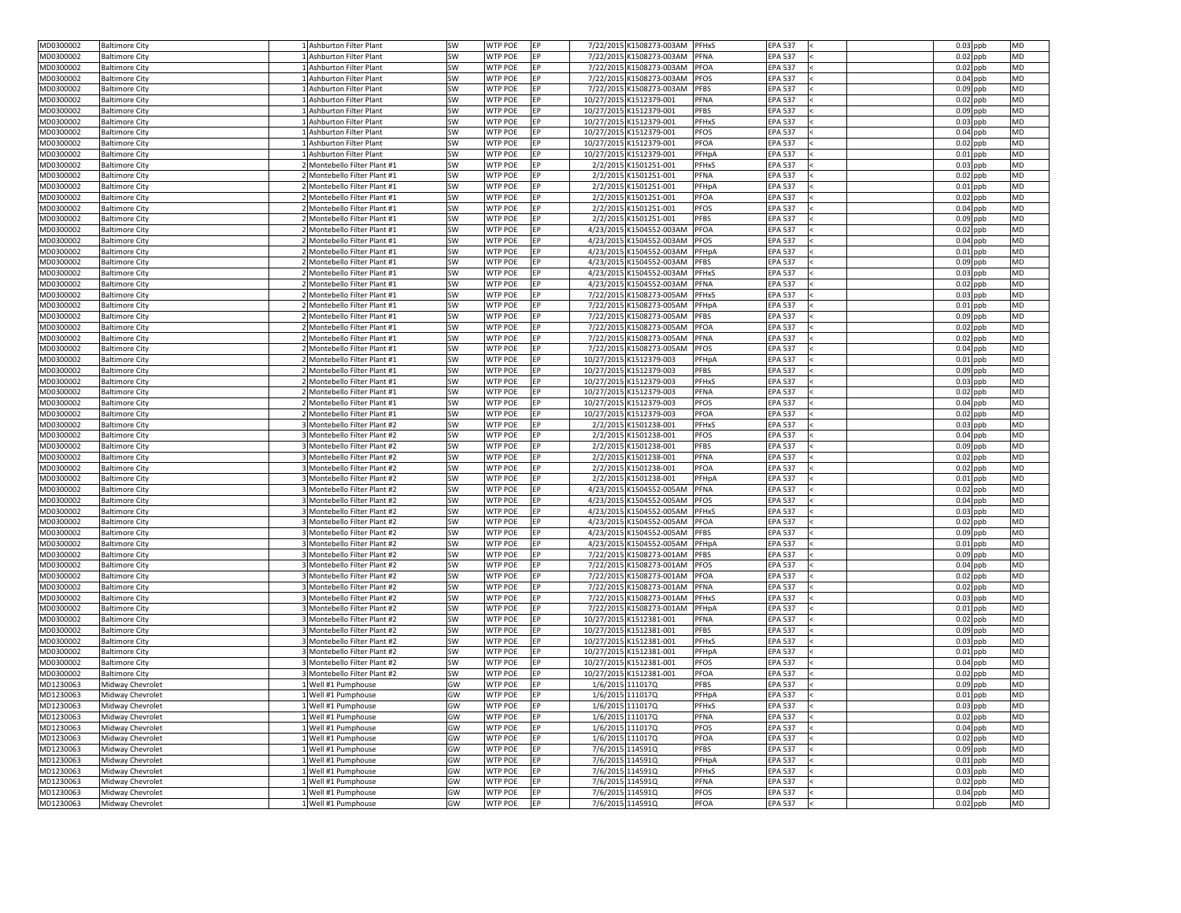| | | | | | | | | | | | | | | | |
|---|---|---|---|---|---|---|---|---|---|---|---|---|---|---|---|
| MD0300002 | Baltimore City | 1 | Ashburton Filter Plant | SW | WTP POE | EP | 7/22/2015 | K1508273-003AM | PFHxS | EPA 537 | < | | 0.03 | ppb | MD |
| MD0300002 | Baltimore City | 1 | Ashburton Filter Plant | SW | WTP POE | EP | 7/22/2015 | K1508273-003AM | PFNA | EPA 537 | < | | 0.02 | ppb | MD |
| MD0300002 | Baltimore City | 1 | Ashburton Filter Plant | SW | WTP POE | EP | 7/22/2015 | K1508273-003AM | PFOA | EPA 537 | < | | 0.02 | ppb | MD |
| MD0300002 | Baltimore City | 1 | Ashburton Filter Plant | SW | WTP POE | EP | 7/22/2015 | K1508273-003AM | PFOS | EPA 537 | < | | 0.04 | ppb | MD |
| MD0300002 | Baltimore City | 1 | Ashburton Filter Plant | SW | WTP POE | EP | 7/22/2015 | K1508273-003AM | PFBS | EPA 537 | < | | 0.09 | ppb | MD |
| MD0300002 | Baltimore City | 1 | Ashburton Filter Plant | SW | WTP POE | EP | 10/27/2015 | K1512379-001 | PFNA | EPA 537 | < | | 0.02 | ppb | MD |
| MD0300002 | Baltimore City | 1 | Ashburton Filter Plant | SW | WTP POE | EP | 10/27/2015 | K1512379-001 | PFBS | EPA 537 | < | | 0.09 | ppb | MD |
| MD0300002 | Baltimore City | 1 | Ashburton Filter Plant | SW | WTP POE | EP | 10/27/2015 | K1512379-001 | PFHxS | EPA 537 | < | | 0.03 | ppb | MD |
| MD0300002 | Baltimore City | 1 | Ashburton Filter Plant | SW | WTP POE | EP | 10/27/2015 | K1512379-001 | PFOS | EPA 537 | < | | 0.04 | ppb | MD |
| MD0300002 | Baltimore City | 1 | Ashburton Filter Plant | SW | WTP POE | EP | 10/27/2015 | K1512379-001 | PFOA | EPA 537 | < | | 0.02 | ppb | MD |
| MD0300002 | Baltimore City | 1 | Ashburton Filter Plant | SW | WTP POE | EP | 10/27/2015 | K1512379-001 | PFHpA | EPA 537 | < | | 0.01 | ppb | MD |
| MD0300002 | Baltimore City | 2 | Montebello Filter Plant #1 | SW | WTP POE | EP | 2/2/2015 | K1501251-001 | PFHxS | EPA 537 | < | | 0.03 | ppb | MD |
| MD0300002 | Baltimore City | 2 | Montebello Filter Plant #1 | SW | WTP POE | EP | 2/2/2015 | K1501251-001 | PFNA | EPA 537 | < | | 0.02 | ppb | MD |
| MD0300002 | Baltimore City | 2 | Montebello Filter Plant #1 | SW | WTP POE | EP | 2/2/2015 | K1501251-001 | PFHpA | EPA 537 | < | | 0.01 | ppb | MD |
| MD0300002 | Baltimore City | 2 | Montebello Filter Plant #1 | SW | WTP POE | EP | 2/2/2015 | K1501251-001 | PFOA | EPA 537 | < | | 0.02 | ppb | MD |
| MD0300002 | Baltimore City | 2 | Montebello Filter Plant #1 | SW | WTP POE | EP | 2/2/2015 | K1501251-001 | PFOS | EPA 537 | < | | 0.04 | ppb | MD |
| MD0300002 | Baltimore City | 2 | Montebello Filter Plant #1 | SW | WTP POE | EP | 2/2/2015 | K1501251-001 | PFBS | EPA 537 | < | | 0.09 | ppb | MD |
| MD0300002 | Baltimore City | 2 | Montebello Filter Plant #1 | SW | WTP POE | EP | 4/23/2015 | K1504552-003AM | PFOA | EPA 537 | < | | 0.02 | ppb | MD |
| MD0300002 | Baltimore City | 2 | Montebello Filter Plant #1 | SW | WTP POE | EP | 4/23/2015 | K1504552-003AM | PFOS | EPA 537 | < | | 0.04 | ppb | MD |
| MD0300002 | Baltimore City | 2 | Montebello Filter Plant #1 | SW | WTP POE | EP | 4/23/2015 | K1504552-003AM | PFHpA | EPA 537 | < | | 0.01 | ppb | MD |
| MD0300002 | Baltimore City | 2 | Montebello Filter Plant #1 | SW | WTP POE | EP | 4/23/2015 | K1504552-003AM | PFBS | EPA 537 | < | | 0.09 | ppb | MD |
| MD0300002 | Baltimore City | 2 | Montebello Filter Plant #1 | SW | WTP POE | EP | 4/23/2015 | K1504552-003AM | PFHxS | EPA 537 | < | | 0.03 | ppb | MD |
| MD0300002 | Baltimore City | 2 | Montebello Filter Plant #1 | SW | WTP POE | EP | 4/23/2015 | K1504552-003AM | PFNA | EPA 537 | < | | 0.02 | ppb | MD |
| MD0300002 | Baltimore City | 2 | Montebello Filter Plant #1 | SW | WTP POE | EP | 7/22/2015 | K1508273-005AM | PFHxS | EPA 537 | < | | 0.03 | ppb | MD |
| MD0300002 | Baltimore City | 2 | Montebello Filter Plant #1 | SW | WTP POE | EP | 7/22/2015 | K1508273-005AM | PFHpA | EPA 537 | < | | 0.01 | ppb | MD |
| MD0300002 | Baltimore City | 2 | Montebello Filter Plant #1 | SW | WTP POE | EP | 7/22/2015 | K1508273-005AM | PFBS | EPA 537 | < | | 0.09 | ppb | MD |
| MD0300002 | Baltimore City | 2 | Montebello Filter Plant #1 | SW | WTP POE | EP | 7/22/2015 | K1508273-005AM | PFOA | EPA 537 | < | | 0.02 | ppb | MD |
| MD0300002 | Baltimore City | 2 | Montebello Filter Plant #1 | SW | WTP POE | EP | 7/22/2015 | K1508273-005AM | PFNA | EPA 537 | < | | 0.02 | ppb | MD |
| MD0300002 | Baltimore City | 2 | Montebello Filter Plant #1 | SW | WTP POE | EP | 7/22/2015 | K1508273-005AM | PFOS | EPA 537 | < | | 0.04 | ppb | MD |
| MD0300002 | Baltimore City | 2 | Montebello Filter Plant #1 | SW | WTP POE | EP | 10/27/2015 | K1512379-003 | PFHpA | EPA 537 | < | | 0.01 | ppb | MD |
| MD0300002 | Baltimore City | 2 | Montebello Filter Plant #1 | SW | WTP POE | EP | 10/27/2015 | K1512379-003 | PFBS | EPA 537 | < | | 0.09 | ppb | MD |
| MD0300002 | Baltimore City | 2 | Montebello Filter Plant #1 | SW | WTP POE | EP | 10/27/2015 | K1512379-003 | PFHxS | EPA 537 | < | | 0.03 | ppb | MD |
| MD0300002 | Baltimore City | 2 | Montebello Filter Plant #1 | SW | WTP POE | EP | 10/27/2015 | K1512379-003 | PFNA | EPA 537 | < | | 0.02 | ppb | MD |
| MD0300002 | Baltimore City | 2 | Montebello Filter Plant #1 | SW | WTP POE | EP | 10/27/2015 | K1512379-003 | PFOS | EPA 537 | < | | 0.04 | ppb | MD |
| MD0300002 | Baltimore City | 2 | Montebello Filter Plant #1 | SW | WTP POE | EP | 10/27/2015 | K1512379-003 | PFOA | EPA 537 | < | | 0.02 | ppb | MD |
| MD0300002 | Baltimore City | 3 | Montebello Filter Plant #2 | SW | WTP POE | EP | 2/2/2015 | K1501238-001 | PFHxS | EPA 537 | < | | 0.03 | ppb | MD |
| MD0300002 | Baltimore City | 3 | Montebello Filter Plant #2 | SW | WTP POE | EP | 2/2/2015 | K1501238-001 | PFOS | EPA 537 | < | | 0.04 | ppb | MD |
| MD0300002 | Baltimore City | 3 | Montebello Filter Plant #2 | SW | WTP POE | EP | 2/2/2015 | K1501238-001 | PFBS | EPA 537 | < | | 0.09 | ppb | MD |
| MD0300002 | Baltimore City | 3 | Montebello Filter Plant #2 | SW | WTP POE | EP | 2/2/2015 | K1501238-001 | PFNA | EPA 537 | < | | 0.02 | ppb | MD |
| MD0300002 | Baltimore City | 3 | Montebello Filter Plant #2 | SW | WTP POE | EP | 2/2/2015 | K1501238-001 | PFOA | EPA 537 | < | | 0.02 | ppb | MD |
| MD0300002 | Baltimore City | 3 | Montebello Filter Plant #2 | SW | WTP POE | EP | 2/2/2015 | K1501238-001 | PFHpA | EPA 537 | < | | 0.01 | ppb | MD |
| MD0300002 | Baltimore City | 3 | Montebello Filter Plant #2 | SW | WTP POE | EP | 4/23/2015 | K1504552-005AM | PFNA | EPA 537 | < | | 0.02 | ppb | MD |
| MD0300002 | Baltimore City | 3 | Montebello Filter Plant #2 | SW | WTP POE | EP | 4/23/2015 | K1504552-005AM | PFOS | EPA 537 | < | | 0.04 | ppb | MD |
| MD0300002 | Baltimore City | 3 | Montebello Filter Plant #2 | SW | WTP POE | EP | 4/23/2015 | K1504552-005AM | PFHxS | EPA 537 | < | | 0.03 | ppb | MD |
| MD0300002 | Baltimore City | 3 | Montebello Filter Plant #2 | SW | WTP POE | EP | 4/23/2015 | K1504552-005AM | PFOA | EPA 537 | < | | 0.02 | ppb | MD |
| MD0300002 | Baltimore City | 3 | Montebello Filter Plant #2 | SW | WTP POE | EP | 4/23/2015 | K1504552-005AM | PFBS | EPA 537 | < | | 0.09 | ppb | MD |
| MD0300002 | Baltimore City | 3 | Montebello Filter Plant #2 | SW | WTP POE | EP | 4/23/2015 | K1504552-005AM | PFHpA | EPA 537 | < | | 0.01 | ppb | MD |
| MD0300002 | Baltimore City | 3 | Montebello Filter Plant #2 | SW | WTP POE | EP | 7/22/2015 | K1508273-001AM | PFBS | EPA 537 | < | | 0.09 | ppb | MD |
| MD0300002 | Baltimore City | 3 | Montebello Filter Plant #2 | SW | WTP POE | EP | 7/22/2015 | K1508273-001AM | PFOS | EPA 537 | < | | 0.04 | ppb | MD |
| MD0300002 | Baltimore City | 3 | Montebello Filter Plant #2 | SW | WTP POE | EP | 7/22/2015 | K1508273-001AM | PFOA | EPA 537 | < | | 0.02 | ppb | MD |
| MD0300002 | Baltimore City | 3 | Montebello Filter Plant #2 | SW | WTP POE | EP | 7/22/2015 | K1508273-001AM | PFNA | EPA 537 | < | | 0.02 | ppb | MD |
| MD0300002 | Baltimore City | 3 | Montebello Filter Plant #2 | SW | WTP POE | EP | 7/22/2015 | K1508273-001AM | PFHxS | EPA 537 | < | | 0.03 | ppb | MD |
| MD0300002 | Baltimore City | 3 | Montebello Filter Plant #2 | SW | WTP POE | EP | 7/22/2015 | K1508273-001AM | PFHpA | EPA 537 | < | | 0.01 | ppb | MD |
| MD0300002 | Baltimore City | 3 | Montebello Filter Plant #2 | SW | WTP POE | EP | 10/27/2015 | K1512381-001 | PFNA | EPA 537 | < | | 0.02 | ppb | MD |
| MD0300002 | Baltimore City | 3 | Montebello Filter Plant #2 | SW | WTP POE | EP | 10/27/2015 | K1512381-001 | PFBS | EPA 537 | < | | 0.09 | ppb | MD |
| MD0300002 | Baltimore City | 3 | Montebello Filter Plant #2 | SW | WTP POE | EP | 10/27/2015 | K1512381-001 | PFHxS | EPA 537 | < | | 0.03 | ppb | MD |
| MD0300002 | Baltimore City | 3 | Montebello Filter Plant #2 | SW | WTP POE | EP | 10/27/2015 | K1512381-001 | PFHpA | EPA 537 | < | | 0.01 | ppb | MD |
| MD0300002 | Baltimore City | 3 | Montebello Filter Plant #2 | SW | WTP POE | EP | 10/27/2015 | K1512381-001 | PFOS | EPA 537 | < | | 0.04 | ppb | MD |
| MD0300002 | Baltimore City | 3 | Montebello Filter Plant #2 | SW | WTP POE | EP | 10/27/2015 | K1512381-001 | PFOA | EPA 537 | < | | 0.02 | ppb | MD |
| MD1230063 | Midway Chevrolet | 1 | Well #1 Pumphouse | GW | WTP POE | EP | 1/6/2015 | 111017Q | PFBS | EPA 537 | < | | 0.09 | ppb | MD |
| MD1230063 | Midway Chevrolet | 1 | Well #1 Pumphouse | GW | WTP POE | EP | 1/6/2015 | 111017Q | PFHpA | EPA 537 | < | | 0.01 | ppb | MD |
| MD1230063 | Midway Chevrolet | 1 | Well #1 Pumphouse | GW | WTP POE | EP | 1/6/2015 | 111017Q | PFHxS | EPA 537 | < | | 0.03 | ppb | MD |
| MD1230063 | Midway Chevrolet | 1 | Well #1 Pumphouse | GW | WTP POE | EP | 1/6/2015 | 111017Q | PFNA | EPA 537 | < | | 0.02 | ppb | MD |
| MD1230063 | Midway Chevrolet | 1 | Well #1 Pumphouse | GW | WTP POE | EP | 1/6/2015 | 111017Q | PFOS | EPA 537 | < | | 0.04 | ppb | MD |
| MD1230063 | Midway Chevrolet | 1 | Well #1 Pumphouse | GW | WTP POE | EP | 1/6/2015 | 111017Q | PFOA | EPA 537 | < | | 0.02 | ppb | MD |
| MD1230063 | Midway Chevrolet | 1 | Well #1 Pumphouse | GW | WTP POE | EP | 7/6/2015 | 114591Q | PFBS | EPA 537 | < | | 0.09 | ppb | MD |
| MD1230063 | Midway Chevrolet | 1 | Well #1 Pumphouse | GW | WTP POE | EP | 7/6/2015 | 114591Q | PFHpA | EPA 537 | < | | 0.01 | ppb | MD |
| MD1230063 | Midway Chevrolet | 1 | Well #1 Pumphouse | GW | WTP POE | EP | 7/6/2015 | 114591Q | PFHxS | EPA 537 | < | | 0.03 | ppb | MD |
| MD1230063 | Midway Chevrolet | 1 | Well #1 Pumphouse | GW | WTP POE | EP | 7/6/2015 | 114591Q | PFNA | EPA 537 | < | | 0.02 | ppb | MD |
| MD1230063 | Midway Chevrolet | 1 | Well #1 Pumphouse | GW | WTP POE | EP | 7/6/2015 | 114591Q | PFOS | EPA 537 | < | | 0.04 | ppb | MD |
| MD1230063 | Midway Chevrolet | 1 | Well #1 Pumphouse | GW | WTP POE | EP | 7/6/2015 | 114591Q | PFOA | EPA 537 | < | | 0.02 | ppb | MD |